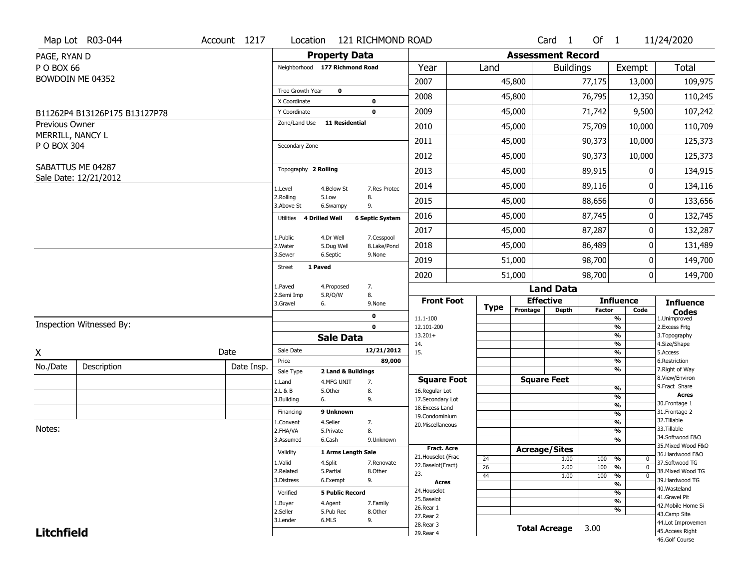Map Lot R03-044 | Account 1217 | Location 121 RICHMOND ROAD | Card 1 Of 1 | 11/24/2020

PAGE, RYAN D
P O BOX 66
BOWDOIN ME 04352

B11262P4 B13126P175 B13127P78

Previous Owner
MERRILL, NANCY L
P O BOX 304

SABATTUS ME 04287
Sale Date: 12/21/2012

## Property Data

Neighborhood 177 Richmond Road

Tree Growth Year 0
X Coordinate 0
Y Coordinate 0
Zone/Land Use 11 Residential

Secondary Zone

Topography 2 Rolling

1.Level 4.Below St 7.Res Protec
2.Rolling 5.Low 8.
3.Above St 6.Swampy 9.

Utilities 4 Drilled Well 6 Septic System

1.Public 4.Dr Well 7.Cesspool
2.Water 5.Dug Well 8.Lake/Pond
3.Sewer 6.Septic 9.None

Street 1 Paved

1.Paved 4.Proposed 7.
2.Semi Imp 5.R/O/W 8.
3.Gravel 6. 9.None

0
0

## Sale Data

Sale Date 12/21/2012
Price 89,000
Sale Type 2 Land & Buildings

1.Land 4.MFG UNIT 7.
2.L & B 5.Other 8.
3.Building 6. 9.

Financing 9 Unknown

1.Convent 4.Seller 7.
2.FHA/VA 5.Private 8.
3.Assumed 6.Cash 9.Unknown

Validity 1 Arms Length Sale

1.Valid 4.Split 7.Renovate
2.Related 5.Partial 8.Other
3.Distress 6.Exempt 9.

Verified 5 Public Record

1.Buyer 4.Agent 7.Family
2.Seller 5.Pub Rec 8.Other
3.Lender 6.MLS 9.

## Assessment Record

| Year | Land | Buildings | Exempt | Total |
|---|---|---|---|---|
| 2007 | 45,800 | 77,175 | 13,000 | 109,975 |
| 2008 | 45,800 | 76,795 | 12,350 | 110,245 |
| 2009 | 45,000 | 71,742 | 9,500 | 107,242 |
| 2010 | 45,000 | 75,709 | 10,000 | 110,709 |
| 2011 | 45,000 | 90,373 | 10,000 | 125,373 |
| 2012 | 45,000 | 90,373 | 10,000 | 125,373 |
| 2013 | 45,000 | 89,915 | 0 | 134,915 |
| 2014 | 45,000 | 89,116 | 0 | 134,116 |
| 2015 | 45,000 | 88,656 | 0 | 133,656 |
| 2016 | 45,000 | 87,745 | 0 | 132,745 |
| 2017 | 45,000 | 87,287 | 0 | 132,287 |
| 2018 | 45,000 | 86,489 | 0 | 131,489 |
| 2019 | 51,000 | 98,700 | 0 | 149,700 |
| 2020 | 51,000 | 98,700 | 0 | 149,700 |

## Land Data

| Front Foot | Type | Effective Frontage | Effective Depth | Influence Factor | Influence Code |
|---|---|---|---|---|---|
| 11.1-100 | | | | % | |
| 12.101-200 | | | | % | |
| 13.201+ | | | | % | |
| 14. | | | | % | |
| 15. | | | | % | |
| | | | | % | |
| | | | | % | |
| **Square Foot** | | **Square Feet** | | | |
| 16.Regular Lot | | | | % | |
| 17.Secondary Lot | | | | % | |
| 18.Excess Land | | | | % | |
| 19.Condominium | | | | % | |
| 20.Miscellaneous | | | | % | |
| | | | | % | |
| | | | | % | |
| **Fract. Acre** | | **Acreage/Sites** | | | |
| 21.Houselot (Frac | 24 | | 1.00 | 100 % | 0 |
| 22.Baselot(Fract) | 26 | | 2.00 | 100 % | 0 |
| 23. | 44 | | 1.00 | 100 % | 0 |
| **Acres** | | | | % | |
| 24.Houselot | | | | % | |
| 25.Baselot | | | | % | |
| 26.Rear 1 | | | | % | |
| 27.Rear 2 | | | | | |
| 28.Rear 3 | | **Total Acreage** | 3.00 | | |
| 29.Rear 4 | | | | | |

**Influence Codes**
1.Unimproved
2.Excess Frtg
3.Topography
4.Size/Shape
5.Access
6.Restriction
7.Right of Way
8.View/Environ
9.Fract Share

**Acres**
30.Frontage 1
31.Frontage 2
32.Tillable
33.Tillable
34.Softwood F&O
35.Mixed Wood F&O
36.Hardwood F&O
37.Softwood TG
38.Mixed Wood TG
39.Hardwood TG
40.Wasteland
41.Gravel Pit
42.Mobile Home Si
43.Camp Site
44.Lot Improvemen
45.Access Right
46.Golf Course

Inspection Witnessed By:

X Date

| No./Date | Description | Date Insp. |
|---|---|---|
| | | |
| | | |
| | | |

Notes:

**Litchfield**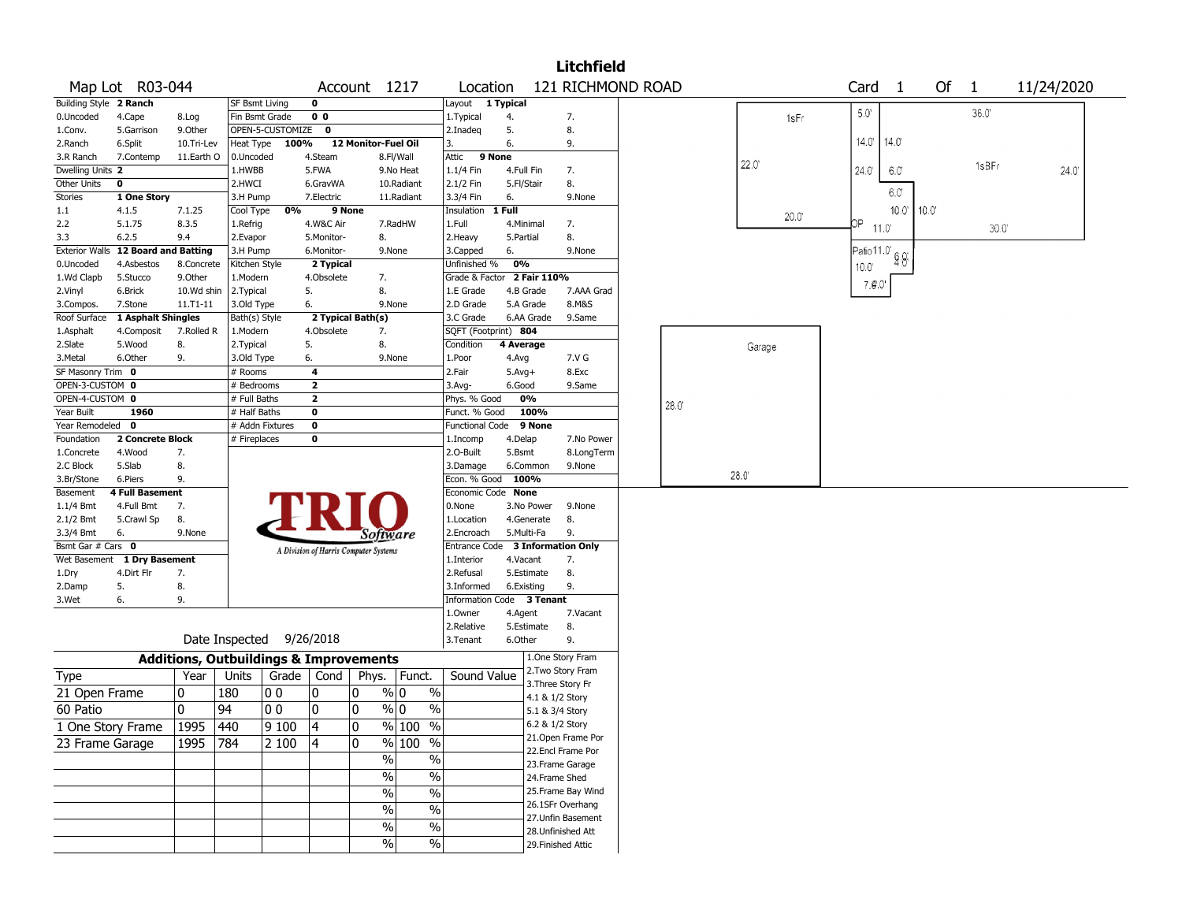# Litchfield

**Map Lot** R03-044 **Account** 1217 **Location** 121 RICHMOND ROAD **Card** 1 **Of** 1 11/24/2020

| Building Style | 2 Ranch | | SF Bsmt Living | 0 | | Layout | 1 Typical | |
|---|---|---|---|---|---|---|---|---|
| 0.Uncoded | 4.Cape | 8.Log | Fin Bsmt Grade | 0 0 | | 1.Typical | 4. | 7. |
| 1.Conv. | 5.Garrison | 9.Other | OPEN-5-CUSTOMIZE | 0 | | 2.Inadeq | 5. | 8. |
| 2.Ranch | 6.Split | 10.Tri-Lev | Heat Type | 100% | 12 Monitor-Fuel Oil | 3. | 6. | 9. |
| 3.R Ranch | 7.Contemp | 11.Earth O | 0.Uncoded | 4.Steam | 8.Fl/Wall | Attic | 9 None | |
| Dwelling Units | 2 | | 1.HWBB | 5.FWA | 9.No Heat | 1.1/4 Fin | 4.Full Fin | 7. |
| Other Units | 0 | | 2.HWCI | 6.GravWA | 10.Radiant | 2.1/2 Fin | 5.Fl/Stair | 8. |
| Stories | 1 One Story | | 3.H Pump | 7.Electric | 11.Radiant | 3.3/4 Fin | 6. | 9.None |
| 1.1 | 4.1.5 | 7.1.25 | Cool Type | 0% | 9 None | Insulation | 1 Full | |
| 2.2 | 5.1.75 | 8.3.5 | 1.Refrig | 4.W&C Air | 7.RadHW | 1.Full | 4.Minimal | 7. |
| 3.3 | 6.2.5 | 9.4 | 2.Evapor | 5.Monitor- | 8. | 2.Heavy | 5.Partial | 8. |
| Exterior Walls | 12 Board and Batting | | 3.H Pump | 6.Monitor- | 9.None | 3.Capped | 6. | 9.None |
| 0.Uncoded | 4.Asbestos | 8.Concrete | Kitchen Style | 2 Typical | | Unfinished % | 0% | |
| 1.Wd Clapb | 5.Stucco | 9.Other | 1.Modern | 4.Obsolete | 7. | Grade & Factor | 2 Fair 110% | |
| 2.Vinyl | 6.Brick | 10.Wd shin | 2.Typical | 5. | 8. | 1.E Grade | 4.B Grade | 7.AAA Grad |
| 3.Compos. | 7.Stone | 11.T1-11 | 3.Old Type | 6. | 9.None | 2.D Grade | 5.A Grade | 8.M&S |
| Roof Surface | 1 Asphalt Shingles | | Bath(s) Style | 2 Typical Bath(s) | | 3.C Grade | 6.AA Grade | 9.Same |
| 1.Asphalt | 4.Composit | 7.Rolled R | 1.Modern | 4.Obsolete | 7. | SQFT (Footprint) | 804 | |
| 2.Slate | 5.Wood | 8. | 2.Typical | 5. | 8. | Condition | 4 Average | |
| 3.Metal | 6.Other | 9. | 3.Old Type | 6. | 9.None | 1.Poor | 4.Avg | 7.V G |
| SF Masonry Trim | 0 | | # Rooms | 4 | | 2.Fair | 5.Avg+ | 8.Exc |
| OPEN-3-CUSTOM | 0 | | # Bedrooms | 2 | | 3.Avg- | 6.Good | 9.Same |
| OPEN-4-CUSTOM | 0 | | # Full Baths | 2 | | Phys. % Good | 0% | |
| Year Built | 1960 | | # Half Baths | 0 | | Funct. % Good | 100% | |
| Year Remodeled | 0 | | # Addn Fixtures | 0 | | Functional Code | 9 None | |
| Foundation | 2 Concrete Block | | # Fireplaces | 0 | | 1.Incomp | 4.Delap | 7.No Power |
| 1.Concrete | 4.Wood | 7. | | | | 2.O-Built | 5.Bsmt | 8.LongTerm |
| 2.C Block | 5.Slab | 8. | | | | 3.Damage | 6.Common | 9.None |
| 3.Br/Stone | 6.Piers | 9. | | | | Econ. % Good | 100% | |
| Basement | 4 Full Basement | | | | | Economic Code | None | |
| 1.1/4 Bmt | 4.Full Bmt | 7. | | | | 0.None | 3.No Power | 9.None |
| 2.1/2 Bmt | 5.Crawl Sp | 8. | | | | 1.Location | 4.Generate | 8. |
| 3.3/4 Bmt | 6. | 9.None | | | | 2.Encroach | 5.Multi-Fa | 9. |
| Bsmt Gar # Cars | 0 | | | | | Entrance Code | 3 Information Only | |
| Wet Basement | 1 Dry Basement | | | | | 1.Interior | 4.Vacant | 7. |
| 1.Dry | 4.Dirt Flr | 7. | | | | 2.Refusal | 5.Estimate | 8. |
| 2.Damp | 5. | 8. | | | | 3.Informed | 6.Existing | 9. |
| 3.Wet | 6. | 9. | | | | Information Code | 3 Tenant | |
| | | | | | | 1.Owner | 4.Agent | 7.Vacant |
| | | | | | | 2.Relative | 5.Estimate | 8. |
| | | | Date Inspected | 9/26/2018 | | 3.Tenant | 6.Other | 9. |

TRIO Software — A Division of Harris Computer Systems

## Additions, Outbuildings & Improvements

| Type | Year | Units | Grade | Cond | Phys. | Funct. | Sound Value |
|---|---|---|---|---|---|---|---|
| 21 Open Frame | 0 | 180 | 0 0 | 0 | 0 % | 0 % | |
| 60 Patio | 0 | 94 | 0 0 | 0 | 0 % | 0 % | |
| 1 One Story Frame | 1995 | 440 | 9 100 | 4 | 0 % | 100 % | |
| 23 Frame Garage | 1995 | 784 | 2 100 | 4 | 0 % | 100 % | |
| | | | | | % | % | |
| | | | | | % | % | |
| | | | | | % | % | |
| | | | | | % | % | |
| | | | | | % | % | |
| | | | | | % | % | |

1.One Story Fram
2.Two Story Fram
3.Three Story Fr
4.1 & 1/2 Story
5.1 & 3/4 Story
6.2 & 1/2 Story
21.Open Frame Por
22.Encl Frame Por
23.Frame Garage
24.Frame Shed
25.Frame Bay Wind
26.1SFr Overhang
27.Unfin Basement
28.Unfinished Att
29.Finished Attic

Sketch labels: 1sFr, 22.0', 20.0', 5.0', 36.0', 14.0', 14.0', 24.0', 6.0', 1sBFr, 24.0', 6.0', 10.0', 10.0', OP 11.0', 30.0', Patio 11.0', 6.0', 4.0', 10.0', 7.0', Garage, 28.0', 28.0'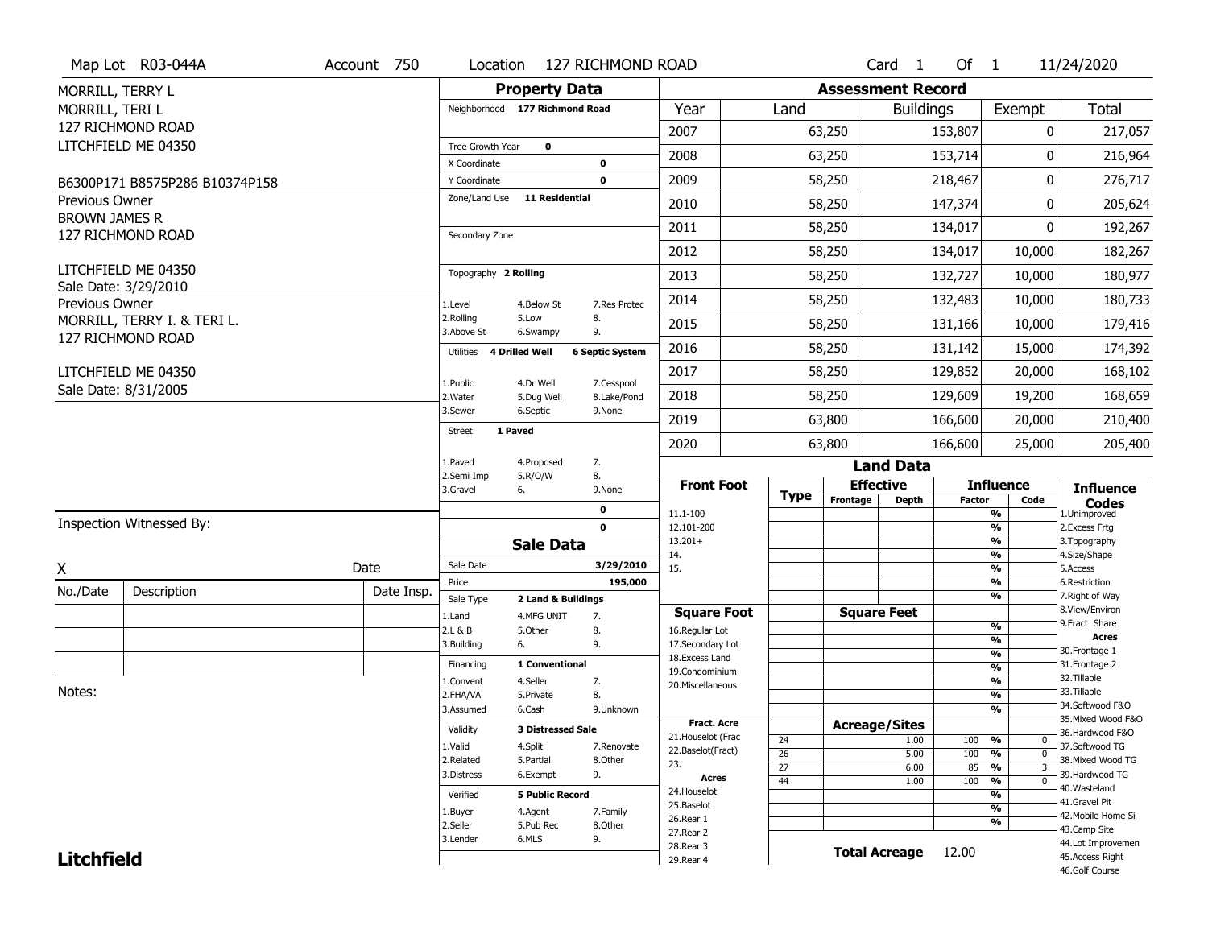Map Lot R03-044A | Account 750 | Location 127 RICHMOND ROAD | Card 1 Of 1 | 11/24/2020

MORRILL, TERRY L
MORRILL, TERI L
127 RICHMOND ROAD
LITCHFIELD ME 04350

B6300P171 B8575P286 B10374P158

Previous Owner
BROWN JAMES R
127 RICHMOND ROAD

LITCHFIELD ME 04350
Sale Date: 3/29/2010

Previous Owner
MORRILL, TERRY I. & TERI L.
127 RICHMOND ROAD

LITCHFIELD ME 04350
Sale Date: 8/31/2005

## Property Data

- Neighborhood: 177 Richmond Road
- Tree Growth Year: 0
- X Coordinate: 0
- Y Coordinate: 0
- Zone/Land Use: 11 Residential
- Secondary Zone:
- Topography: 2 Rolling
  - 1.Level 2.Rolling 3.Above St 4.Below St 5.Low 6.Swampy 7.Res Protec 8. 9.
- Utilities: 4 Drilled Well, 6 Septic System
  - 1.Public 2.Water 3.Sewer 4.Dr Well 5.Dug Well 6.Septic 7.Cesspool 8.Lake/Pond 9.None
- Street: 1 Paved
  - 1.Paved 2.Semi Imp 3.Gravel 4.Proposed 5.R/O/W 6. 7. 8. 9.None
- 0
- 0

## Sale Data

- Sale Date: 3/29/2010
- Price: 195,000
- Sale Type: 2 Land & Buildings
  - 1.Land 2.L & B 3.Building 4.MFG UNIT 5.Other 6. 7. 8. 9.
- Financing: 1 Conventional
  - 1.Convent 2.FHA/VA 3.Assumed 4.Seller 5.Private 6.Cash 7. 8. 9.Unknown
- Validity: 3 Distressed Sale
  - 1.Valid 2.Related 3.Distress 4.Split 5.Partial 6.Exempt 7.Renovate 8.Other 9.
- Verified: 5 Public Record
  - 1.Buyer 2.Seller 3.Lender 4.Agent 5.Pub Rec 6.MLS 7.Family 8.Other 9.

## Assessment Record

| Year | Land | Buildings | Exempt | Total |
|---|---|---|---|---|
| 2007 | 63,250 | 153,807 | 0 | 217,057 |
| 2008 | 63,250 | 153,714 | 0 | 216,964 |
| 2009 | 58,250 | 218,467 | 0 | 276,717 |
| 2010 | 58,250 | 147,374 | 0 | 205,624 |
| 2011 | 58,250 | 134,017 | 0 | 192,267 |
| 2012 | 58,250 | 134,017 | 10,000 | 182,267 |
| 2013 | 58,250 | 132,727 | 10,000 | 180,977 |
| 2014 | 58,250 | 132,483 | 10,000 | 180,733 |
| 2015 | 58,250 | 131,166 | 10,000 | 179,416 |
| 2016 | 58,250 | 131,142 | 15,000 | 174,392 |
| 2017 | 58,250 | 129,852 | 20,000 | 168,102 |
| 2018 | 58,250 | 129,609 | 19,200 | 168,659 |
| 2019 | 63,800 | 166,600 | 20,000 | 210,400 |
| 2020 | 63,800 | 166,600 | 25,000 | 205,400 |

## Land Data

Front Foot: 11.1-100, 12.101-200, 13.201+, 14., 15.

Square Foot: 16.Regular Lot, 17.Secondary Lot, 18.Excess Land, 19.Condominium, 20.Miscellaneous

Fract. Acre: 21.Houselot (Frac, 22.Baselot(Fract), 23.

Acres: 24.Houselot, 25.Baselot, 26.Rear 1, 27.Rear 2, 28.Rear 3, 29.Rear 4

### Acreage/Sites

| Type | Acreage/Sites | Influence Factor | Code |
|---|---|---|---|
| 24 | 1.00 | 100 % | 0 |
| 26 | 5.00 | 100 % | 0 |
| 27 | 6.00 | 85 % | 3 |
| 44 | 1.00 | 100 % | 0 |

**Total Acreage** 12.00

### Influence Codes

1.Unimproved, 2.Excess Frtg, 3.Topography, 4.Size/Shape, 5.Access, 6.Restriction, 7.Right of Way, 8.View/Environ, 9.Fract Share

Acres: 30.Frontage 1, 31.Frontage 2, 32.Tillable, 33.Tillable, 34.Softwood F&O, 35.Mixed Wood F&O, 36.Hardwood F&O, 37.Softwood TG, 38.Mixed Wood TG, 39.Hardwood TG, 40.Wasteland, 41.Gravel Pit, 42.Mobile Home Si, 43.Camp Site, 44.Lot Improvemen, 45.Access Right, 46.Golf Course

Inspection Witnessed By:

X ______ Date

| No./Date | Description | Date Insp. |
|---|---|---|
| | | |
| | | |
| | | |

Notes:

**Litchfield**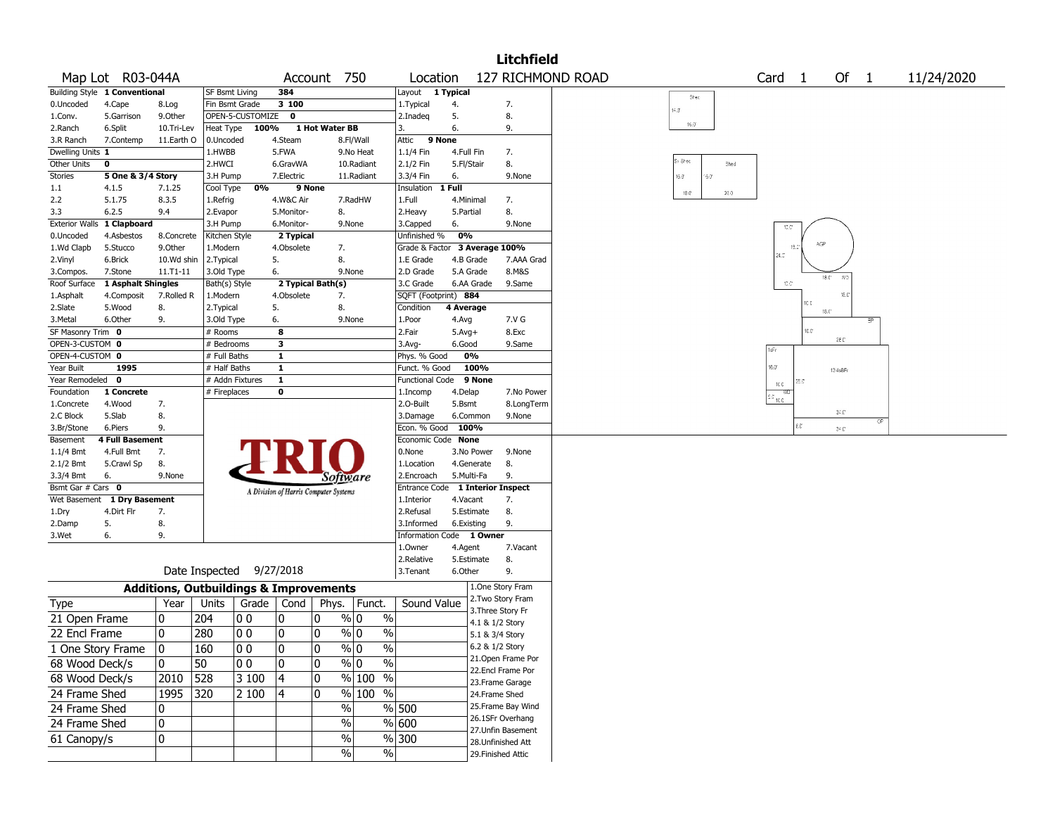# Litchfield

| Map Lot | R03-044A | Account | 750 | Location | 127 RICHMOND ROAD | Card | 1 | Of | 1 | 11/24/2020 |
|---|---|---|---|---|---|---|---|---|---|---|

| Building Style | 1 Conventional | | SF Bsmt Living | 384 | | Layout | 1 Typical | |
|---|---|---|---|---|---|---|---|---|
| 0.Uncoded | 4.Cape | 8.Log | Fin Bsmt Grade | 3 100 | | 1.Typical | 4. | 7. |
| 1.Conv. | 5.Garrison | 9.Other | OPEN-5-CUSTOMIZE | 0 | | 2.Inadeq | 5. | 8. |
| 2.Ranch | 6.Split | 10.Tri-Lev | Heat Type 100% | 1 Hot Water BB | | 3. | 6. | 9. |
| 3.R Ranch | 7.Contemp | 11.Earth O | 0.Uncoded | 4.Steam | 8.Fl/Wall | Attic | 9 None | |
| Dwelling Units | 1 | | 1.HWBB | 5.FWA | 9.No Heat | 1.1/4 Fin | 4.Full Fin | 7. |
| Other Units | 0 | | 2.HWCI | 6.GravWA | 10.Radiant | 2.1/2 Fin | 5.Fl/Stair | 8. |
| Stories | 5 One & 3/4 Story | | 3.H Pump | 7.Electric | 11.Radiant | 3.3/4 Fin | 6. | 9.None |
| 1.1 | 4.1.5 | 7.1.25 | Cool Type 0% | 9 None | | Insulation | 1 Full | |
| 2.2 | 5.1.75 | 8.3.5 | 1.Refrig | 4.W&C Air | 7.RadHW | 1.Full | 4.Minimal | 7. |
| 3.3 | 6.2.5 | 9.4 | 2.Evapor | 5.Monitor- | 8. | 2.Heavy | 5.Partial | 8. |
| Exterior Walls | 1 Clapboard | | 3.H Pump | 6.Monitor- | 9.None | 3.Capped | 6. | 9.None |
| 0.Uncoded | 4.Asbestos | 8.Concrete | Kitchen Style | 2 Typical | | Unfinished % | 0% | |
| 1.Wd Clapb | 5.Stucco | 9.Other | 1.Modern | 4.Obsolete | 7. | Grade & Factor | 3 Average 100% | |
| 2.Vinyl | 6.Brick | 10.Wd shin | 2.Typical | 5. | 8. | 1.E Grade | 4.B Grade | 7.AAA Grad |
| 3.Compos. | 7.Stone | 11.T1-11 | 3.Old Type | 6. | 9.None | 2.D Grade | 5.A Grade | 8.M&S |
| Roof Surface | 1 Asphalt Shingles | | Bath(s) Style | 2 Typical Bath(s) | | 3.C Grade | 6.AA Grade | 9.Same |
| 1.Asphalt | 4.Composit | 7.Rolled R | 1.Modern | 4.Obsolete | 7. | SQFT (Footprint) | 884 | |
| 2.Slate | 5.Wood | 8. | 2.Typical | 5. | 8. | Condition | 4 Average | |
| 3.Metal | 6.Other | 9. | 3.Old Type | 6. | 9.None | 1.Poor | 4.Avg | 7.V G |
| SF Masonry Trim | 0 | | # Rooms | 8 | | 2.Fair | 5.Avg+ | 8.Exc |
| OPEN-3-CUSTOM | 0 | | # Bedrooms | 3 | | 3.Avg- | 6.Good | 9.Same |
| OPEN-4-CUSTOM | 0 | | # Full Baths | 1 | | Phys. % Good | 0% | |
| Year Built | 1995 | | # Half Baths | 1 | | Funct. % Good | 100% | |
| Year Remodeled | 0 | | # Addn Fixtures | 1 | | Functional Code | 9 None | |
| Foundation | 1 Concrete | | # Fireplaces | 0 | | 1.Incomp | 4.Delap | 7.No Power |
| 1.Concrete | 4.Wood | 7. | | | | 2.O-Built | 5.Bsmt | 8.LongTerm |
| 2.C Block | 5.Slab | 8. | | | | 3.Damage | 6.Common | 9.None |
| 3.Br/Stone | 6.Piers | 9. | | | | Econ. % Good | 100% | |
| Basement | 4 Full Basement | | | | | Economic Code | None | |
| 1.1/4 Bmt | 4.Full Bmt | 7. | | | | 0.None | 3.No Power | 9.None |
| 2.1/2 Bmt | 5.Crawl Sp | 8. | | | | 1.Location | 4.Generate | 8. |
| 3.3/4 Bmt | 6. | 9.None | | | | 2.Encroach | 5.Multi-Fa | 9. |
| Bsmt Gar # Cars | 0 | | | | | Entrance Code | 1 Interior Inspect | |
| Wet Basement | 1 Dry Basement | | | | | 1.Interior | 4.Vacant | 7. |
| 1.Dry | 4.Dirt Flr | 7. | | | | 2.Refusal | 5.Estimate | 8. |
| 2.Damp | 5. | 8. | | | | 3.Informed | 6.Existing | 9. |
| 3.Wet | 6. | 9. | | | | Information Code | 1 Owner | |
| | | | | | | 1.Owner | 4.Agent | 7.Vacant |
| | | | | | | 2.Relative | 5.Estimate | 8. |
| | Date Inspected | 9/27/2018 | | | | 3.Tenant | 6.Other | 9. |

TRIO Software — A Division of Harris Computer Systems

## Additions, Outbuildings & Improvements

| Type | Year | Units | Grade | Cond | Phys. | Funct. | Sound Value |
|---|---|---|---|---|---|---|---|
| 21 Open Frame | 0 | 204 | 0 0 | 0 | 0 % | 0 % | |
| 22 Encl Frame | 0 | 280 | 0 0 | 0 | 0 % | 0 % | |
| 1 One Story Frame | 0 | 160 | 0 0 | 0 | 0 % | 0 % | |
| 68 Wood Deck/s | 0 | 50 | 0 0 | 0 | 0 % | 0 % | |
| 68 Wood Deck/s | 2010 | 528 | 3 100 | 4 | 0 % | 100 % | |
| 24 Frame Shed | 1995 | 320 | 2 100 | 4 | 0 % | 100 % | |
| 24 Frame Shed | 0 | | | | % | % | 500 |
| 24 Frame Shed | 0 | | | | % | % | 600 |
| 61 Canopy/s | 0 | | | | % | % | 300 |
| | | | | | % | % | |

1.One Story Fram
2.Two Story Fram
3.Three Story Fr
4.1 & 1/2 Story
5.1 & 3/4 Story
6.2 & 1/2 Story
21.Open Frame Por
22.Encl Frame Por
23.Frame Garage
24.Frame Shed
25.Frame Bay Wind
26.1SFr Overhang
27.Unfin Basement
28.Unfinished Att
29.Finished Attic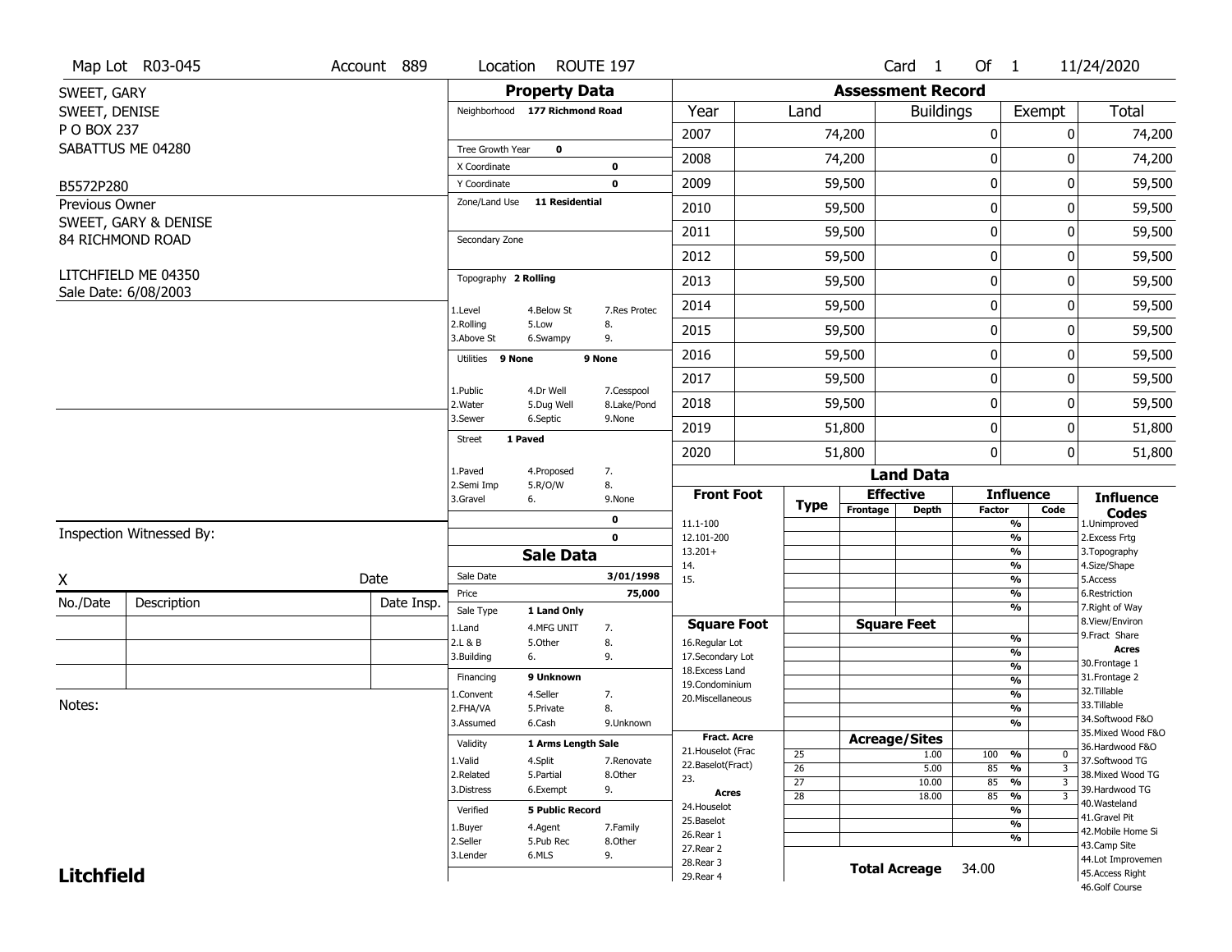Map Lot R03-045 | Account 889 | Location ROUTE 197 | Card 1 Of 1 | 11/24/2020

SWEET, GARY
SWEET, DENISE
P O BOX 237
SABATTUS ME 04280

B5572P280

Previous Owner
SWEET, GARY & DENISE
84 RICHMOND ROAD

LITCHFIELD ME 04350
Sale Date: 6/08/2003

## Property Data

Neighborhood 177 Richmond Road

Tree Growth Year 0
X Coordinate 0
Y Coordinate 0
Zone/Land Use 11 Residential

Secondary Zone

Topography 2 Rolling

| 1.Level | 4.Below St | 7.Res Protec |
|---|---|---|
| 2.Rolling | 5.Low | 8. |
| 3.Above St | 6.Swampy | 9. |

Utilities 9 None 9 None

| 1.Public | 4.Dr Well | 7.Cesspool |
|---|---|---|
| 2.Water | 5.Dug Well | 8.Lake/Pond |
| 3.Sewer | 6.Septic | 9.None |

Street 1 Paved

| 1.Paved | 4.Proposed | 7. |
|---|---|---|
| 2.Semi Imp | 5.R/O/W | 8. |
| 3.Gravel | 6. | 9.None |

0
0

## Sale Data

Sale Date 3/01/1998
Price 75,000
Sale Type 1 Land Only

| 1.Land | 4.MFG UNIT | 7. |
|---|---|---|
| 2.L & B | 5.Other | 8. |
| 3.Building | 6. | 9. |

Financing 9 Unknown

| 1.Convent | 4.Seller | 7. |
|---|---|---|
| 2.FHA/VA | 5.Private | 8. |
| 3.Assumed | 6.Cash | 9.Unknown |

Validity 1 Arms Length Sale

| 1.Valid | 4.Split | 7.Renovate |
|---|---|---|
| 2.Related | 5.Partial | 8.Other |
| 3.Distress | 6.Exempt | 9. |

Verified 5 Public Record

| 1.Buyer | 4.Agent | 7.Family |
|---|---|---|
| 2.Seller | 5.Pub Rec | 8.Other |
| 3.Lender | 6.MLS | 9. |

Inspection Witnessed By:

X Date

| No./Date | Description | Date Insp. |
|---|---|---|
| | | |
| | | |
| | | |

Notes:

## Assessment Record

| Year | Land | Buildings | Exempt | Total |
|---|---|---|---|---|
| 2007 | 74,200 | 0 | 0 | 74,200 |
| 2008 | 74,200 | 0 | 0 | 74,200 |
| 2009 | 59,500 | 0 | 0 | 59,500 |
| 2010 | 59,500 | 0 | 0 | 59,500 |
| 2011 | 59,500 | 0 | 0 | 59,500 |
| 2012 | 59,500 | 0 | 0 | 59,500 |
| 2013 | 59,500 | 0 | 0 | 59,500 |
| 2014 | 59,500 | 0 | 0 | 59,500 |
| 2015 | 59,500 | 0 | 0 | 59,500 |
| 2016 | 59,500 | 0 | 0 | 59,500 |
| 2017 | 59,500 | 0 | 0 | 59,500 |
| 2018 | 59,500 | 0 | 0 | 59,500 |
| 2019 | 51,800 | 0 | 0 | 51,800 |
| 2020 | 51,800 | 0 | 0 | 51,800 |

## Land Data

| Front Foot | Type | Effective Frontage | Effective Depth | Influence Factor | Influence Code |
|---|---|---|---|---|---|
| 11.1-100 | | | | % | |
| 12.101-200 | | | | % | |
| 13.201+ | | | | % | |
| 14. | | | | % | |
| 15. | | | | % | |
| | | | | % | |
| | | | | % | |

| Square Foot | Square Feet | Factor |
|---|---|---|
| 16.Regular Lot | | % |
| 17.Secondary Lot | | % |
| 18.Excess Land | | % |
| 19.Condominium | | % |
| 20.Miscellaneous | | % |
| | | % |
| | | % |

| Fract. Acre / Acres | Type | Acreage/Sites | Factor | Code |
|---|---|---|---|---|
| 21.Houselot (Frac | 25 | 1.00 | 100 % | 0 |
| 22.Baselot(Fract) | 26 | 5.00 | 85 % | 3 |
| 23. | 27 | 10.00 | 85 % | 3 |
| 24.Houselot | 28 | 18.00 | 85 % | 3 |
| 25.Baselot | | | % | |
| 26.Rear 1 | | | % | |
| 27.Rear 2 | | | % | |
| 28.Rear 3 | | | | |
| 29.Rear 4 | | | | |

Total Acreage 34.00

**Influence Codes**
1.Unimproved
2.Excess Frtg
3.Topography
4.Size/Shape
5.Access
6.Restriction
7.Right of Way
8.View/Environ
9.Fract Share

**Acres**
30.Frontage 1
31.Frontage 2
32.Tillable
33.Tillable
34.Softwood F&O
35.Mixed Wood F&O
36.Hardwood F&O
37.Softwood TG
38.Mixed Wood TG
39.Hardwood TG
40.Wasteland
41.Gravel Pit
42.Mobile Home Si
43.Camp Site
44.Lot Improvemen
45.Access Right
46.Golf Course

**Litchfield**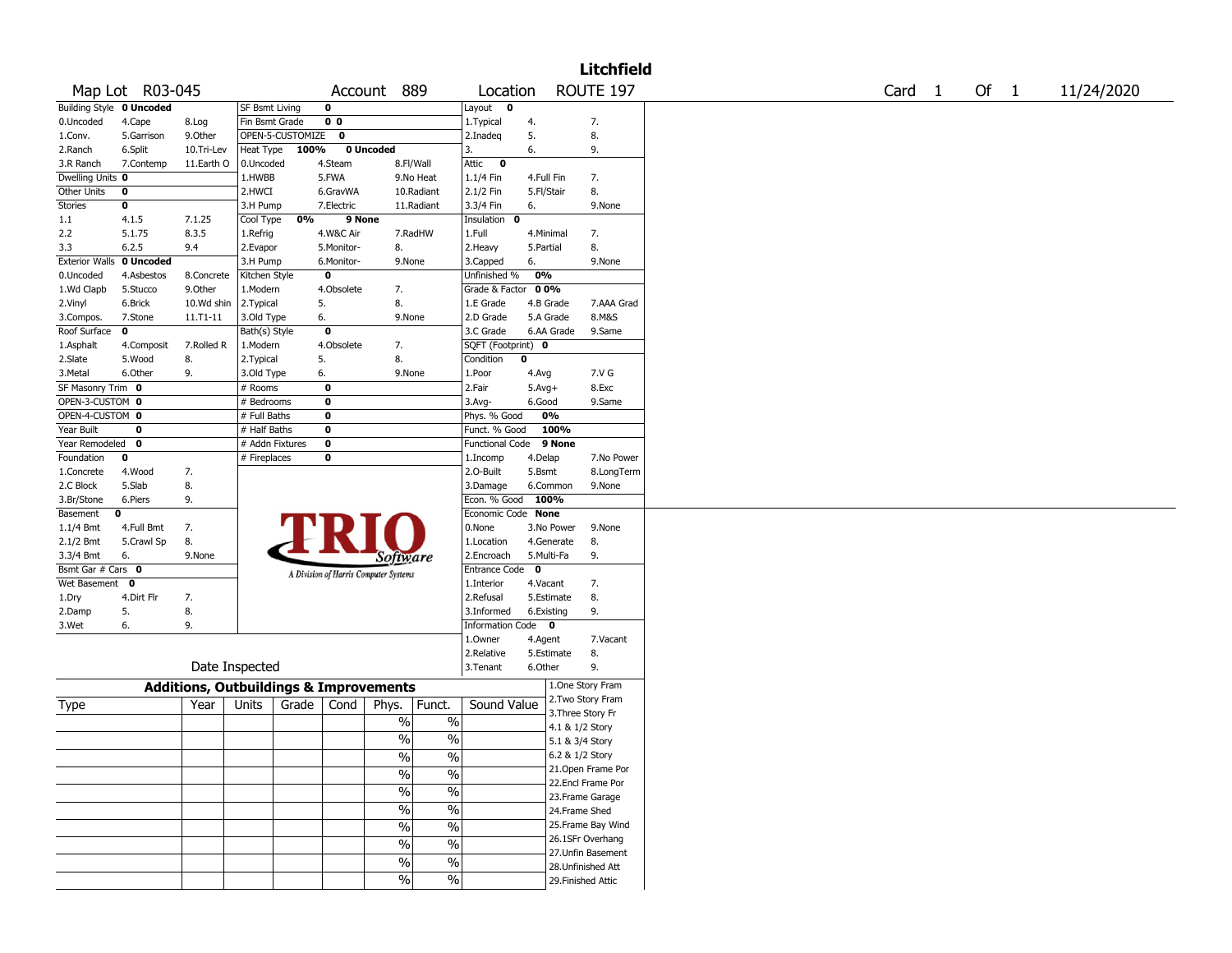# Litchfield

| Map Lot | R03-045 | Account | 889 | Location | ROUTE 197 | Card | 1 | Of | 1 | 11/24/2020 |
|---|---|---|---|---|---|---|---|---|---|---|

| Building Style **0 Uncoded** | | | SF Bsmt Living **0** | | | Layout **0** | | |
|---|---|---|---|---|---|---|---|---|
| 0.Uncoded | 4.Cape | 8.Log | Fin Bsmt Grade **0 0** | | | 1.Typical | 4. | 7. |
| 1.Conv. | 5.Garrison | 9.Other | OPEN-5-CUSTOMIZE **0** | | | 2.Inadeq | 5. | 8. |
| 2.Ranch | 6.Split | 10.Tri-Lev | Heat Type **100%** **0 Uncoded** | | | 3. | 6. | 9. |
| 3.R Ranch | 7.Contemp | 11.Earth O | 0.Uncoded | 4.Steam | 8.Fl/Wall | Attic **0** | | |
| Dwelling Units **0** | | | 1.HWBB | 5.FWA | 9.No Heat | 1.1/4 Fin | 4.Full Fin | 7. |
| Other Units **0** | | | 2.HWCI | 6.GravWA | 10.Radiant | 2.1/2 Fin | 5.Fl/Stair | 8. |
| Stories **0** | | | 3.H Pump | 7.Electric | 11.Radiant | 3.3/4 Fin | 6. | 9.None |
| 1.1 | 4.1.5 | 7.1.25 | Cool Type **0%** **9 None** | | | Insulation **0** | | |
| 2.2 | 5.1.75 | 8.3.5 | 1.Refrig | 4.W&C Air | 7.RadHW | 1.Full | 4.Minimal | 7. |
| 3.3 | 6.2.5 | 9.4 | 2.Evapor | 5.Monitor- | 8. | 2.Heavy | 5.Partial | 8. |
| Exterior Walls **0 Uncoded** | | | 3.H Pump | 6.Monitor- | 9.None | 3.Capped | 6. | 9.None |
| 0.Uncoded | 4.Asbestos | 8.Concrete | Kitchen Style **0** | | | Unfinished % **0%** | | |
| 1.Wd Clapb | 5.Stucco | 9.Other | 1.Modern | 4.Obsolete | 7. | Grade & Factor **0 0%** | | |
| 2.Vinyl | 6.Brick | 10.Wd shin | 2.Typical | 5. | 8. | 1.E Grade | 4.B Grade | 7.AAA Grad |
| 3.Compos. | 7.Stone | 11.T1-11 | 3.Old Type | 6. | 9.None | 2.D Grade | 5.A Grade | 8.M&S |
| Roof Surface **0** | | | Bath(s) Style **0** | | | 3.C Grade | 6.AA Grade | 9.Same |
| 1.Asphalt | 4.Composit | 7.Rolled R | 1.Modern | 4.Obsolete | 7. | SQFT (Footprint) **0** | | |
| 2.Slate | 5.Wood | 8. | 2.Typical | 5. | 8. | Condition **0** | | |
| 3.Metal | 6.Other | 9. | 3.Old Type | 6. | 9.None | 1.Poor | 4.Avg | 7.V G |
| SF Masonry Trim **0** | | | # Rooms **0** | | | 2.Fair | 5.Avg+ | 8.Exc |
| OPEN-3-CUSTOM **0** | | | # Bedrooms **0** | | | 3.Avg- | 6.Good | 9.Same |
| OPEN-4-CUSTOM **0** | | | # Full Baths **0** | | | Phys. % Good **0%** | | |
| Year Built **0** | | | # Half Baths **0** | | | Funct. % Good **100%** | | |
| Year Remodeled **0** | | | # Addn Fixtures **0** | | | Functional Code **9 None** | | |
| Foundation **0** | | | # Fireplaces **0** | | | 1.Incomp | 4.Delap | 7.No Power |
| 1.Concrete | 4.Wood | 7. | | | | 2.O-Built | 5.Bsmt | 8.LongTerm |
| 2.C Block | 5.Slab | 8. | | | | 3.Damage | 6.Common | 9.None |
| 3.Br/Stone | 6.Piers | 9. | | | | Econ. % Good **100%** | | |
| Basement **0** | | | | | | Economic Code **None** | | |
| 1.1/4 Bmt | 4.Full Bmt | 7. | | | | 0.None | 3.No Power | 9.None |
| 2.1/2 Bmt | 5.Crawl Sp | 8. | | | | 1.Location | 4.Generate | 8. |
| 3.3/4 Bmt | 6. | 9.None | | | | 2.Encroach | 5.Multi-Fa | 9. |
| Bsmt Gar # Cars **0** | | | | | | Entrance Code **0** | | |
| Wet Basement **0** | | | | | | 1.Interior | 4.Vacant | 7. |
| 1.Dry | 4.Dirt Flr | 7. | | | | 2.Refusal | 5.Estimate | 8. |
| 2.Damp | 5. | 8. | | | | 3.Informed | 6.Existing | 9. |
| 3.Wet | 6. | 9. | | | | Information Code **0** | | |
| | | | | | | 1.Owner | 4.Agent | 7.Vacant |
| | | | | | | 2.Relative | 5.Estimate | 8. |
| Date Inspected | | | | | | 3.Tenant | 6.Other | 9. |

TRIO Software — A Division of Harris Computer Systems

## Additions, Outbuildings & Improvements

| Type | Year | Units | Grade | Cond | Phys. | Funct. | Sound Value |
|---|---|---|---|---|---|---|---|
| | | | | | % | % | |
| | | | | | % | % | |
| | | | | | % | % | |
| | | | | | % | % | |
| | | | | | % | % | |
| | | | | | % | % | |
| | | | | | % | % | |
| | | | | | % | % | |
| | | | | | % | % | |
| | | | | | % | % | |

1.One Story Fram
2.Two Story Fram
3.Three Story Fr
4.1 & 1/2 Story
5.1 & 3/4 Story
6.2 & 1/2 Story
21.Open Frame Por
22.Encl Frame Por
23.Frame Garage
24.Frame Shed
25.Frame Bay Wind
26.1SFr Overhang
27.Unfin Basement
28.Unfinished Att
29.Finished Attic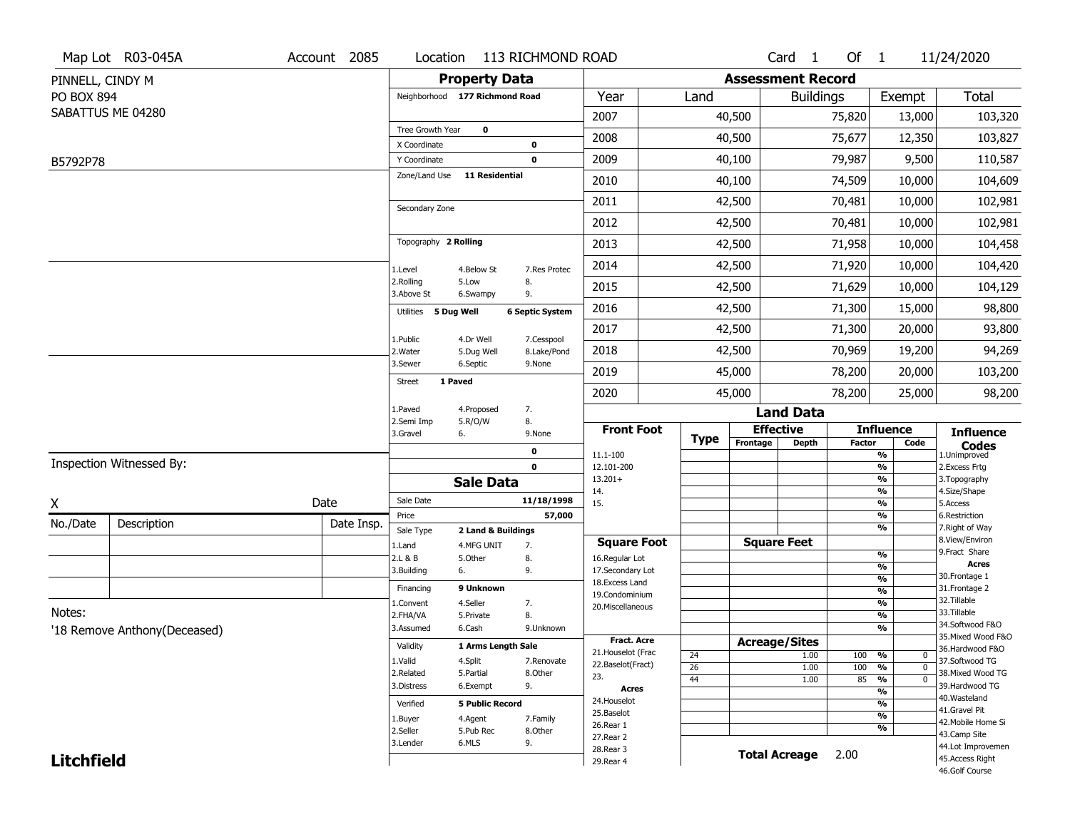Map Lot R03-045A | Account 2085 | Location 113 RICHMOND ROAD | Card 1 Of 1 | 11/24/2020

PINNELL, CINDY M
PO BOX 894
SABATTUS ME 04280

B5792P78

## Property Data

Neighborhood **177 Richmond Road**

| | | |
|---|---|---|
| Tree Growth Year | 0 | |
| X Coordinate | | 0 |
| Y Coordinate | | 0 |
| Zone/Land Use | 11 Residential | |
| Secondary Zone | | |

Topography **2 Rolling**

| | | |
|---|---|---|
| 1.Level | 4.Below St | 7.Res Protec |
| 2.Rolling | 5.Low | 8. |
| 3.Above St | 6.Swampy | 9. |

Utilities **5 Dug Well** **6 Septic System**

| | | |
|---|---|---|
| 1.Public | 4.Dr Well | 7.Cesspool |
| 2.Water | 5.Dug Well | 8.Lake/Pond |
| 3.Sewer | 6.Septic | 9.None |

Street **1 Paved**

| | | |
|---|---|---|
| 1.Paved | 4.Proposed | 7. |
| 2.Semi Imp | 5.R/O/W | 8. |
| 3.Gravel | 6. | 9.None |
| | | 0 |
| | | 0 |

## Sale Data

| | |
|---|---|
| Sale Date | 11/18/1998 |
| Price | 57,000 |
| Sale Type | 2 Land & Buildings |

| | | |
|---|---|---|
| 1.Land | 4.MFG UNIT | 7. |
| 2.L & B | 5.Other | 8. |
| 3.Building | 6. | 9. |

Financing **9 Unknown**

| | | |
|---|---|---|
| 1.Convent | 4.Seller | 7. |
| 2.FHA/VA | 5.Private | 8. |
| 3.Assumed | 6.Cash | 9.Unknown |

Validity **1 Arms Length Sale**

| | | |
|---|---|---|
| 1.Valid | 4.Split | 7.Renovate |
| 2.Related | 5.Partial | 8.Other |
| 3.Distress | 6.Exempt | 9. |

Verified **5 Public Record**

| | | |
|---|---|---|
| 1.Buyer | 4.Agent | 7.Family |
| 2.Seller | 5.Pub Rec | 8.Other |
| 3.Lender | 6.MLS | 9. |

## Assessment Record

| Year | Land | Buildings | Exempt | Total |
|---|---|---|---|---|
| 2007 | 40,500 | 75,820 | 13,000 | 103,320 |
| 2008 | 40,500 | 75,677 | 12,350 | 103,827 |
| 2009 | 40,100 | 79,987 | 9,500 | 110,587 |
| 2010 | 40,100 | 74,509 | 10,000 | 104,609 |
| 2011 | 42,500 | 70,481 | 10,000 | 102,981 |
| 2012 | 42,500 | 70,481 | 10,000 | 102,981 |
| 2013 | 42,500 | 71,958 | 10,000 | 104,458 |
| 2014 | 42,500 | 71,920 | 10,000 | 104,420 |
| 2015 | 42,500 | 71,629 | 10,000 | 104,129 |
| 2016 | 42,500 | 71,300 | 15,000 | 98,800 |
| 2017 | 42,500 | 71,300 | 20,000 | 93,800 |
| 2018 | 42,500 | 70,969 | 19,200 | 94,269 |
| 2019 | 45,000 | 78,200 | 20,000 | 103,200 |
| 2020 | 45,000 | 78,200 | 25,000 | 98,200 |

## Land Data

| Front Foot | Type | Effective Frontage | Effective Depth | Influence Factor | Influence Code | Influence Codes |
|---|---|---|---|---|---|---|
| 11.1-100 | | | | % | | 1.Unimproved |
| 12.101-200 | | | | % | | 2.Excess Frtg |
| 13.201+ | | | | % | | 3.Topography |
| 14. | | | | % | | 4.Size/Shape |
| 15. | | | | % | | 5.Access |
| | | | | % | | 6.Restriction |
| | | | | % | | 7.Right of Way |
| **Square Foot** | | **Square Feet** | | | | 8.View/Environ |
| 16.Regular Lot | | | | % | | 9.Fract Share |
| 17.Secondary Lot | | | | % | | **Acres** |
| 18.Excess Land | | | | % | | 30.Frontage 1 |
| 19.Condominium | | | | % | | 31.Frontage 2 |
| 20.Miscellaneous | | | | % | | 32.Tillable |
| | | | | % | | 33.Tillable |
| | | | | % | | 34.Softwood F&O |
| **Fract. Acre** | | **Acreage/Sites** | | | | 35.Mixed Wood F&O |
| 21.Houselot (Frac | 24 | | 1.00 | 100 % | 0 | 36.Hardwood F&O |
| 22.Baselot(Fract) | 26 | | 1.00 | 100 % | 0 | 37.Softwood TG |
| 23. | 44 | | 1.00 | 85 % | 0 | 38.Mixed Wood TG |
| **Acres** | | | | % | | 39.Hardwood TG |
| 24.Houselot | | | | % | | 40.Wasteland |
| 25.Baselot | | | | % | | 41.Gravel Pit |
| 26.Rear 1 | | | | % | | 42.Mobile Home Si |
| 27.Rear 2 | | | | | | 43.Camp Site |
| 28.Rear 3 | | | | | | 44.Lot Improvemen |
| 29.Rear 4 | | | | | | 45.Access Right |
| | | | | | | 46.Golf Course |

**Total Acreage** 2.00

Inspection Witnessed By:

X Date

| No./Date | Description | Date Insp. |
|---|---|---|
| | | |
| | | |
| | | |

Notes:

'18 Remove Anthony(Deceased)

**Litchfield**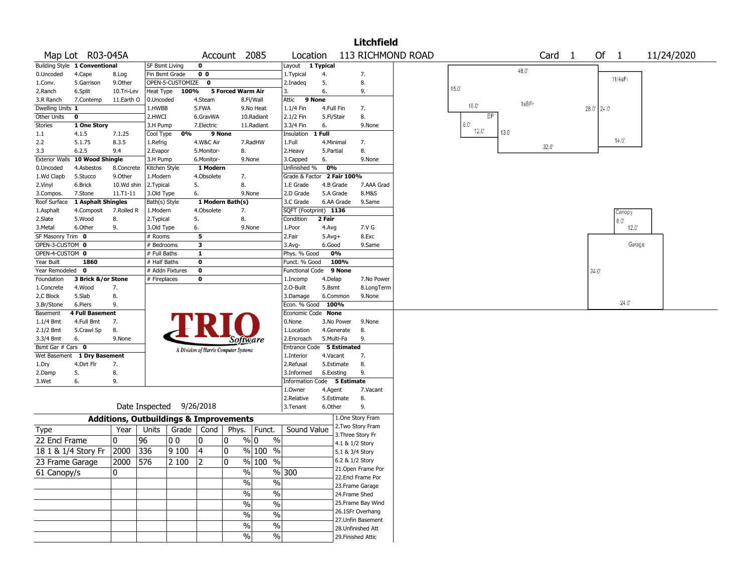# Litchfield

**Map Lot** R03-045A **Account** 2085 **Location** 113 RICHMOND ROAD **Card** 1 **Of** 1 11/24/2020

| Building Style | 1 Conventional | | SF Bsmt Living | 0 | | Layout | 1 Typical | |
|---|---|---|---|---|---|---|---|---|
| 0.Uncoded | 4.Cape | 8.Log | Fin Bsmt Grade | 0 0 | | 1.Typical | 4. | 7. |
| 1.Conv. | 5.Garrison | 9.Other | OPEN-5-CUSTOMIZE | 0 | | 2.Inadeq | 5. | 8. |
| 2.Ranch | 6.Split | 10.Tri-Lev | Heat Type 100% | 5 Forced Warm Air | | 3. | 6. | 9. |
| 3.R Ranch | 7.Contemp | 11.Earth O | 0.Uncoded | 4.Steam | 8.Fl/Wall | Attic | 9 None | |
| Dwelling Units | 1 | | 1.HWBB | 5.FWA | 9.No Heat | 1.1/4 Fin | 4.Full Fin | 7. |
| Other Units | 0 | | 2.HWCI | 6.GravWA | 10.Radiant | 2.1/2 Fin | 5.Fl/Stair | 8. |
| Stories | 1 One Story | | 3.H Pump | 7.Electric | 11.Radiant | 3.3/4 Fin | 6. | 9.None |
| 1.1 | 4.1.5 | 7.1.25 | Cool Type 0% | 9 None | | Insulation | 1 Full | |
| 2.2 | 5.1.75 | 8.3.5 | 1.Refrig | 4.W&C Air | 7.RadHW | 1.Full | 4.Minimal | 7. |
| 3.3 | 6.2.5 | 9.4 | 2.Evapor | 5.Monitor- | 8. | 2.Heavy | 5.Partial | 8. |
| Exterior Walls | 10 Wood Shingle | | 3.H Pump | 6.Monitor- | 9.None | 3.Capped | 6. | 9.None |
| 0.Uncoded | 4.Asbestos | 8.Concrete | Kitchen Style | 1 Modern | | Unfinished % | 0% | |
| 1.Wd Clapb | 5.Stucco | 9.Other | 1.Modern | 4.Obsolete | 7. | Grade & Factor | 2 Fair 100% | |
| 2.Vinyl | 6.Brick | 10.Wd shin | 2.Typical | 5. | 8. | 1.E Grade | 4.B Grade | 7.AAA Grad |
| 3.Compos. | 7.Stone | 11.T1-11 | 3.Old Type | 6. | 9.None | 2.D Grade | 5.A Grade | 8.M&S |
| Roof Surface | 1 Asphalt Shingles | | Bath(s) Style | 1 Modern Bath(s) | | 3.C Grade | 6.AA Grade | 9.Same |
| 1.Asphalt | 4.Composit | 7.Rolled R | 1.Modern | 4.Obsolete | 7. | SQFT (Footprint) | 1136 | |
| 2.Slate | 5.Wood | 8. | 2.Typical | 5. | 8. | Condition | 2 Fair | |
| 3.Metal | 6.Other | 9. | 3.Old Type | 6. | 9.None | 1.Poor | 4.Avg | 7.V G |
| SF Masonry Trim | 0 | | # Rooms | 5 | | 2.Fair | 5.Avg+ | 8.Exc |
| OPEN-3-CUSTOM | 0 | | # Bedrooms | 3 | | 3.Avg- | 6.Good | 9.Same |
| OPEN-4-CUSTOM | 0 | | # Full Baths | 1 | | Phys. % Good | 0% | |
| Year Built | 1860 | | # Half Baths | 0 | | Funct. % Good | 100% | |
| Year Remodeled | 0 | | # Addn Fixtures | 0 | | Functional Code | 9 None | |
| Foundation | 3 Brick &/or Stone | | # Fireplaces | 0 | | 1.Incomp | 4.Delap | 7.No Power |
| 1.Concrete | 4.Wood | 7. | | | | 2.O-Built | 5.Bsmt | 8.LongTerm |
| 2.C Block | 5.Slab | 8. | | | | 3.Damage | 6.Common | 9.None |
| 3.Br/Stone | 6.Piers | 9. | | | | Econ. % Good | 100% | |
| Basement | 4 Full Basement | | | | | Economic Code | None | |
| 1.1/4 Bmt | 4.Full Bmt | 7. | | | | 0.None | 3.No Power | 9.None |
| 2.1/2 Bmt | 5.Crawl Sp | 8. | | | | 1.Location | 4.Generate | 8. |
| 3.3/4 Bmt | 6. | 9.None | | | | 2.Encroach | 5.Multi-Fa | 9. |
| Bsmt Gar # Cars | 0 | | | | | Entrance Code | 5 Estimated | |
| Wet Basement | 1 Dry Basement | | | | | 1.Interior | 4.Vacant | 7. |
| 1.Dry | 4.Dirt Flr | 7. | | | | 2.Refusal | 5.Estimate | 8. |
| 2.Damp | 5. | 8. | | | | 3.Informed | 6.Existing | 9. |
| 3.Wet | 6. | 9. | | | | Information Code | 5 Estimate | |
| | | | | | | 1.Owner | 4.Agent | 7.Vacant |
| | | | | | | 2.Relative | 5.Estimate | 8. |
| | | | | | | 3.Tenant | 6.Other | 9. |

Date Inspected 9/26/2018

## Additions, Outbuildings & Improvements

| Type | Year | Units | Grade | Cond | Phys. | Funct. | Sound Value |
|---|---|---|---|---|---|---|---|
| 22 Encl Frame | 0 | 96 | 0 0 | 0 | 0 % | 0 % | |
| 18 1 & 1/4 Story Fr | 2000 | 336 | 9 100 | 4 | 0 % | 100 % | |
| 23 Frame Garage | 2000 | 576 | 2 100 | 2 | 0 % | 100 % | |
| 61 Canopy/s | 0 | | | | % | % | 300 |
| | | | | | % | % | |
| | | | | | % | % | |
| | | | | | % | % | |
| | | | | | % | % | |
| | | | | | % | % | |
| | | | | | % | % | |

1.One Story Fram
2.Two Story Fram
3.Three Story Fr
4.1 & 1/2 Story
5.1 & 3/4 Story
6.2 & 1/2 Story
21.Open Frame Por
22.Encl Frame Por
23.Frame Garage
24.Frame Shed
25.Frame Bay Wind
26.1SFr Overhang
27.Unfin Basement
28.Unfinished Att
29.Finished Attic

48.0' 11/4sFr 15.0' 16.0' 1sBFr 28.0' 24.0' EP 8.0' 12.0' 13.0' 14.0' 32.0'

Canopy 8.0' 12.0' Garage 24.0' 24.0'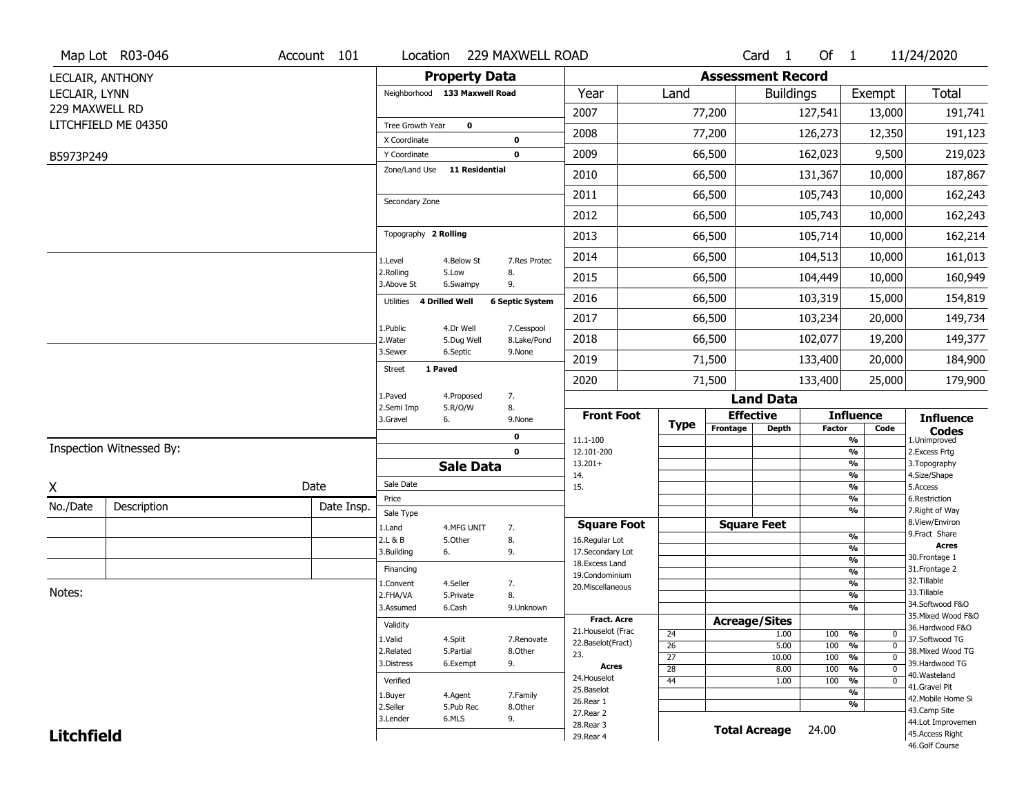Map Lot R03-046 | Account 101 | Location 229 MAXWELL ROAD | Card 1 Of 1 | 11/24/2020

LECLAIR, ANTHONY
LECLAIR, LYNN
229 MAXWELL RD
LITCHFIELD ME 04350

B5973P249

## Property Data

Neighborhood **133 Maxwell Road**

Tree Growth Year **0**
X Coordinate **0**
Y Coordinate **0**
Zone/Land Use **11 Residential**

Secondary Zone

Topography **2 Rolling**

1.Level 4.Below St 7.Res Protec
2.Rolling 5.Low 8.
3.Above St 6.Swampy 9.

Utilities **4 Drilled Well** **6 Septic System**

1.Public 4.Dr Well 7.Cesspool
2.Water 5.Dug Well 8.Lake/Pond
3.Sewer 6.Septic 9.None

Street **1 Paved**

1.Paved 4.Proposed 7.
2.Semi Imp 5.R/O/W 8.
3.Gravel 6. 9.None

0
0

## Sale Data

Sale Date
Price
Sale Type
1.Land 4.MFG UNIT 7.
2.L & B 5.Other 8.
3.Building 6. 9.

Financing
1.Convent 4.Seller 7.
2.FHA/VA 5.Private 8.
3.Assumed 6.Cash 9.Unknown

Validity
1.Valid 4.Split 7.Renovate
2.Related 5.Partial 8.Other
3.Distress 6.Exempt 9.

Verified
1.Buyer 4.Agent 7.Family
2.Seller 5.Pub Rec 8.Other
3.Lender 6.MLS 9.

## Assessment Record

| Year | Land | Buildings | Exempt | Total |
|---|---|---|---|---|
| 2007 | 77,200 | 127,541 | 13,000 | 191,741 |
| 2008 | 77,200 | 126,273 | 12,350 | 191,123 |
| 2009 | 66,500 | 162,023 | 9,500 | 219,023 |
| 2010 | 66,500 | 131,367 | 10,000 | 187,867 |
| 2011 | 66,500 | 105,743 | 10,000 | 162,243 |
| 2012 | 66,500 | 105,743 | 10,000 | 162,243 |
| 2013 | 66,500 | 105,714 | 10,000 | 162,214 |
| 2014 | 66,500 | 104,513 | 10,000 | 161,013 |
| 2015 | 66,500 | 104,449 | 10,000 | 160,949 |
| 2016 | 66,500 | 103,319 | 15,000 | 154,819 |
| 2017 | 66,500 | 103,234 | 20,000 | 149,734 |
| 2018 | 66,500 | 102,077 | 19,200 | 149,377 |
| 2019 | 71,500 | 133,400 | 20,000 | 184,900 |
| 2020 | 71,500 | 133,400 | 25,000 | 179,900 |

## Land Data

**Front Foot**: 11.1-100, 12.101-200, 13.201+, 14., 15.

**Square Foot**: 16.Regular Lot, 17.Secondary Lot, 18.Excess Land, 19.Condominium, 20.Miscellaneous

**Fract. Acre**: 21.Houselot (Frac, 22.Baselot(Fract), 23.

**Acres**: 24.Houselot, 25.Baselot, 26.Rear 1, 27.Rear 2, 28.Rear 3, 29.Rear 4

### Acreage/Sites

| Type | Acreage/Sites | Influence Factor | Code |
|---|---|---|---|
| 24 | 1.00 | 100 % | 0 |
| 26 | 5.00 | 100 % | 0 |
| 27 | 10.00 | 100 % | 0 |
| 28 | 8.00 | 100 % | 0 |
| 44 | 1.00 | 100 % | 0 |

**Total Acreage** 24.00

### Influence Codes

1.Unimproved
2.Excess Frtg
3.Topography
4.Size/Shape
5.Access
6.Restriction
7.Right of Way
8.View/Environ
9.Fract Share

**Acres**
30.Frontage 1
31.Frontage 2
32.Tillable
33.Tillable
34.Softwood F&O
35.Mixed Wood F&O
36.Hardwood F&O
37.Softwood TG
38.Mixed Wood TG
39.Hardwood TG
40.Wasteland
41.Gravel Pit
42.Mobile Home Si
43.Camp Site
44.Lot Improvemen
45.Access Right
46.Golf Course

Inspection Witnessed By:

X Date

| No./Date | Description | Date Insp. |
|---|---|---|
| | | |
| | | |
| | | |

Notes:

**Litchfield**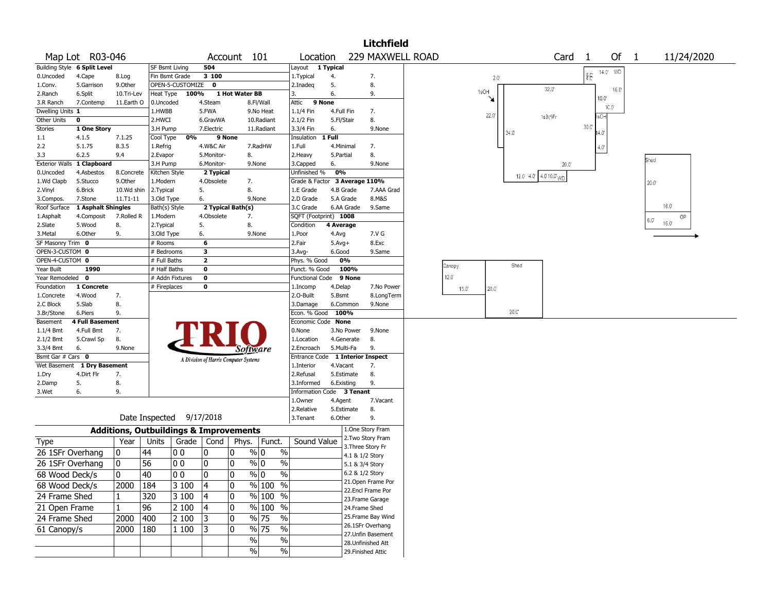# Litchfield

**Map Lot** R03-046 **Account** 101 **Location** 229 MAXWELL ROAD **Card** 1 **Of** 1 11/24/2020

| Building Style | 6 Split Level | | SF Bsmt Living | 504 | | Layout | 1 Typical | |
|---|---|---|---|---|---|---|---|---|
| 0.Uncoded | 4.Cape | 8.Log | Fin Bsmt Grade | 3 100 | | 1.Typical | 4. | 7. |
| 1.Conv. | 5.Garrison | 9.Other | OPEN-5-CUSTOMIZE | 0 | | 2.Inadeq | 5. | 8. |
| 2.Ranch | 6.Split | 10.Tri-Lev | Heat Type | 100% | 1 Hot Water BB | 3. | 6. | 9. |
| 3.R Ranch | 7.Contemp | 11.Earth O | 0.Uncoded | 4.Steam | 8.Fl/Wall | Attic | 9 None | |
| Dwelling Units | 1 | | 1.HWBB | 5.FWA | 9.No Heat | 1.1/4 Fin | 4.Full Fin | 7. |
| Other Units | 0 | | 2.HWCI | 6.GravWA | 10.Radiant | 2.1/2 Fin | 5.Fl/Stair | 8. |
| Stories | 1 One Story | | 3.H Pump | 7.Electric | 11.Radiant | 3.3/4 Fin | 6. | 9.None |
| 1.1 | 4.1.5 | 7.1.25 | Cool Type | 0% | 9 None | Insulation | 1 Full | |
| 2.2 | 5.1.75 | 8.3.5 | 1.Refrig | 4.W&C Air | 7.RadHW | 1.Full | 4.Minimal | 7. |
| 3.3 | 6.2.5 | 9.4 | 2.Evapor | 5.Monitor- | 8. | 2.Heavy | 5.Partial | 8. |
| Exterior Walls | 1 Clapboard | | 3.H Pump | 6.Monitor- | 9.None | 3.Capped | 6. | 9.None |
| 0.Uncoded | 4.Asbestos | 8.Concrete | Kitchen Style | 2 Typical | | Unfinished % | 0% | |
| 1.Wd Clapb | 5.Stucco | 9.Other | 1.Modern | 4.Obsolete | 7. | Grade & Factor | 3 Average 110% | |
| 2.Vinyl | 6.Brick | 10.Wd shin | 2.Typical | 5. | 8. | 1.E Grade | 4.B Grade | 7.AAA Grad |
| 3.Compos. | 7.Stone | 11.T1-11 | 3.Old Type | 6. | 9.None | 2.D Grade | 5.A Grade | 8.M&S |
| Roof Surface | 1 Asphalt Shingles | | Bath(s) Style | 2 Typical Bath(s) | | 3.C Grade | 6.AA Grade | 9.Same |
| 1.Asphalt | 4.Composit | 7.Rolled R | 1.Modern | 4.Obsolete | 7. | SQFT (Footprint) | 1008 | |
| 2.Slate | 5.Wood | 8. | 2.Typical | 5. | 8. | Condition | 4 Average | |
| 3.Metal | 6.Other | 9. | 3.Old Type | 6. | 9.None | 1.Poor | 4.Avg | 7.V G |
| SF Masonry Trim | 0 | | # Rooms | 6 | | 2.Fair | 5.Avg+ | 8.Exc |
| OPEN-3-CUSTOM | 0 | | # Bedrooms | 3 | | 3.Avg- | 6.Good | 9.Same |
| OPEN-4-CUSTOM | 0 | | # Full Baths | 2 | | Phys. % Good | 0% | |
| Year Built | 1990 | | # Half Baths | 0 | | Funct. % Good | 100% | |
| Year Remodeled | 0 | | # Addn Fixtures | 0 | | Functional Code | 9 None | |
| Foundation | 1 Concrete | | # Fireplaces | 0 | | 1.Incomp | 4.Delap | 7.No Power |
| 1.Concrete | 4.Wood | 7. | | | | 2.O-Built | 5.Bsmt | 8.LongTerm |
| 2.C Block | 5.Slab | 8. | | | | 3.Damage | 6.Common | 9.None |
| 3.Br/Stone | 6.Piers | 9. | | | | Econ. % Good | 100% | |
| Basement | 4 Full Basement | | | | | Economic Code | None | |
| 1.1/4 Bmt | 4.Full Bmt | 7. | | | | 0.None | 3.No Power | 9.None |
| 2.1/2 Bmt | 5.Crawl Sp | 8. | | | | 1.Location | 4.Generate | 8. |
| 3.3/4 Bmt | 6. | 9.None | | | | 2.Encroach | 5.Multi-Fa | 9. |
| Bsmt Gar # Cars | 0 | | | | | Entrance Code | 1 Interior Inspect | |
| Wet Basement | 1 Dry Basement | | | | | 1.Interior | 4.Vacant | 7. |
| 1.Dry | 4.Dirt Flr | 7. | | | | 2.Refusal | 5.Estimate | 8. |
| 2.Damp | 5. | 8. | | | | 3.Informed | 6.Existing | 9. |
| 3.Wet | 6. | 9. | | | | Information Code | 3 Tenant | |
| | | | | | | 1.Owner | 4.Agent | 7.Vacant |
| | | | | | | 2.Relative | 5.Estimate | 8. |
| | | | | | | 3.Tenant | 6.Other | 9. |

TRIO Software — A Division of Harris Computer Systems

Date Inspected 9/17/2018

## Additions, Outbuildings & Improvements

| Type | Year | Units | Grade | Cond | Phys. | Funct. | Sound Value |
|---|---|---|---|---|---|---|---|
| 26 1SFr Overhang | 0 | 44 | 0 0 | 0 | 0 % | 0 % | |
| 26 1SFr Overhang | 0 | 56 | 0 0 | 0 | 0 % | 0 % | |
| 68 Wood Deck/s | 0 | 40 | 0 0 | 0 | 0 % | 0 % | |
| 68 Wood Deck/s | 2000 | 184 | 3 100 | 4 | 0 % | 100 % | |
| 24 Frame Shed | 1 | 320 | 3 100 | 4 | 0 % | 100 % | |
| 21 Open Frame | 1 | 96 | 2 100 | 4 | 0 % | 100 % | |
| 24 Frame Shed | 2000 | 400 | 2 100 | 3 | 0 % | 75 % | |
| 61 Canopy/s | 2000 | 180 | 1 100 | 3 | 0 % | 75 % | |
| | | | | | % | % | |
| | | | | | % | % | |

1.One Story Fram
2.Two Story Fram
3.Three Story Fr
4.1 & 1/2 Story
5.1 & 3/4 Story
6.2 & 1/2 Story
21.Open Frame Por
22.Encl Frame Por
23.Frame Garage
24.Frame Shed
25.Frame Bay Wind
26.1SFr Overhang
27.Unfin Basement
28.Unfinished Att
29.Finished Attic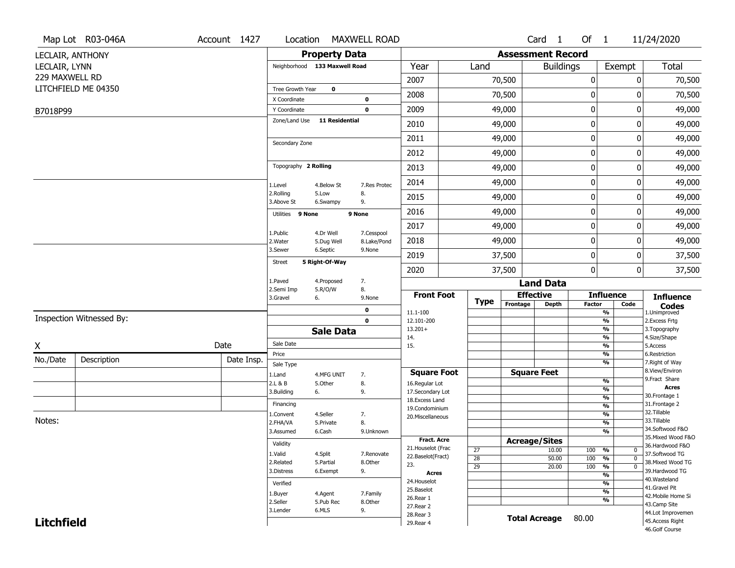Map Lot R03-046A | Account 1427 | Location MAXWELL ROAD | Card 1 Of 1 | 11/24/2020

LECLAIR, ANTHONY
LECLAIR, LYNN
229 MAXWELL RD
LITCHFIELD ME 04350

B7018P99

## Property Data

Neighborhood **133 Maxwell Road**

Tree Growth Year **0**
X Coordinate **0**
Y Coordinate **0**
Zone/Land Use **11 Residential**

Secondary Zone

Topography **2 Rolling**

1.Level 4.Below St 7.Res Protec
2.Rolling 5.Low 8.
3.Above St 6.Swampy 9.

Utilities **9 None** **9 None**

1.Public 4.Dr Well 7.Cesspool
2.Water 5.Dug Well 8.Lake/Pond
3.Sewer 6.Septic 9.None

Street **5 Right-Of-Way**

1.Paved 4.Proposed 7.
2.Semi Imp 5.R/O/W 8.
3.Gravel 6. 9.None

**0**
**0**

## Sale Data

Sale Date
Price
Sale Type
1.Land 4.MFG UNIT 7.
2.L & B 5.Other 8.
3.Building 6. 9.

Financing
1.Convent 4.Seller 7.
2.FHA/VA 5.Private 8.
3.Assumed 6.Cash 9.Unknown

Validity
1.Valid 4.Split 7.Renovate
2.Related 5.Partial 8.Other
3.Distress 6.Exempt 9.

Verified
1.Buyer 4.Agent 7.Family
2.Seller 5.Pub Rec 8.Other
3.Lender 6.MLS 9.

## Assessment Record

| Year | Land | Buildings | Exempt | Total |
|---|---|---|---|---|
| 2007 | 70,500 | 0 | 0 | 70,500 |
| 2008 | 70,500 | 0 | 0 | 70,500 |
| 2009 | 49,000 | 0 | 0 | 49,000 |
| 2010 | 49,000 | 0 | 0 | 49,000 |
| 2011 | 49,000 | 0 | 0 | 49,000 |
| 2012 | 49,000 | 0 | 0 | 49,000 |
| 2013 | 49,000 | 0 | 0 | 49,000 |
| 2014 | 49,000 | 0 | 0 | 49,000 |
| 2015 | 49,000 | 0 | 0 | 49,000 |
| 2016 | 49,000 | 0 | 0 | 49,000 |
| 2017 | 49,000 | 0 | 0 | 49,000 |
| 2018 | 49,000 | 0 | 0 | 49,000 |
| 2019 | 37,500 | 0 | 0 | 37,500 |
| 2020 | 37,500 | 0 | 0 | 37,500 |

## Land Data

| Front Foot | Type | Effective Frontage | Effective Depth | Influence Factor | Influence Code |
|---|---|---|---|---|---|
| 11.1-100 | | | | % | |
| 12.101-200 | | | | % | |
| 13.201+ | | | | % | |
| 14. | | | | % | |
| 15. | | | | % | |
| | | | | % | |

| Square Foot | Square Feet | | |
|---|---|---|---|
| 16.Regular Lot | | % | |
| 17.Secondary Lot | | % | |
| 18.Excess Land | | % | |
| 19.Condominium | | % | |
| 20.Miscellaneous | | % | |
| | | % | |
| | | % | |

| Fract. Acre / Acres | Type | Acreage/Sites | Factor | Code |
|---|---|---|---|---|
| 21.Houselot (Frac | 27 | 10.00 | 100 % | 0 |
| 22.Baselot(Fract) | 28 | 50.00 | 100 % | 0 |
| 23. | 29 | 20.00 | 100 % | 0 |
| 24.Houselot | | | % | |
| 25.Baselot | | | % | |
| 26.Rear 1 | | | % | |
| 27.Rear 2 | | | % | |
| 28.Rear 3 | | | | |
| 29.Rear 4 | | | | |

**Total Acreage** 80.00

### Influence Codes

1.Unimproved
2.Excess Frtg
3.Topography
4.Size/Shape
5.Access
6.Restriction
7.Right of Way
8.View/Environ
9.Fract Share

**Acres**
30.Frontage 1
31.Frontage 2
32.Tillable
33.Tillable
34.Softwood F&O
35.Mixed Wood F&O
36.Hardwood F&O
37.Softwood TG
38.Mixed Wood TG
39.Hardwood TG
40.Wasteland
41.Gravel Pit
42.Mobile Home Si
43.Camp Site
44.Lot Improvemen
45.Access Right
46.Golf Course

Inspection Witnessed By:

X Date

| No./Date | Description | Date Insp. |
|---|---|---|
| | | |
| | | |
| | | |

Notes:

**Litchfield**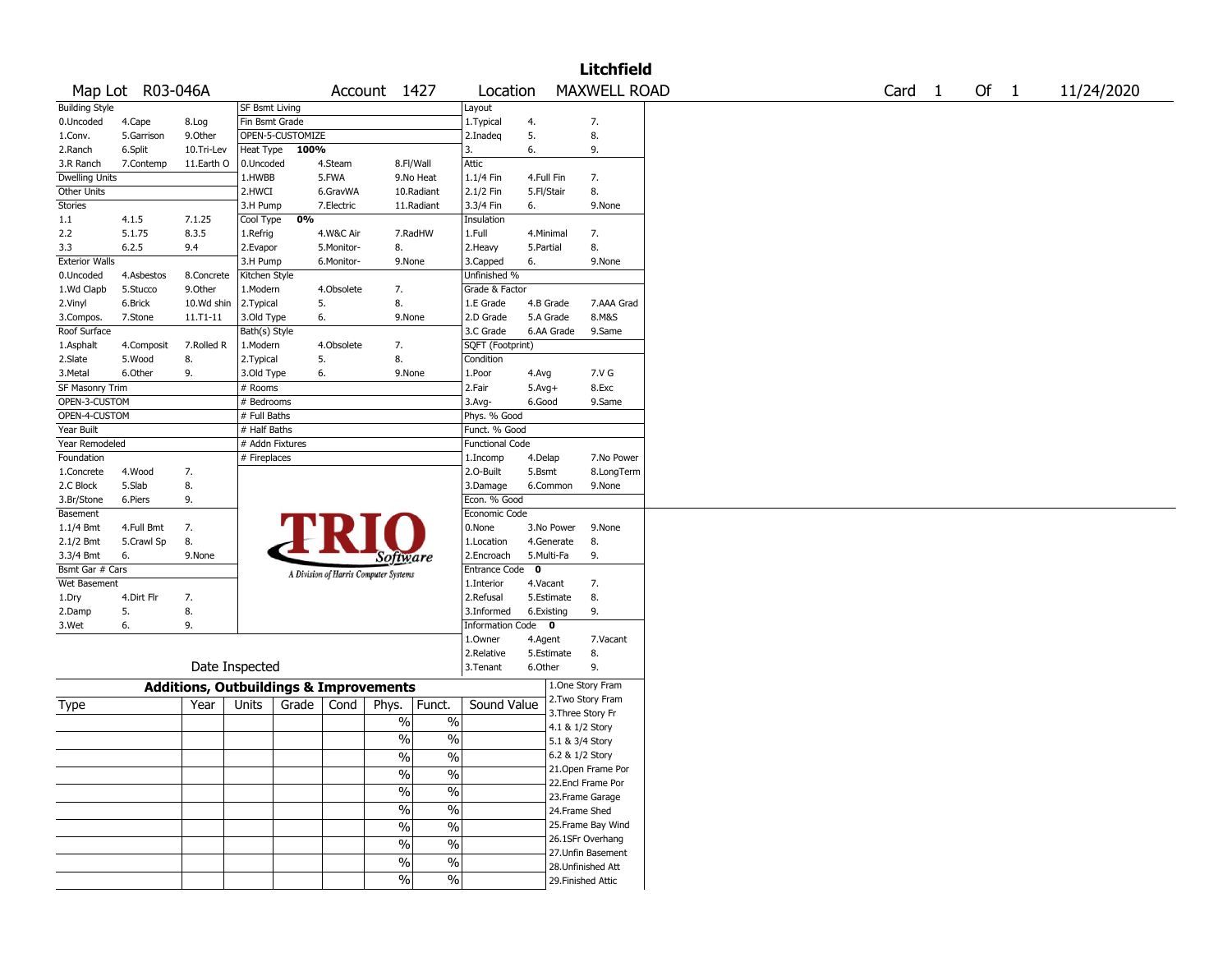# Litchfield

Map Lot R03-046A | Account 1427 | Location MAXWELL ROAD | Card 1 Of 1 | 11/24/2020

| Building Style | | | SF Bsmt Living | | | Layout | | |
|---|---|---|---|---|---|---|---|---|
| 0.Uncoded | 4.Cape | 8.Log | Fin Bsmt Grade | | | 1.Typical | 4. | 7. |
| 1.Conv. | 5.Garrison | 9.Other | OPEN-5-CUSTOMIZE | | | 2.Inadeq | 5. | 8. |
| 2.Ranch | 6.Split | 10.Tri-Lev | Heat Type 100% | | | 3. | 6. | 9. |
| 3.R Ranch | 7.Contemp | 11.Earth O | 0.Uncoded | 4.Steam | 8.Fl/Wall | Attic | | |
| Dwelling Units | | | 1.HWBB | 5.FWA | 9.No Heat | 1.1/4 Fin | 4.Full Fin | 7. |
| Other Units | | | 2.HWCI | 6.GravWA | 10.Radiant | 2.1/2 Fin | 5.Fl/Stair | 8. |
| Stories | | | 3.H Pump | 7.Electric | 11.Radiant | 3.3/4 Fin | 6. | 9.None |
| 1.1 | 4.1.5 | 7.1.25 | Cool Type 0% | | | Insulation | | |
| 2.2 | 5.1.75 | 8.3.5 | 1.Refrig | 4.W&C Air | 7.RadHW | 1.Full | 4.Minimal | 7. |
| 3.3 | 6.2.5 | 9.4 | 2.Evapor | 5.Monitor- | 8. | 2.Heavy | 5.Partial | 8. |
| Exterior Walls | | | 3.H Pump | 6.Monitor- | 9.None | 3.Capped | 6. | 9.None |
| 0.Uncoded | 4.Asbestos | 8.Concrete | Kitchen Style | | | Unfinished % | | |
| 1.Wd Clapb | 5.Stucco | 9.Other | 1.Modern | 4.Obsolete | 7. | Grade & Factor | | |
| 2.Vinyl | 6.Brick | 10.Wd shin | 2.Typical | 5. | 8. | 1.E Grade | 4.B Grade | 7.AAA Grad |
| 3.Compos. | 7.Stone | 11.T1-11 | 3.Old Type | 6. | 9.None | 2.D Grade | 5.A Grade | 8.M&S |
| Roof Surface | | | Bath(s) Style | | | 3.C Grade | 6.AA Grade | 9.Same |
| 1.Asphalt | 4.Composit | 7.Rolled R | 1.Modern | 4.Obsolete | 7. | SQFT (Footprint) | | |
| 2.Slate | 5.Wood | 8. | 2.Typical | 5. | 8. | Condition | | |
| 3.Metal | 6.Other | 9. | 3.Old Type | 6. | 9.None | 1.Poor | 4.Avg | 7.V G |
| SF Masonry Trim | | | # Rooms | | | 2.Fair | 5.Avg+ | 8.Exc |
| OPEN-3-CUSTOM | | | # Bedrooms | | | 3.Avg- | 6.Good | 9.Same |
| OPEN-4-CUSTOM | | | # Full Baths | | | Phys. % Good | | |
| Year Built | | | # Half Baths | | | Funct. % Good | | |
| Year Remodeled | | | # Addn Fixtures | | | Functional Code | | |
| Foundation | | | # Fireplaces | | | 1.Incomp | 4.Delap | 7.No Power |
| 1.Concrete | 4.Wood | 7. | | | | 2.O-Built | 5.Bsmt | 8.LongTerm |
| 2.C Block | 5.Slab | 8. | | | | 3.Damage | 6.Common | 9.None |
| 3.Br/Stone | 6.Piers | 9. | | | | Econ. % Good | | |
| Basement | | | | | | Economic Code | | |
| 1.1/4 Bmt | 4.Full Bmt | 7. | | | | 0.None | 3.No Power | 9.None |
| 2.1/2 Bmt | 5.Crawl Sp | 8. | | | | 1.Location | 4.Generate | 8. |
| 3.3/4 Bmt | 6. | 9.None | | | | 2.Encroach | 5.Multi-Fa | 9. |
| Bsmt Gar # Cars | | | | | | Entrance Code 0 | | |
| Wet Basement | | | | | | 1.Interior | 4.Vacant | 7. |
| 1.Dry | 4.Dirt Flr | 7. | | | | 2.Refusal | 5.Estimate | 8. |
| 2.Damp | 5. | 8. | | | | 3.Informed | 6.Existing | 9. |
| 3.Wet | 6. | 9. | | | | Information Code 0 | | |
| | | | | | | 1.Owner | 4.Agent | 7.Vacant |
| | | | | | | 2.Relative | 5.Estimate | 8. |
| Date Inspected | | | | | | 3.Tenant | 6.Other | 9. |

TRIO Software — A Division of Harris Computer Systems

## Additions, Outbuildings & Improvements

| Type | Year | Units | Grade | Cond | Phys. | Funct. | Sound Value |
|---|---|---|---|---|---|---|---|
| | | | | | % | % | |
| | | | | | % | % | |
| | | | | | % | % | |
| | | | | | % | % | |
| | | | | | % | % | |
| | | | | | % | % | |
| | | | | | % | % | |
| | | | | | % | % | |
| | | | | | % | % | |
| | | | | | % | % | |

1.One Story Fram
2.Two Story Fram
3.Three Story Fr
4.1 & 1/2 Story
5.1 & 3/4 Story
6.2 & 1/2 Story
21.Open Frame Por
22.Encl Frame Por
23.Frame Garage
24.Frame Shed
25.Frame Bay Wind
26.1SFr Overhang
27.Unfin Basement
28.Unfinished Att
29.Finished Attic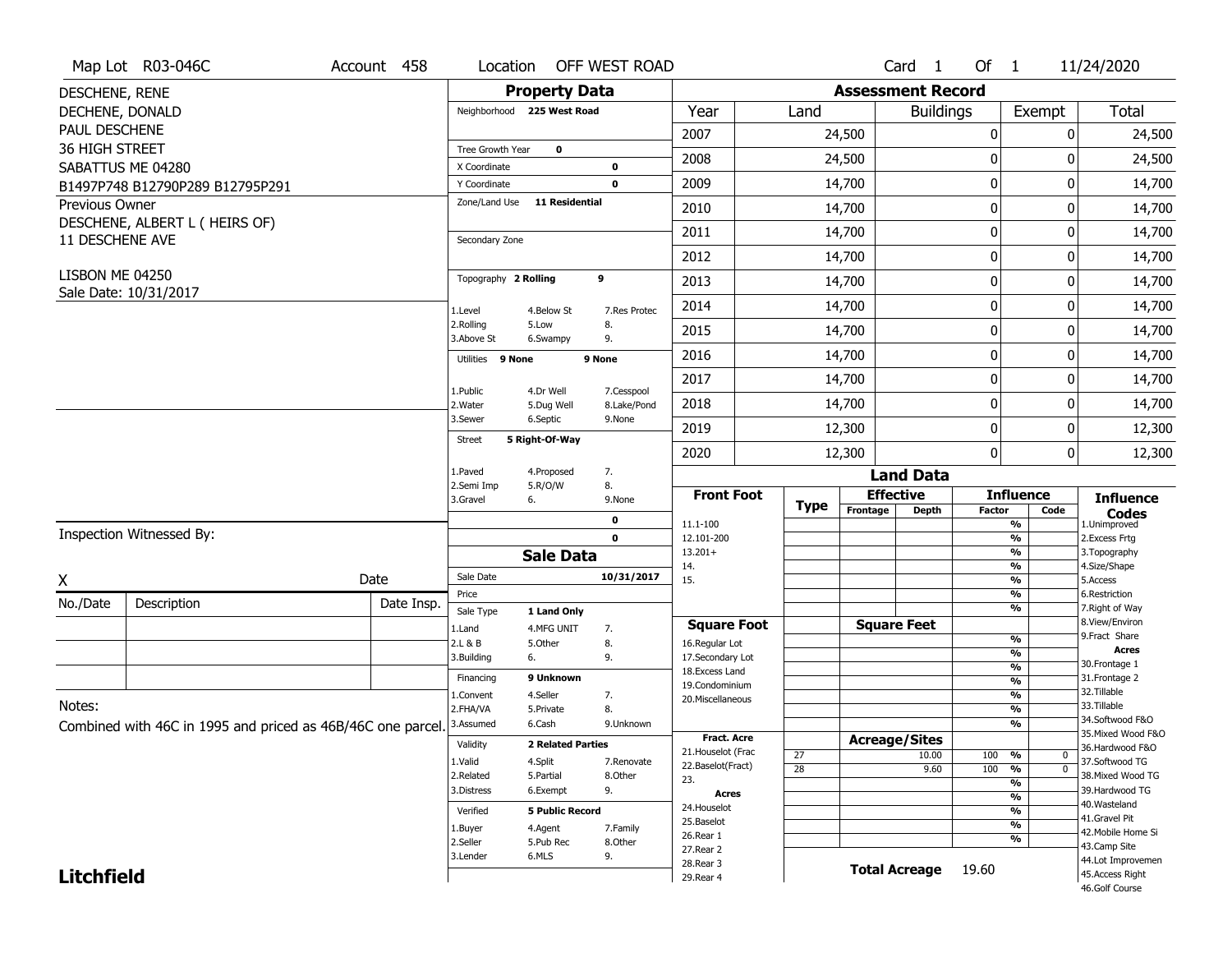Map Lot R03-046C | Account 458 | Location OFF WEST ROAD | Card 1 Of 1 | 11/24/2020

DESCHENE, RENE
DECHENE, DONALD
PAUL DESCHENE
36 HIGH STREET
SABATTUS ME 04280
B1497P748 B12790P289 B12795P291

Previous Owner
DESCHENE, ALBERT L ( HEIRS OF)
11 DESCHENE AVE

LISBON ME 04250
Sale Date: 10/31/2017

## Property Data

Neighborhood **225 West Road**

Tree Growth Year **0**
X Coordinate **0**
Y Coordinate **0**
Zone/Land Use **11 Residential**

Secondary Zone

Topography **2 Rolling** **9**

1.Level 4.Below St 7.Res Protec
2.Rolling 5.Low 8.
3.Above St 6.Swampy 9.

Utilities **9 None** **9 None**

1.Public 4.Dr Well 7.Cesspool
2.Water 5.Dug Well 8.Lake/Pond
3.Sewer 6.Septic 9.None

Street **5 Right-Of-Way**

1.Paved 4.Proposed 7.
2.Semi Imp 5.R/O/W 8.
3.Gravel 6. 9.None

**0**
**0**

## Sale Data

Sale Date **10/31/2017**
Price
Sale Type **1 Land Only**

1.Land 4.MFG UNIT 7.
2.L & B 5.Other 8.
3.Building 6. 9.

Financing **9 Unknown**

1.Convent 4.Seller 7.
2.FHA/VA 5.Private 8.
3.Assumed 6.Cash 9.Unknown

Validity **2 Related Parties**

1.Valid 4.Split 7.Renovate
2.Related 5.Partial 8.Other
3.Distress 6.Exempt 9.

Verified **5 Public Record**

1.Buyer 4.Agent 7.Family
2.Seller 5.Pub Rec 8.Other
3.Lender 6.MLS 9.

## Assessment Record

| Year | Land | Buildings | Exempt | Total |
|---|---|---|---|---|
| 2007 | 24,500 | 0 | 0 | 24,500 |
| 2008 | 24,500 | 0 | 0 | 24,500 |
| 2009 | 14,700 | 0 | 0 | 14,700 |
| 2010 | 14,700 | 0 | 0 | 14,700 |
| 2011 | 14,700 | 0 | 0 | 14,700 |
| 2012 | 14,700 | 0 | 0 | 14,700 |
| 2013 | 14,700 | 0 | 0 | 14,700 |
| 2014 | 14,700 | 0 | 0 | 14,700 |
| 2015 | 14,700 | 0 | 0 | 14,700 |
| 2016 | 14,700 | 0 | 0 | 14,700 |
| 2017 | 14,700 | 0 | 0 | 14,700 |
| 2018 | 14,700 | 0 | 0 | 14,700 |
| 2019 | 12,300 | 0 | 0 | 12,300 |
| 2020 | 12,300 | 0 | 0 | 12,300 |

## Land Data

| Front Foot | Type | Effective Frontage | Effective Depth | Influence Factor | Influence Code |
|---|---|---|---|---|---|
| 11.1-100 | | | | % | |
| 12.101-200 | | | | % | |
| 13.201+ | | | | % | |
| 14. | | | | % | |
| 15. | | | | % | |
| | | | | % | |
| | | | | % | |
| **Square Foot** | | **Square Feet** | | | |
| 16.Regular Lot | | | | % | |
| 17.Secondary Lot | | | | % | |
| 18.Excess Land | | | | % | |
| 19.Condominium | | | | % | |
| 20.Miscellaneous | | | | % | |
| | | | | % | |
| | | | | % | |
| **Fract. Acre** | | **Acreage/Sites** | | | |
| 21.Houselot (Frac | 27 | | 10.00 | 100 % | 0 |
| 22.Baselot(Fract) | 28 | | 9.60 | 100 % | 0 |
| 23. | | | | % | |
| **Acres** | | | | % | |
| 24.Houselot | | | | % | |
| 25.Baselot | | | | % | |
| 26.Rear 1 | | | | % | |
| 27.Rear 2 | | | | | |
| 28.Rear 3 | | | | | |
| 29.Rear 4 | | | | | |

**Total Acreage** 19.60

**Influence Codes**
1.Unimproved
2.Excess Frtg
3.Topography
4.Size/Shape
5.Access
6.Restriction
7.Right of Way
8.View/Environ
9.Fract Share
**Acres**
30.Frontage 1
31.Frontage 2
32.Tillable
33.Tillable
34.Softwood F&O
35.Mixed Wood F&O
36.Hardwood F&O
37.Softwood TG
38.Mixed Wood TG
39.Hardwood TG
40.Wasteland
41.Gravel Pit
42.Mobile Home Si
43.Camp Site
44.Lot Improvemen
45.Access Right
46.Golf Course

Inspection Witnessed By:

X Date

| No./Date | Description | Date Insp. |
|---|---|---|
| | | |
| | | |
| | | |

Notes:
Combined with 46C in 1995 and priced as 46B/46C one parcel.

**Litchfield**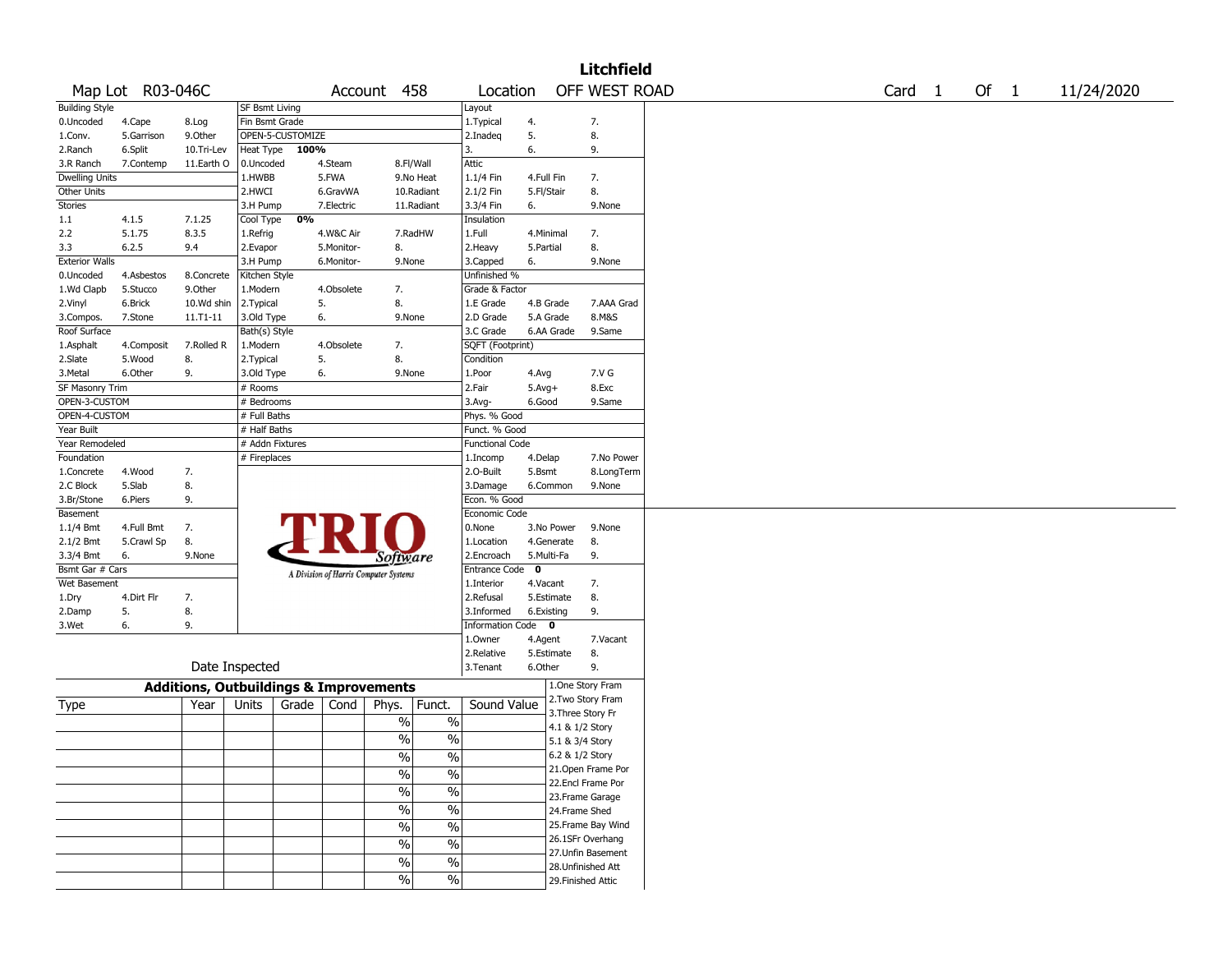# Litchfield

Map Lot R03-046C | Account 458 | Location OFF WEST ROAD | Card 1 Of 1 | 11/24/2020

| Building Style | | | SF Bsmt Living | | | Layout | | |
|---|---|---|---|---|---|---|---|---|
| 0.Uncoded | 4.Cape | 8.Log | Fin Bsmt Grade | | | 1.Typical | 4. | 7. |
| 1.Conv. | 5.Garrison | 9.Other | OPEN-5-CUSTOMIZE | | | 2.Inadeq | 5. | 8. |
| 2.Ranch | 6.Split | 10.Tri-Lev | Heat Type 100% | | | 3. | 6. | 9. |
| 3.R Ranch | 7.Contemp | 11.Earth O | 0.Uncoded | 4.Steam | 8.Fl/Wall | Attic | | |
| Dwelling Units | | | 1.HWBB | 5.FWA | 9.No Heat | 1.1/4 Fin | 4.Full Fin | 7. |
| Other Units | | | 2.HWCI | 6.GravWA | 10.Radiant | 2.1/2 Fin | 5.Fl/Stair | 8. |
| Stories | | | 3.H Pump | 7.Electric | 11.Radiant | 3.3/4 Fin | 6. | 9.None |
| 1.1 | 4.1.5 | 7.1.25 | Cool Type 0% | | | Insulation | | |
| 2.2 | 5.1.75 | 8.3.5 | 1.Refrig | 4.W&C Air | 7.RadHW | 1.Full | 4.Minimal | 7. |
| 3.3 | 6.2.5 | 9.4 | 2.Evapor | 5.Monitor- | 8. | 2.Heavy | 5.Partial | 8. |
| Exterior Walls | | | 3.H Pump | 6.Monitor- | 9.None | 3.Capped | 6. | 9.None |
| 0.Uncoded | 4.Asbestos | 8.Concrete | Kitchen Style | | | Unfinished % | | |
| 1.Wd Clapb | 5.Stucco | 9.Other | 1.Modern | 4.Obsolete | 7. | Grade & Factor | | |
| 2.Vinyl | 6.Brick | 10.Wd shin | 2.Typical | 5. | 8. | 1.E Grade | 4.B Grade | 7.AAA Grad |
| 3.Compos. | 7.Stone | 11.T1-11 | 3.Old Type | 6. | 9.None | 2.D Grade | 5.A Grade | 8.M&S |
| Roof Surface | | | Bath(s) Style | | | 3.C Grade | 6.AA Grade | 9.Same |
| 1.Asphalt | 4.Composit | 7.Rolled R | 1.Modern | 4.Obsolete | 7. | SQFT (Footprint) | | |
| 2.Slate | 5.Wood | 8. | 2.Typical | 5. | 8. | Condition | | |
| 3.Metal | 6.Other | 9. | 3.Old Type | 6. | 9.None | 1.Poor | 4.Avg | 7.V G |
| SF Masonry Trim | | | # Rooms | | | 2.Fair | 5.Avg+ | 8.Exc |
| OPEN-3-CUSTOM | | | # Bedrooms | | | 3.Avg- | 6.Good | 9.Same |
| OPEN-4-CUSTOM | | | # Full Baths | | | Phys. % Good | | |
| Year Built | | | # Half Baths | | | Funct. % Good | | |
| Year Remodeled | | | # Addn Fixtures | | | Functional Code | | |
| Foundation | | | # Fireplaces | | | 1.Incomp | 4.Delap | 7.No Power |
| 1.Concrete | 4.Wood | 7. | | | | 2.O-Built | 5.Bsmt | 8.LongTerm |
| 2.C Block | 5.Slab | 8. | | | | 3.Damage | 6.Common | 9.None |
| 3.Br/Stone | 6.Piers | 9. | | | | Econ. % Good | | |
| Basement | | | | | | Economic Code | | |
| 1.1/4 Bmt | 4.Full Bmt | 7. | | | | 0.None | 3.No Power | 9.None |
| 2.1/2 Bmt | 5.Crawl Sp | 8. | | | | 1.Location | 4.Generate | 8. |
| 3.3/4 Bmt | 6. | 9.None | | | | 2.Encroach | 5.Multi-Fa | 9. |
| Bsmt Gar # Cars | | | | | | Entrance Code 0 | | |
| Wet Basement | | | | | | 1.Interior | 4.Vacant | 7. |
| 1.Dry | 4.Dirt Flr | 7. | | | | 2.Refusal | 5.Estimate | 8. |
| 2.Damp | 5. | 8. | | | | 3.Informed | 6.Existing | 9. |
| 3.Wet | 6. | 9. | | | | Information Code 0 | | |
| | | | | | | 1.Owner | 4.Agent | 7.Vacant |
| | | | | | | 2.Relative | 5.Estimate | 8. |
| Date Inspected | | | | | | 3.Tenant | 6.Other | 9. |

TRIO Software — A Division of Harris Computer Systems

## Additions, Outbuildings & Improvements

| Type | Year | Units | Grade | Cond | Phys. | Funct. | Sound Value |
|---|---|---|---|---|---|---|---|
| | | | | | % | % | |
| | | | | | % | % | |
| | | | | | % | % | |
| | | | | | % | % | |
| | | | | | % | % | |
| | | | | | % | % | |
| | | | | | % | % | |
| | | | | | % | % | |
| | | | | | % | % | |
| | | | | | % | % | |

1.One Story Fram
2.Two Story Fram
3.Three Story Fr
4.1 & 1/2 Story
5.1 & 3/4 Story
6.2 & 1/2 Story
21.Open Frame Por
22.Encl Frame Por
23.Frame Garage
24.Frame Shed
25.Frame Bay Wind
26.1SFr Overhang
27.Unfin Basement
28.Unfinished Att
29.Finished Attic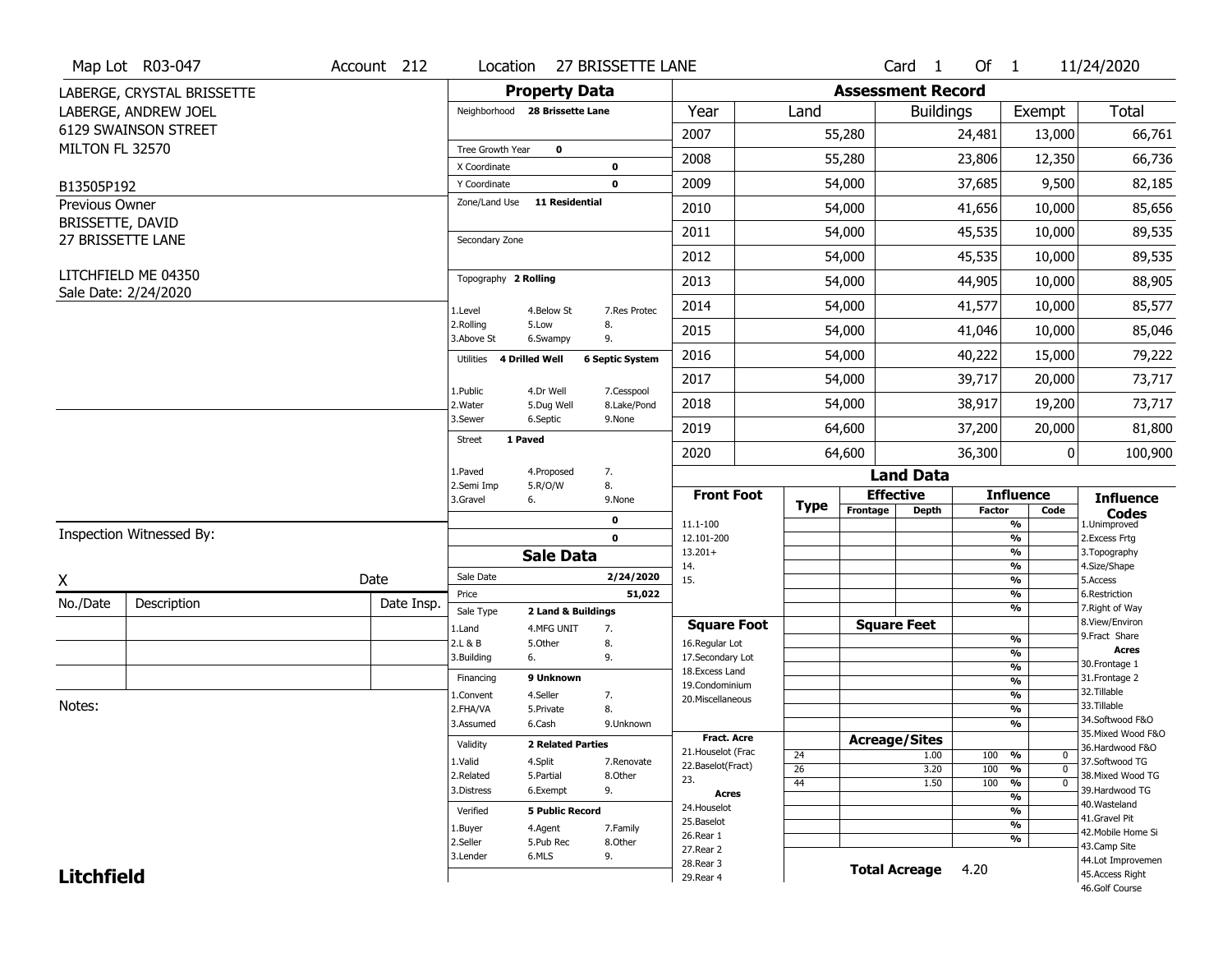Map Lot R03-047 | Account 212 | Location 27 BRISSETTE LANE | Card 1 Of 1 | 11/24/2020

LABERGE, CRYSTAL BRISSETTE
LABERGE, ANDREW JOEL
6129 SWAINSON STREET
MILTON FL 32570

B13505P192

Previous Owner
BRISSETTE, DAVID
27 BRISSETTE LANE

LITCHFIELD ME 04350
Sale Date: 2/24/2020

## Property Data

Neighborhood **28 Brissette Lane**

Tree Growth Year **0**
X Coordinate **0**
Y Coordinate **0**
Zone/Land Use **11 Residential**

Secondary Zone

Topography **2 Rolling**

1.Level 4.Below St 7.Res Protec
2.Rolling 5.Low 8.
3.Above St 6.Swampy 9.

Utilities **4 Drilled Well** **6 Septic System**

1.Public 4.Dr Well 7.Cesspool
2.Water 5.Dug Well 8.Lake/Pond
3.Sewer 6.Septic 9.None

Street **1 Paved**

1.Paved 4.Proposed 7.
2.Semi Imp 5.R/O/W 8.
3.Gravel 6. 9.None

0
0

## Sale Data

Sale Date **2/24/2020**
Price **51,022**
Sale Type **2 Land & Buildings**

1.Land 4.MFG UNIT 7.
2.L & B 5.Other 8.
3.Building 6. 9.

Financing **9 Unknown**

1.Convent 4.Seller 7.
2.FHA/VA 5.Private 8.
3.Assumed 6.Cash 9.Unknown

Validity **2 Related Parties**

1.Valid 4.Split 7.Renovate
2.Related 5.Partial 8.Other
3.Distress 6.Exempt 9.

Verified **5 Public Record**

1.Buyer 4.Agent 7.Family
2.Seller 5.Pub Rec 8.Other
3.Lender 6.MLS 9.

## Assessment Record

| Year | Land | Buildings | Exempt | Total |
|---|---|---|---|---|
| 2007 | 55,280 | 24,481 | 13,000 | 66,761 |
| 2008 | 55,280 | 23,806 | 12,350 | 66,736 |
| 2009 | 54,000 | 37,685 | 9,500 | 82,185 |
| 2010 | 54,000 | 41,656 | 10,000 | 85,656 |
| 2011 | 54,000 | 45,535 | 10,000 | 89,535 |
| 2012 | 54,000 | 45,535 | 10,000 | 89,535 |
| 2013 | 54,000 | 44,905 | 10,000 | 88,905 |
| 2014 | 54,000 | 41,577 | 10,000 | 85,577 |
| 2015 | 54,000 | 41,046 | 10,000 | 85,046 |
| 2016 | 54,000 | 40,222 | 15,000 | 79,222 |
| 2017 | 54,000 | 39,717 | 20,000 | 73,717 |
| 2018 | 54,000 | 38,917 | 19,200 | 73,717 |
| 2019 | 64,600 | 37,200 | 20,000 | 81,800 |
| 2020 | 64,600 | 36,300 | 0 | 100,900 |

## Land Data

| Front Foot | Type | Effective Frontage | Effective Depth | Influence Factor | Influence Code |
|---|---|---|---|---|---|
| 11.1-100 | | | | % | |
| 12.101-200 | | | | % | |
| 13.201+ | | | | % | |
| 14. | | | | % | |
| 15. | | | | % | |
| | | | | % | |
| | | | | % | |
| **Square Foot** | | **Square Feet** | | | |
| 16.Regular Lot | | | | % | |
| 17.Secondary Lot | | | | % | |
| 18.Excess Land | | | | % | |
| 19.Condominium | | | | % | |
| 20.Miscellaneous | | | | % | |
| | | | | % | |
| | | | | % | |
| **Fract. Acre** | | **Acreage/Sites** | | | |
| 21.Houselot (Frac | 24 | | 1.00 | 100 % | 0 |
| 22.Baselot(Fract) | 26 | | 3.20 | 100 % | 0 |
| 23. | 44 | | 1.50 | 100 % | 0 |
| **Acres** | | | | % | |
| 24.Houselot | | | | % | |
| 25.Baselot | | | | % | |
| 26.Rear 1 | | | | % | |
| 27.Rear 2 | | | | | |
| 28.Rear 3 | | | | | |
| 29.Rear 4 | | | | | |

**Total Acreage** 4.20

**Influence Codes**
1.Unimproved
2.Excess Frtg
3.Topography
4.Size/Shape
5.Access
6.Restriction
7.Right of Way
8.View/Environ
9.Fract Share
**Acres**
30.Frontage 1
31.Frontage 2
32.Tillable
33.Tillable
34.Softwood F&O
35.Mixed Wood F&O
36.Hardwood F&O
37.Softwood TG
38.Mixed Wood TG
39.Hardwood TG
40.Wasteland
41.Gravel Pit
42.Mobile Home Si
43.Camp Site
44.Lot Improvemen
45.Access Right
46.Golf Course

Inspection Witnessed By:

X Date

| No./Date | Description | Date Insp. |
|---|---|---|
| | | |
| | | |
| | | |

Notes:

**Litchfield**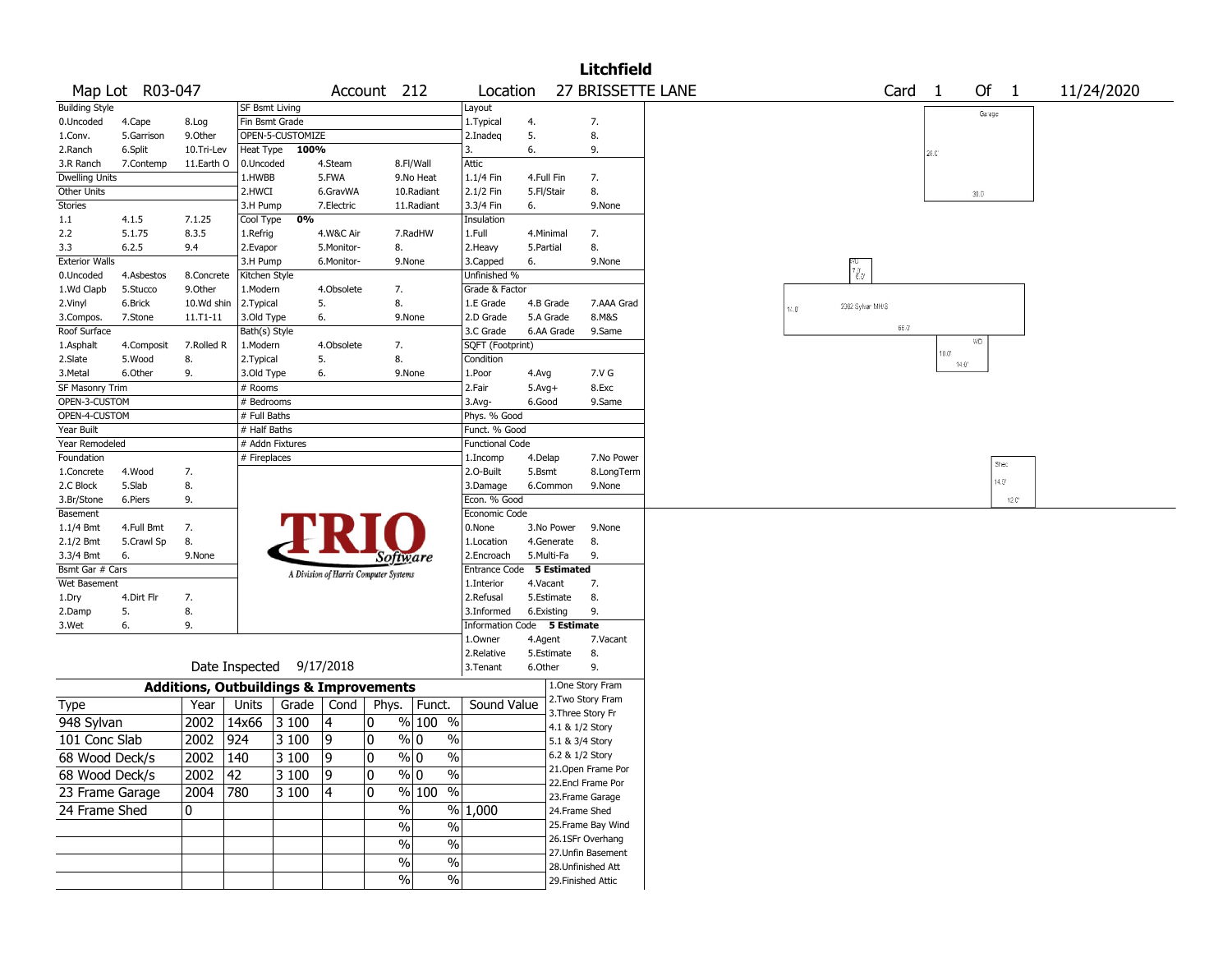# Litchfield

**Map Lot** R03-047 | **Account** 212 | **Location** 27 BRISSETTE LANE | **Card** 1 **Of** 1 | 11/24/2020

| Building Style | | | SF Bsmt Living | | | Layout | | |
|---|---|---|---|---|---|---|---|---|
| 0.Uncoded | 4.Cape | 8.Log | Fin Bsmt Grade | | | 1.Typical | 4. | 7. |
| 1.Conv. | 5.Garrison | 9.Other | OPEN-5-CUSTOMIZE | | | 2.Inadeq | 5. | 8. |
| 2.Ranch | 6.Split | 10.Tri-Lev | Heat Type **100%** | | | 3. | 6. | 9. |
| 3.R Ranch | 7.Contemp | 11.Earth O | 0.Uncoded | 4.Steam | 8.Fl/Wall | Attic | | |
| Dwelling Units | | | 1.HWBB | 5.FWA | 9.No Heat | 1.1/4 Fin | 4.Full Fin | 7. |
| Other Units | | | 2.HWCI | 6.GravWA | 10.Radiant | 2.1/2 Fin | 5.Fl/Stair | 8. |
| Stories | | | 3.H Pump | 7.Electric | 11.Radiant | 3.3/4 Fin | 6. | 9.None |
| 1.1 | 4.1.5 | 7.1.25 | Cool Type **0%** | | | Insulation | | |
| 2.2 | 5.1.75 | 8.3.5 | 1.Refrig | 4.W&C Air | 7.RadHW | 1.Full | 4.Minimal | 7. |
| 3.3 | 6.2.5 | 9.4 | 2.Evapor | 5.Monitor- | 8. | 2.Heavy | 5.Partial | 8. |
| Exterior Walls | | | 3.H Pump | 6.Monitor- | 9.None | 3.Capped | 6. | 9.None |
| 0.Uncoded | 4.Asbestos | 8.Concrete | Kitchen Style | | | Unfinished % | | |
| 1.Wd Clapb | 5.Stucco | 9.Other | 1.Modern | 4.Obsolete | 7. | Grade & Factor | | |
| 2.Vinyl | 6.Brick | 10.Wd shin | 2.Typical | 5. | 8. | 1.E Grade | 4.B Grade | 7.AAA Grad |
| 3.Compos. | 7.Stone | 11.T1-11 | 3.Old Type | 6. | 9.None | 2.D Grade | 5.A Grade | 8.M&S |
| Roof Surface | | | Bath(s) Style | | | 3.C Grade | 6.AA Grade | 9.Same |
| 1.Asphalt | 4.Composit | 7.Rolled R | 1.Modern | 4.Obsolete | 7. | SQFT (Footprint) | | |
| 2.Slate | 5.Wood | 8. | 2.Typical | 5. | 8. | Condition | | |
| 3.Metal | 6.Other | 9. | 3.Old Type | 6. | 9.None | 1.Poor | 4.Avg | 7.V G |
| SF Masonry Trim | | | # Rooms | | | 2.Fair | 5.Avg+ | 8.Exc |
| OPEN-3-CUSTOM | | | # Bedrooms | | | 3.Avg- | 6.Good | 9.Same |
| OPEN-4-CUSTOM | | | # Full Baths | | | Phys. % Good | | |
| Year Built | | | # Half Baths | | | Funct. % Good | | |
| Year Remodeled | | | # Addn Fixtures | | | Functional Code | | |
| Foundation | | | # Fireplaces | | | 1.Incomp | 4.Delap | 7.No Power |
| 1.Concrete | 4.Wood | 7. | | | | 2.O-Built | 5.Bsmt | 8.LongTerm |
| 2.C Block | 5.Slab | 8. | | | | 3.Damage | 6.Common | 9.None |
| 3.Br/Stone | 6.Piers | 9. | | | | Econ. % Good | | |
| Basement | | | | | | Economic Code | | |
| 1.1/4 Bmt | 4.Full Bmt | 7. | | | | 0.None | 3.No Power | 9.None |
| 2.1/2 Bmt | 5.Crawl Sp | 8. | | | | 1.Location | 4.Generate | 8. |
| 3.3/4 Bmt | 6. | 9.None | | | | 2.Encroach | 5.Multi-Fa | 9. |
| Bsmt Gar # Cars | | | | | | Entrance Code **5 Estimated** | | |
| Wet Basement | | | | | | 1.Interior | 4.Vacant | 7. |
| 1.Dry | 4.Dirt Flr | 7. | | | | 2.Refusal | 5.Estimate | 8. |
| 2.Damp | 5. | 8. | | | | 3.Informed | 6.Existing | 9. |
| 3.Wet | 6. | 9. | | | | Information Code **5 Estimate** | | |
| | | | | | | 1.Owner | 4.Agent | 7.Vacant |
| | | | | | | 2.Relative | 5.Estimate | 8. |
| Date Inspected 9/17/2018 | | | | | | 3.Tenant | 6.Other | 9. |

TRIO Software — A Division of Harris Computer Systems

## Additions, Outbuildings & Improvements

| Type | Year | Units | Grade | Cond | Phys. | Funct. | Sound Value |
|---|---|---|---|---|---|---|---|
| 948 Sylvan | 2002 | 14x66 | 3 100 | 4 | 0 % | 100 % | |
| 101 Conc Slab | 2002 | 924 | 3 100 | 9 | 0 % | 0 % | |
| 68 Wood Deck/s | 2002 | 140 | 3 100 | 9 | 0 % | 0 % | |
| 68 Wood Deck/s | 2002 | 42 | 3 100 | 9 | 0 % | 0 % | |
| 23 Frame Garage | 2004 | 780 | 3 100 | 4 | 0 % | 100 % | |
| 24 Frame Shed | 0 | | | | % | % | 1,000 |
| | | | | | % | % | |
| | | | | | % | % | |
| | | | | | % | % | |
| | | | | | % | % | |

1.One Story Fram
2.Two Story Fram
3.Three Story Fr
4.1 & 1/2 Story
5.1 & 3/4 Story
6.2 & 1/2 Story
21.Open Frame Por
22.Encl Frame Por
23.Frame Garage
24.Frame Shed
25.Frame Bay Wind
26.1SFr Overhang
27.Unfin Basement
28.Unfinished Att
29.Finished Attic

Sketch labels: Garage 28.0' x 30.0'; 2002 Sylvan MHS 14.0' x 66.0'; WD 7.0' x 6.0'; WD 10.0' x 14.0'; Shed 14.0' x 12.0'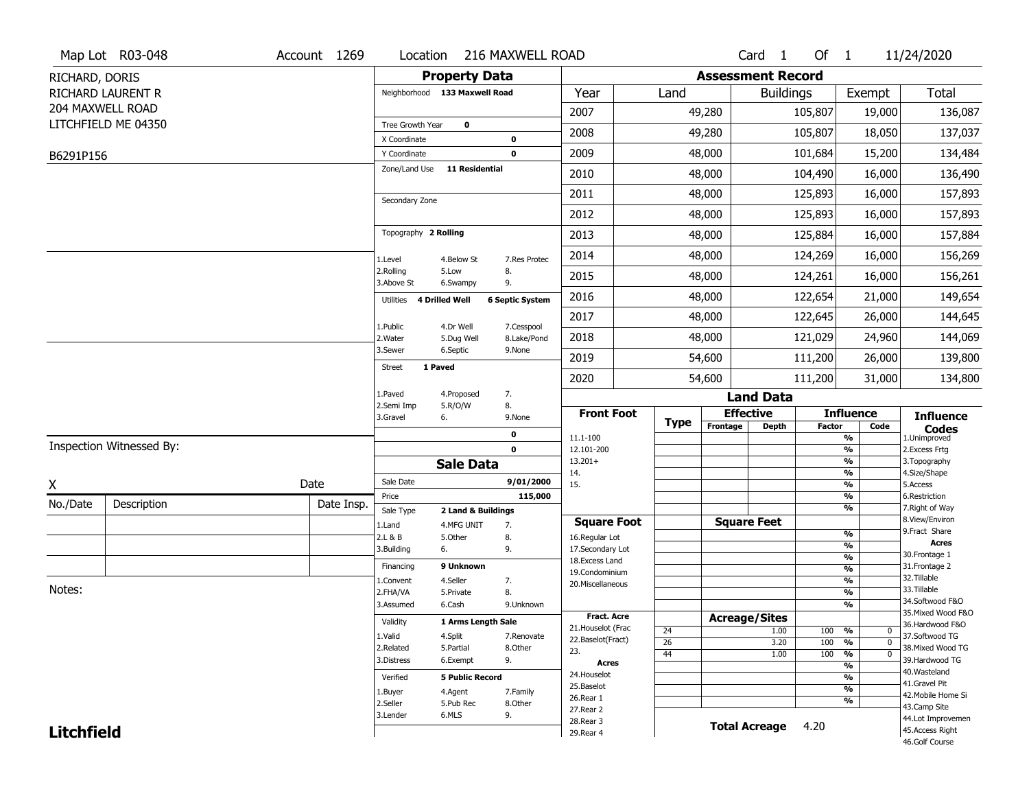Map Lot R03-048 | Account 1269 | Location 216 MAXWELL ROAD | Card 1 Of 1 | 11/24/2020

RICHARD, DORIS
RICHARD LAURENT R
204 MAXWELL ROAD
LITCHFIELD ME 04350

B6291P156

## Property Data

Neighborhood **133 Maxwell Road**

Tree Growth Year **0**
X Coordinate **0**
Y Coordinate **0**
Zone/Land Use **11 Residential**

Secondary Zone

Topography **2 Rolling**

1.Level 4.Below St 7.Res Protec
2.Rolling 5.Low 8.
3.Above St 6.Swampy 9.

Utilities **4 Drilled Well** **6 Septic System**

1.Public 4.Dr Well 7.Cesspool
2.Water 5.Dug Well 8.Lake/Pond
3.Sewer 6.Septic 9.None

Street **1 Paved**

1.Paved 4.Proposed 7.
2.Semi Imp 5.R/O/W 8.
3.Gravel 6. 9.None

0
0

## Sale Data

Sale Date **9/01/2000**
Price **115,000**
Sale Type **2 Land & Buildings**

1.Land 4.MFG UNIT 7.
2.L & B 5.Other 8.
3.Building 6. 9.

Financing **9 Unknown**

1.Convent 4.Seller 7.
2.FHA/VA 5.Private 8.
3.Assumed 6.Cash 9.Unknown

Validity **1 Arms Length Sale**

1.Valid 4.Split 7.Renovate
2.Related 5.Partial 8.Other
3.Distress 6.Exempt 9.

Verified **5 Public Record**

1.Buyer 4.Agent 7.Family
2.Seller 5.Pub Rec 8.Other
3.Lender 6.MLS 9.

## Assessment Record

| Year | Land | Buildings | Exempt | Total |
|---|---|---|---|---|
| 2007 | 49,280 | 105,807 | 19,000 | 136,087 |
| 2008 | 49,280 | 105,807 | 18,050 | 137,037 |
| 2009 | 48,000 | 101,684 | 15,200 | 134,484 |
| 2010 | 48,000 | 104,490 | 16,000 | 136,490 |
| 2011 | 48,000 | 125,893 | 16,000 | 157,893 |
| 2012 | 48,000 | 125,893 | 16,000 | 157,893 |
| 2013 | 48,000 | 125,884 | 16,000 | 157,884 |
| 2014 | 48,000 | 124,269 | 16,000 | 156,269 |
| 2015 | 48,000 | 124,261 | 16,000 | 156,261 |
| 2016 | 48,000 | 122,654 | 21,000 | 149,654 |
| 2017 | 48,000 | 122,645 | 26,000 | 144,645 |
| 2018 | 48,000 | 121,029 | 24,960 | 144,069 |
| 2019 | 54,600 | 111,200 | 26,000 | 139,800 |
| 2020 | 54,600 | 111,200 | 31,000 | 134,800 |

## Land Data

| Front Foot | Type | Effective Frontage | Effective Depth | Influence Factor | Influence Code |
|---|---|---|---|---|---|
| 11.1-100 | | | | % | |
| 12.101-200 | | | | % | |
| 13.201+ | | | | % | |
| 14. | | | | % | |
| 15. | | | | % | |
| | | | | % | |
| | | | | % | |
| **Square Foot** | | **Square Feet** | | | |
| 16.Regular Lot | | | | % | |
| 17.Secondary Lot | | | | % | |
| 18.Excess Land | | | | % | |
| 19.Condominium | | | | % | |
| 20.Miscellaneous | | | | % | |
| | | | | % | |
| | | | | % | |
| **Fract. Acre** | | **Acreage/Sites** | | | |
| 21.Houselot (Frac | 24 | | 1.00 | 100 % | 0 |
| 22.Baselot(Fract) | 26 | | 3.20 | 100 % | 0 |
| 23. | 44 | | 1.00 | 100 % | 0 |
| **Acres** | | | | % | |
| 24.Houselot | | | | % | |
| 25.Baselot | | | | % | |
| 26.Rear 1 | | | | % | |
| 27.Rear 2 | | | | | |
| 28.Rear 3 | | | | | |
| 29.Rear 4 | | | | | |

**Total Acreage** 4.20

**Influence Codes**
1.Unimproved
2.Excess Frtg
3.Topography
4.Size/Shape
5.Access
6.Restriction
7.Right of Way
8.View/Environ
9.Fract Share
**Acres**
30.Frontage 1
31.Frontage 2
32.Tillable
33.Tillable
34.Softwood F&O
35.Mixed Wood F&O
36.Hardwood F&O
37.Softwood TG
38.Mixed Wood TG
39.Hardwood TG
40.Wasteland
41.Gravel Pit
42.Mobile Home Si
43.Camp Site
44.Lot Improvemen
45.Access Right
46.Golf Course

Inspection Witnessed By:

X Date

| No./Date | Description | Date Insp. |
|---|---|---|
| | | |
| | | |
| | | |

Notes:

**Litchfield**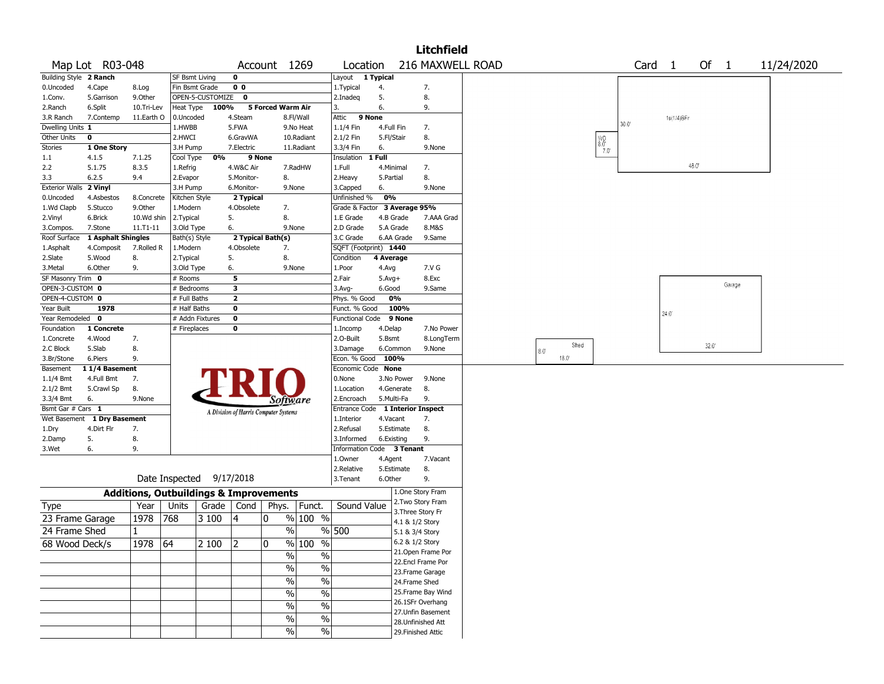# Litchfield

**Map Lot** R03-048 | **Account** 1269 | **Location** 216 MAXWELL ROAD | **Card** 1 **Of** 1 | 11/24/2020

| Building Style | 2 Ranch | | SF Bsmt Living | 0 | | Layout | 1 Typical | |
|---|---|---|---|---|---|---|---|---|
| 0.Uncoded | 4.Cape | 8.Log | Fin Bsmt Grade | 0 0 | | 1.Typical | 4. | 7. |
| 1.Conv. | 5.Garrison | 9.Other | OPEN-5-CUSTOMIZE | 0 | | 2.Inadeq | 5. | 8. |
| 2.Ranch | 6.Split | 10.Tri-Lev | Heat Type 100% | 5 Forced Warm Air | | 3. | 6. | 9. |
| 3.R Ranch | 7.Contemp | 11.Earth O | 0.Uncoded | 4.Steam | 8.Fl/Wall | Attic | 9 None | |
| Dwelling Units | 1 | | 1.HWBB | 5.FWA | 9.No Heat | 1.1/4 Fin | 4.Full Fin | 7. |
| Other Units | 0 | | 2.HWCI | 6.GravWA | 10.Radiant | 2.1/2 Fin | 5.Fl/Stair | 8. |
| Stories | 1 One Story | | 3.H Pump | 7.Electric | 11.Radiant | 3.3/4 Fin | 6. | 9.None |
| 1.1 | 4.1.5 | 7.1.25 | Cool Type 0% | 9 None | | Insulation | 1 Full | |
| 2.2 | 5.1.75 | 8.3.5 | 1.Refrig | 4.W&C Air | 7.RadHW | 1.Full | 4.Minimal | 7. |
| 3.3 | 6.2.5 | 9.4 | 2.Evapor | 5.Monitor- | 8. | 2.Heavy | 5.Partial | 8. |
| Exterior Walls | 2 Vinyl | | 3.H Pump | 6.Monitor- | 9.None | 3.Capped | 6. | 9.None |
| 0.Uncoded | 4.Asbestos | 8.Concrete | Kitchen Style | 2 Typical | | Unfinished % | 0% | |
| 1.Wd Clapb | 5.Stucco | 9.Other | 1.Modern | 4.Obsolete | 7. | Grade & Factor | 3 Average 95% | |
| 2.Vinyl | 6.Brick | 10.Wd shin | 2.Typical | 5. | 8. | 1.E Grade | 4.B Grade | 7.AAA Grad |
| 3.Compos. | 7.Stone | 11.T1-11 | 3.Old Type | 6. | 9.None | 2.D Grade | 5.A Grade | 8.M&S |
| Roof Surface | 1 Asphalt Shingles | | Bath(s) Style | 2 Typical Bath(s) | | 3.C Grade | 6.AA Grade | 9.Same |
| 1.Asphalt | 4.Composit | 7.Rolled R | 1.Modern | 4.Obsolete | 7. | SQFT (Footprint) | 1440 | |
| 2.Slate | 5.Wood | 8. | 2.Typical | 5. | 8. | Condition | 4 Average | |
| 3.Metal | 6.Other | 9. | 3.Old Type | 6. | 9.None | 1.Poor | 4.Avg | 7.V G |
| SF Masonry Trim | 0 | | # Rooms | 5 | | 2.Fair | 5.Avg+ | 8.Exc |
| OPEN-3-CUSTOM | 0 | | # Bedrooms | 3 | | 3.Avg- | 6.Good | 9.Same |
| OPEN-4-CUSTOM | 0 | | # Full Baths | 2 | | Phys. % Good | 0% | |
| Year Built | 1978 | | # Half Baths | 0 | | Funct. % Good | 100% | |
| Year Remodeled | 0 | | # Addn Fixtures | 0 | | Functional Code | 9 None | |
| Foundation | 1 Concrete | | # Fireplaces | 0 | | 1.Incomp | 4.Delap | 7.No Power |
| 1.Concrete | 4.Wood | 7. | | | | 2.O-Built | 5.Bsmt | 8.LongTerm |
| 2.C Block | 5.Slab | 8. | | | | 3.Damage | 6.Common | 9.None |
| 3.Br/Stone | 6.Piers | 9. | | | | Econ. % Good | 100% | |
| Basement | 1 1/4 Basement | | | | | Economic Code | None | |
| 1.1/4 Bmt | 4.Full Bmt | 7. | | | | 0.None | 3.No Power | 9.None |
| 2.1/2 Bmt | 5.Crawl Sp | 8. | | | | 1.Location | 4.Generate | 8. |
| 3.3/4 Bmt | 6. | 9.None | | | | 2.Encroach | 5.Multi-Fa | 9. |
| Bsmt Gar # Cars | 1 | | | | | Entrance Code | 1 Interior Inspect | |
| Wet Basement | 1 Dry Basement | | | | | 1.Interior | 4.Vacant | 7. |
| 1.Dry | 4.Dirt Flr | 7. | | | | 2.Refusal | 5.Estimate | 8. |
| 2.Damp | 5. | 8. | | | | 3.Informed | 6.Existing | 9. |
| 3.Wet | 6. | 9. | | | | Information Code | 3 Tenant | |
| | | | | | | 1.Owner | 4.Agent | 7.Vacant |
| | | | | | | 2.Relative | 5.Estimate | 8. |
| | | | | | | 3.Tenant | 6.Other | 9. |

Date Inspected 9/17/2018

## Additions, Outbuildings & Improvements

| Type | Year | Units | Grade | Cond | Phys. | Funct. | Sound Value |
|---|---|---|---|---|---|---|---|
| 23 Frame Garage | 1978 | 768 | 3 100 | 4 | 0 % | 100 % | |
| 24 Frame Shed | 1 | | | | % | % | 500 |
| 68 Wood Deck/s | 1978 | 64 | 2 100 | 2 | 0 % | 100 % | |
| | | | | | % | % | |
| | | | | | % | % | |
| | | | | | % | % | |
| | | | | | % | % | |
| | | | | | % | % | |
| | | | | | % | % | |
| | | | | | % | % | |

1.One Story Fram
2.Two Story Fram
3.Three Story Fr
4.1 & 1/2 Story
5.1 & 3/4 Story
6.2 & 1/2 Story
21.Open Frame Por
22.Encl Frame Por
23.Frame Garage
24.Frame Shed
25.Frame Bay Wind
26.1SFr Overhang
27.Unfin Basement
28.Unfinished Att
29.Finished Attic

1s(1/4)BFr 30.0' 48.0' WD 8.0' 7.0'

Garage 24.0' 32.0'

Shed 8.0' 18.0'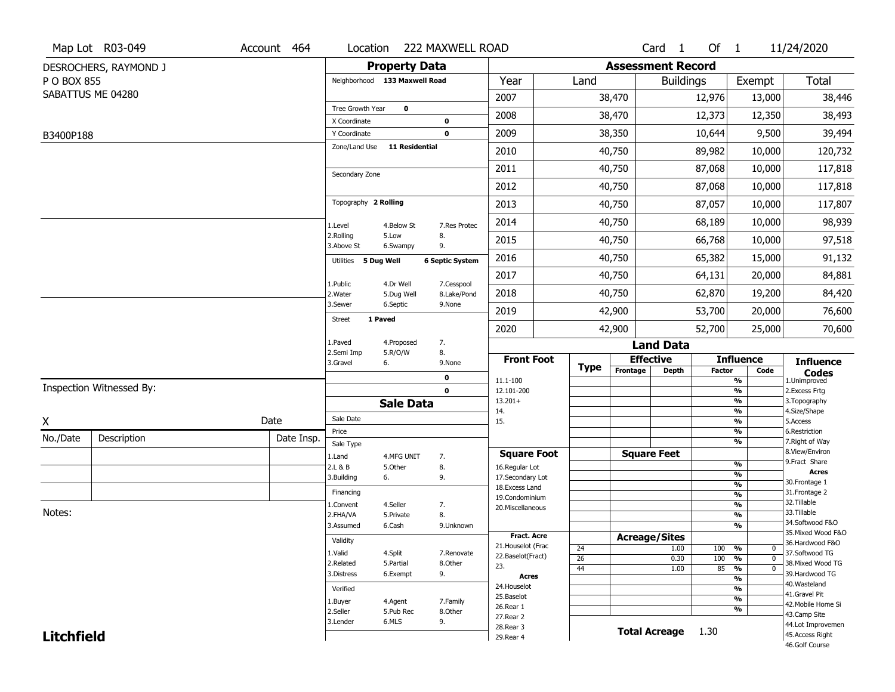Map Lot R03-049 | Account 464 | Location 222 MAXWELL ROAD | Card 1 Of 1 | 11/24/2020

DESROCHERS, RAYMOND J
P O BOX 855
SABATTUS ME 04280

B3400P188

## Property Data

Neighborhood **133 Maxwell Road**

Tree Growth Year **0**
X Coordinate **0**
Y Coordinate **0**
Zone/Land Use **11 Residential**

Secondary Zone

Topography **2 Rolling**

1.Level | 4.Below St | 7.Res Protec
2.Rolling | 5.Low | 8.
3.Above St | 6.Swampy | 9.

Utilities **5 Dug Well** **6 Septic System**

1.Public | 4.Dr Well | 7.Cesspool
2.Water | 5.Dug Well | 8.Lake/Pond
3.Sewer | 6.Septic | 9.None

Street **1 Paved**

1.Paved | 4.Proposed | 7.
2.Semi Imp | 5.R/O/W | 8.
3.Gravel | 6. | 9.None

0
0

## Assessment Record

| Year | Land | Buildings | Exempt | Total |
|---|---|---|---|---|
| 2007 | 38,470 | 12,976 | 13,000 | 38,446 |
| 2008 | 38,470 | 12,373 | 12,350 | 38,493 |
| 2009 | 38,350 | 10,644 | 9,500 | 39,494 |
| 2010 | 40,750 | 89,982 | 10,000 | 120,732 |
| 2011 | 40,750 | 87,068 | 10,000 | 117,818 |
| 2012 | 40,750 | 87,068 | 10,000 | 117,818 |
| 2013 | 40,750 | 87,057 | 10,000 | 117,807 |
| 2014 | 40,750 | 68,189 | 10,000 | 98,939 |
| 2015 | 40,750 | 66,768 | 10,000 | 97,518 |
| 2016 | 40,750 | 65,382 | 15,000 | 91,132 |
| 2017 | 40,750 | 64,131 | 20,000 | 84,881 |
| 2018 | 40,750 | 62,870 | 19,200 | 84,420 |
| 2019 | 42,900 | 53,700 | 20,000 | 76,600 |
| 2020 | 42,900 | 52,700 | 25,000 | 70,600 |

## Land Data

| Front Foot | Type | Effective Frontage | Effective Depth | Influence Factor | Influence Code |
|---|---|---|---|---|---|
| 11.1-100 | | | | % | |
| 12.101-200 | | | | % | |
| 13.201+ | | | | % | |
| 14. | | | | % | |
| 15. | | | | % | |
| | | | | % | |
| | | | | % | |

| Square Foot | Square Feet | | |
|---|---|---|---|
| 16.Regular Lot | | % | |
| 17.Secondary Lot | | % | |
| 18.Excess Land | | % | |
| 19.Condominium | | % | |
| 20.Miscellaneous | | % | |
| | | % | |
| | | % | |

| Fract. Acre / Acres | Type | Acreage/Sites | Factor | Code |
|---|---|---|---|---|
| 21.Houselot (Frac | 24 | 1.00 | 100 % | 0 |
| 22.Baselot(Fract) | 26 | 0.30 | 100 % | 0 |
| 23. | 44 | 1.00 | 85 % | 0 |
| 24.Houselot | | | % | |
| 25.Baselot | | | % | |
| 26.Rear 1 | | | % | |
| 27.Rear 2 | | | % | |
| 28.Rear 3 | | | | |
| 29.Rear 4 | | | | |

**Total Acreage** 1.30

**Influence Codes**
1.Unimproved
2.Excess Frtg
3.Topography
4.Size/Shape
5.Access
6.Restriction
7.Right of Way
8.View/Environ
9.Fract Share

**Acres**
30.Frontage 1
31.Frontage 2
32.Tillable
33.Tillable
34.Softwood F&O
35.Mixed Wood F&O
36.Hardwood F&O
37.Softwood TG
38.Mixed Wood TG
39.Hardwood TG
40.Wasteland
41.Gravel Pit
42.Mobile Home Si
43.Camp Site
44.Lot Improvemen
45.Access Right
46.Golf Course

## Sale Data

Sale Date
Price
Sale Type
1.Land | 4.MFG UNIT | 7.
2.L & B | 5.Other | 8.
3.Building | 6. | 9.

Financing
1.Convent | 4.Seller | 7.
2.FHA/VA | 5.Private | 8.
3.Assumed | 6.Cash | 9.Unknown

Validity
1.Valid | 4.Split | 7.Renovate
2.Related | 5.Partial | 8.Other
3.Distress | 6.Exempt | 9.

Verified
1.Buyer | 4.Agent | 7.Family
2.Seller | 5.Pub Rec | 8.Other
3.Lender | 6.MLS | 9.

Inspection Witnessed By:

X Date

| No./Date | Description | Date Insp. |
|---|---|---|
| | | |
| | | |
| | | |

Notes:

**Litchfield**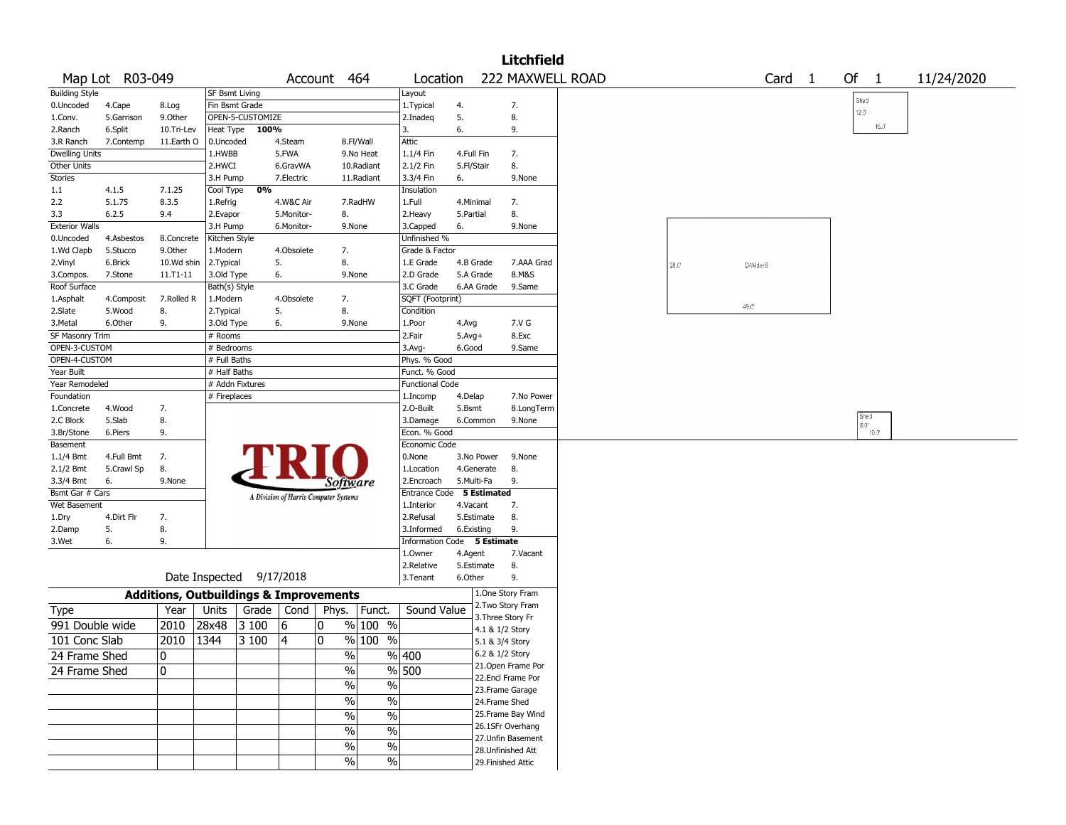# Litchfield

**Map Lot** R03-049 **Account** 464 **Location** 222 MAXWELL ROAD **Card** 1 **Of** 1 11/24/2020

| Building Style | | | SF Bsmt Living | | | Layout | | |
|---|---|---|---|---|---|---|---|---|
| 0.Uncoded | 4.Cape | 8.Log | Fin Bsmt Grade | | | 1.Typical | 4. | 7. |
| 1.Conv. | 5.Garrison | 9.Other | OPEN-5-CUSTOMIZE | | | 2.Inadeq | 5. | 8. |
| 2.Ranch | 6.Split | 10.Tri-Lev | Heat Type 100% | | | 3. | 6. | 9. |
| 3.R Ranch | 7.Contemp | 11.Earth O | 0.Uncoded | 4.Steam | 8.Fl/Wall | Attic | | |
| Dwelling Units | | | 1.HWBB | 5.FWA | 9.No Heat | 1.1/4 Fin | 4.Full Fin | 7. |
| Other Units | | | 2.HWCI | 6.GravWA | 10.Radiant | 2.1/2 Fin | 5.Fl/Stair | 8. |
| Stories | | | 3.H Pump | 7.Electric | 11.Radiant | 3.3/4 Fin | 6. | 9.None |
| 1.1 | 4.1.5 | 7.1.25 | Cool Type 0% | | | Insulation | | |
| 2.2 | 5.1.75 | 8.3.5 | 1.Refrig | 4.W&C Air | 7.RadHW | 1.Full | 4.Minimal | 7. |
| 3.3 | 6.2.5 | 9.4 | 2.Evapor | 5.Monitor- | 8. | 2.Heavy | 5.Partial | 8. |
| Exterior Walls | | | 3.H Pump | 6.Monitor- | 9.None | 3.Capped | 6. | 9.None |
| 0.Uncoded | 4.Asbestos | 8.Concrete | Kitchen Style | | | Unfinished % | | |
| 1.Wd Clapb | 5.Stucco | 9.Other | 1.Modern | 4.Obsolete | 7. | Grade & Factor | | |
| 2.Vinyl | 6.Brick | 10.Wd shin | 2.Typical | 5. | 8. | 1.E Grade | 4.B Grade | 7.AAA Grad |
| 3.Compos. | 7.Stone | 11.T1-11 | 3.Old Type | 6. | 9.None | 2.D Grade | 5.A Grade | 8.M&S |
| Roof Surface | | | Bath(s) Style | | | 3.C Grade | 6.AA Grade | 9.Same |
| 1.Asphalt | 4.Composit | 7.Rolled R | 1.Modern | 4.Obsolete | 7. | SQFT (Footprint) | | |
| 2.Slate | 5.Wood | 8. | 2.Typical | 5. | 8. | Condition | | |
| 3.Metal | 6.Other | 9. | 3.Old Type | 6. | 9.None | 1.Poor | 4.Avg | 7.V G |
| SF Masonry Trim | | | # Rooms | | | 2.Fair | 5.Avg+ | 8.Exc |
| OPEN-3-CUSTOM | | | # Bedrooms | | | 3.Avg- | 6.Good | 9.Same |
| OPEN-4-CUSTOM | | | # Full Baths | | | Phys. % Good | | |
| Year Built | | | # Half Baths | | | Funct. % Good | | |
| Year Remodeled | | | # Addn Fixtures | | | Functional Code | | |
| Foundation | | | # Fireplaces | | | 1.Incomp | 4.Delap | 7.No Power |
| 1.Concrete | 4.Wood | 7. | | | | 2.O-Built | 5.Bsmt | 8.LongTerm |
| 2.C Block | 5.Slab | 8. | | | | 3.Damage | 6.Common | 9.None |
| 3.Br/Stone | 6.Piers | 9. | | | | Econ. % Good | | |
| Basement | | | | | | Economic Code | | |
| 1.1/4 Bmt | 4.Full Bmt | 7. | | | | 0.None | 3.No Power | 9.None |
| 2.1/2 Bmt | 5.Crawl Sp | 8. | | | | 1.Location | 4.Generate | 8. |
| 3.3/4 Bmt | 6. | 9.None | | | | 2.Encroach | 5.Multi-Fa | 9. |
| Bsmt Gar # Cars | | | | | | Entrance Code 5 Estimated | | |
| Wet Basement | | | | | | 1.Interior | 4.Vacant | 7. |
| 1.Dry | 4.Dirt Flr | 7. | | | | 2.Refusal | 5.Estimate | 8. |
| 2.Damp | 5. | 8. | | | | 3.Informed | 6.Existing | 9. |
| 3.Wet | 6. | 9. | | | | Information Code 5 Estimate | | |
| | | | | | | 1.Owner | 4.Agent | 7.Vacant |
| | | | | | | 2.Relative | 5.Estimate | 8. |
| | | | Date Inspected 9/17/2018 | | | 3.Tenant | 6.Other | 9. |

TRIO Software — A Division of Harris Computer Systems

## Additions, Outbuildings & Improvements

| Type | Year | Units | Grade | Cond | Phys. | Funct. | Sound Value |
|---|---|---|---|---|---|---|---|
| 991 Double wide | 2010 | 28x48 | 3 100 | 6 | 0 % | 100 % | |
| 101 Conc Slab | 2010 | 1344 | 3 100 | 4 | 0 % | 100 % | |
| 24 Frame Shed | 0 | | | | % | % | 400 |
| 24 Frame Shed | 0 | | | | % | % | 500 |
| | | | | | % | % | |
| | | | | | % | % | |
| | | | | | % | % | |
| | | | | | % | % | |
| | | | | | % | % | |
| | | | | | % | % | |

1.One Story Fram
2.Two Story Fram
3.Three Story Fr
4.1 & 1/2 Story
5.1 & 3/4 Story
6.2 & 1/2 Story
21.Open Frame Por
22.Encl Frame Por
23.Frame Garage
24.Frame Shed
25.Frame Bay Wind
26.1SFr Overhang
27.Unfin Basement
28.Unfinished Att
29.Finished Attic

Shed 12.0' 16.0'

28.0' DWide/S 48.0'

Shed 8.0' 10.0'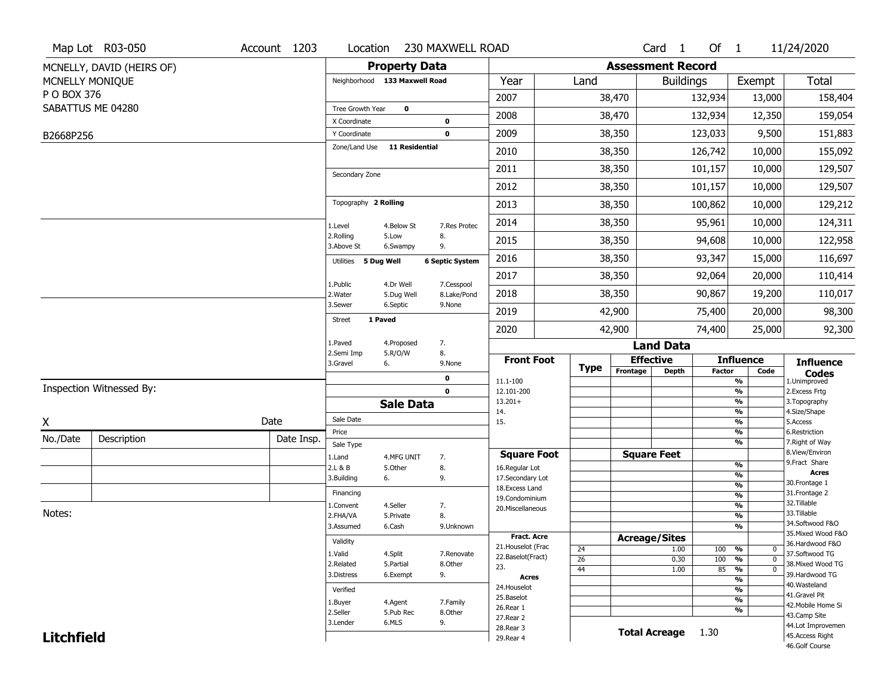Map Lot R03-050 | Account 1203 | Location 230 MAXWELL ROAD | Card 1 Of 1 | 11/24/2020

MCNELLY, DAVID (HEIRS OF)
MCNELLY MONIQUE
P O BOX 376
SABATTUS ME 04280

B2668P256

## Property Data

Neighborhood **133 Maxwell Road**

Tree Growth Year **0**
X Coordinate **0**
Y Coordinate **0**
Zone/Land Use **11 Residential**

Secondary Zone

Topography **2 Rolling**

1.Level 4.Below St 7.Res Protec
2.Rolling 5.Low 8.
3.Above St 6.Swampy 9.

Utilities **5 Dug Well** **6 Septic System**

1.Public 4.Dr Well 7.Cesspool
2.Water 5.Dug Well 8.Lake/Pond
3.Sewer 6.Septic 9.None

Street **1 Paved**

1.Paved 4.Proposed 7.
2.Semi Imp 5.R/O/W 8.
3.Gravel 6. 9.None

**0**
**0**

## Assessment Record

| Year | Land | Buildings | Exempt | Total |
|---|---|---|---|---|
| 2007 | 38,470 | 132,934 | 13,000 | 158,404 |
| 2008 | 38,470 | 132,934 | 12,350 | 159,054 |
| 2009 | 38,350 | 123,033 | 9,500 | 151,883 |
| 2010 | 38,350 | 126,742 | 10,000 | 155,092 |
| 2011 | 38,350 | 101,157 | 10,000 | 129,507 |
| 2012 | 38,350 | 101,157 | 10,000 | 129,507 |
| 2013 | 38,350 | 100,862 | 10,000 | 129,212 |
| 2014 | 38,350 | 95,961 | 10,000 | 124,311 |
| 2015 | 38,350 | 94,608 | 10,000 | 122,958 |
| 2016 | 38,350 | 93,347 | 15,000 | 116,697 |
| 2017 | 38,350 | 92,064 | 20,000 | 110,414 |
| 2018 | 38,350 | 90,867 | 19,200 | 110,017 |
| 2019 | 42,900 | 75,400 | 20,000 | 98,300 |
| 2020 | 42,900 | 74,400 | 25,000 | 92,300 |

Inspection Witnessed By:

X Date

| No./Date | Description | Date Insp. |
|---|---|---|
| | | |
| | | |
| | | |

Notes:

## Sale Data

Sale Date
Price
Sale Type

1.Land 4.MFG UNIT 7.
2.L & B 5.Other 8.
3.Building 6. 9.

Financing

1.Convent 4.Seller 7.
2.FHA/VA 5.Private 8.
3.Assumed 6.Cash 9.Unknown

Validity

1.Valid 4.Split 7.Renovate
2.Related 5.Partial 8.Other
3.Distress 6.Exempt 9.

Verified

1.Buyer 4.Agent 7.Family
2.Seller 5.Pub Rec 8.Other
3.Lender 6.MLS 9.

## Land Data

| Front Foot | Type | Effective Frontage | Effective Depth | Influence Factor | Influence Code |
|---|---|---|---|---|---|
| 11.1-100 | | | | % | |
| 12.101-200 | | | | % | |
| 13.201+ | | | | % | |
| 14. | | | | % | |
| 15. | | | | % | |
| | | | | % | |
| | | | | % | |
| **Square Foot** | | **Square Feet** | | | |
| 16.Regular Lot | | | | % | |
| 17.Secondary Lot | | | | % | |
| 18.Excess Land | | | | % | |
| 19.Condominium | | | | % | |
| 20.Miscellaneous | | | | % | |
| | | | | % | |
| | | | | % | |
| **Fract. Acre** | | **Acreage/Sites** | | | |
| 21.Houselot (Frac | 24 | | 1.00 | 100 % | 0 |
| 22.Baselot(Fract) | 26 | | 0.30 | 100 % | 0 |
| 23. | 44 | | 1.00 | 85 % | 0 |
| **Acres** | | | | % | |
| 24.Houselot | | | | % | |
| 25.Baselot | | | | % | |
| 26.Rear 1 | | | | % | |
| 27.Rear 2 | | | | | |
| 28.Rear 3 | | | | | |
| 29.Rear 4 | | | | | |

**Total Acreage** 1.30

**Influence Codes**
1.Unimproved
2.Excess Frtg
3.Topography
4.Size/Shape
5.Access
6.Restriction
7.Right of Way
8.View/Environ
9.Fract Share

**Acres**
30.Frontage 1
31.Frontage 2
32.Tillable
33.Tillable
34.Softwood F&O
35.Mixed Wood F&O
36.Hardwood F&O
37.Softwood TG
38.Mixed Wood TG
39.Hardwood TG
40.Wasteland
41.Gravel Pit
42.Mobile Home Si
43.Camp Site
44.Lot Improvemen
45.Access Right
46.Golf Course

**Litchfield**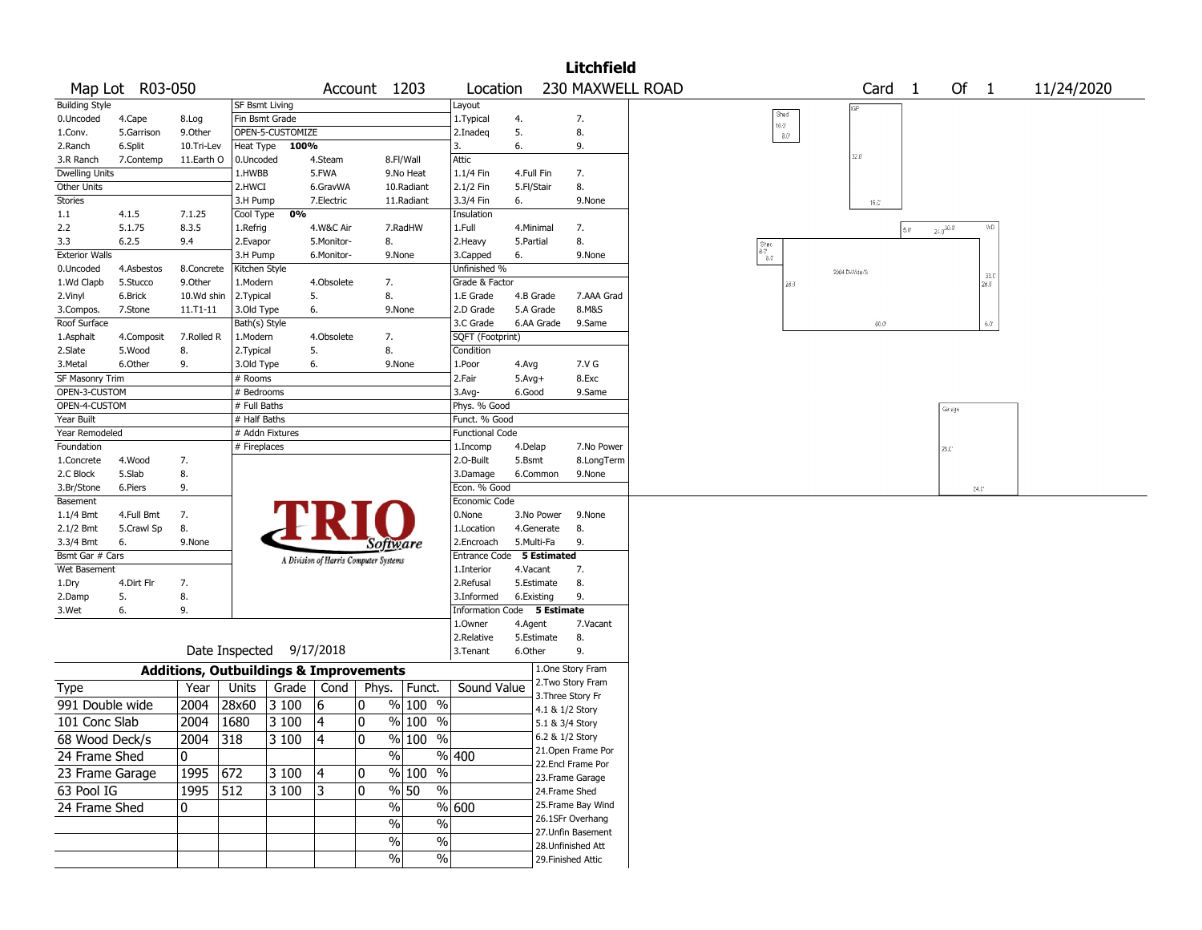# Litchfield

Map Lot R03-050 | Account 1203 | Location 230 MAXWELL ROAD | Card 1 Of 1 | 11/24/2020

| Building Style | | | SF Bsmt Living | | | Layout | | |
|---|---|---|---|---|---|---|---|---|
| 0.Uncoded | 4.Cape | 8.Log | Fin Bsmt Grade | | | 1.Typical | 4. | 7. |
| 1.Conv. | 5.Garrison | 9.Other | OPEN-5-CUSTOMIZE | | | 2.Inadeq | 5. | 8. |
| 2.Ranch | 6.Split | 10.Tri-Lev | Heat Type 100% | | | 3. | 6. | 9. |
| 3.R Ranch | 7.Contemp | 11.Earth O | 0.Uncoded | 4.Steam | 8.Fl/Wall | Attic | | |
| Dwelling Units | | | 1.HWBB | 5.FWA | 9.No Heat | 1.1/4 Fin | 4.Full Fin | 7. |
| Other Units | | | 2.HWCI | 6.GravWA | 10.Radiant | 2.1/2 Fin | 5.Fl/Stair | 8. |
| Stories | | | 3.H Pump | 7.Electric | 11.Radiant | 3.3/4 Fin | 6. | 9.None |
| 1.1 | 4.1.5 | 7.1.25 | Cool Type 0% | | | Insulation | | |
| 2.2 | 5.1.75 | 8.3.5 | 1.Refrig | 4.W&C Air | 7.RadHW | 1.Full | 4.Minimal | 7. |
| 3.3 | 6.2.5 | 9.4 | 2.Evapor | 5.Monitor- | 8. | 2.Heavy | 5.Partial | 8. |
| Exterior Walls | | | 3.H Pump | 6.Monitor- | 9.None | 3.Capped | 6. | 9.None |
| 0.Uncoded | 4.Asbestos | 8.Concrete | Kitchen Style | | | Unfinished % | | |
| 1.Wd Clapb | 5.Stucco | 9.Other | 1.Modern | 4.Obsolete | 7. | Grade & Factor | | |
| 2.Vinyl | 6.Brick | 10.Wd shin | 2.Typical | 5. | 8. | 1.E Grade | 4.B Grade | 7.AAA Grad |
| 3.Compos. | 7.Stone | 11.T1-11 | 3.Old Type | 6. | 9.None | 2.D Grade | 5.A Grade | 8.M&S |
| Roof Surface | | | Bath(s) Style | | | 3.C Grade | 6.AA Grade | 9.Same |
| 1.Asphalt | 4.Composit | 7.Rolled R | 1.Modern | 4.Obsolete | 7. | SQFT (Footprint) | | |
| 2.Slate | 5.Wood | 8. | 2.Typical | 5. | 8. | Condition | | |
| 3.Metal | 6.Other | 9. | 3.Old Type | 6. | 9.None | 1.Poor | 4.Avg | 7.V G |
| SF Masonry Trim | | | # Rooms | | | 2.Fair | 5.Avg+ | 8.Exc |
| OPEN-3-CUSTOM | | | # Bedrooms | | | 3.Avg- | 6.Good | 9.Same |
| OPEN-4-CUSTOM | | | # Full Baths | | | Phys. % Good | | |
| Year Built | | | # Half Baths | | | Funct. % Good | | |
| Year Remodeled | | | # Addn Fixtures | | | Functional Code | | |
| Foundation | | | # Fireplaces | | | 1.Incomp | 4.Delap | 7.No Power |
| 1.Concrete | 4.Wood | 7. | | | | 2.O-Built | 5.Bsmt | 8.LongTerm |
| 2.C Block | 5.Slab | 8. | | | | 3.Damage | 6.Common | 9.None |
| 3.Br/Stone | 6.Piers | 9. | | | | Econ. % Good | | |
| Basement | | | | | | Economic Code | | |
| 1.1/4 Bmt | 4.Full Bmt | 7. | | | | 0.None | 3.No Power | 9.None |
| 2.1/2 Bmt | 5.Crawl Sp | 8. | | | | 1.Location | 4.Generate | 8. |
| 3.3/4 Bmt | 6. | 9.None | | | | 2.Encroach | 5.Multi-Fa | 9. |
| Bsmt Gar # Cars | | | | | | Entrance Code 5 Estimated | | |
| Wet Basement | | | | | | 1.Interior | 4.Vacant | 7. |
| 1.Dry | 4.Dirt Flr | 7. | | | | 2.Refusal | 5.Estimate | 8. |
| 2.Damp | 5. | 8. | | | | 3.Informed | 6.Existing | 9. |
| 3.Wet | 6. | 9. | | | | Information Code 5 Estimate | | |
| | | | | | | 1.Owner | 4.Agent | 7.Vacant |
| | | | | | | 2.Relative | 5.Estimate | 8. |
| Date Inspected 9/17/2018 | | | | | | 3.Tenant | 6.Other | 9. |

TRIO Software — A Division of Harris Computer Systems

## Additions, Outbuildings & Improvements

| Type | Year | Units | Grade | Cond | Phys. | Funct. | Sound Value |
|---|---|---|---|---|---|---|---|
| 991 Double wide | 2004 | 28x60 | 3 100 | 6 | 0 % | 100 % | |
| 101 Conc Slab | 2004 | 1680 | 3 100 | 4 | 0 % | 100 % | |
| 68 Wood Deck/s | 2004 | 318 | 3 100 | 4 | 0 % | 100 % | |
| 24 Frame Shed | 0 | | | | % | % | 400 |
| 23 Frame Garage | 1995 | 672 | 3 100 | 4 | 0 % | 100 % | |
| 63 Pool IG | 1995 | 512 | 3 100 | 3 | 0 % | 50 % | |
| 24 Frame Shed | 0 | | | | % | % | 600 |
| | | | | | % | % | |
| | | | | | % | % | |
| | | | | | % | % | |

1.One Story Fram
2.Two Story Fram
3.Three Story Fr
4.1 & 1/2 Story
5.1 & 3/4 Story
6.2 & 1/2 Story
21.Open Frame Por
22.Encl Frame Por
23.Frame Garage
24.Frame Shed
25.Frame Bay Wind
26.1SFr Overhang
27.Unfin Basement
28.Unfinished Att
29.Finished Attic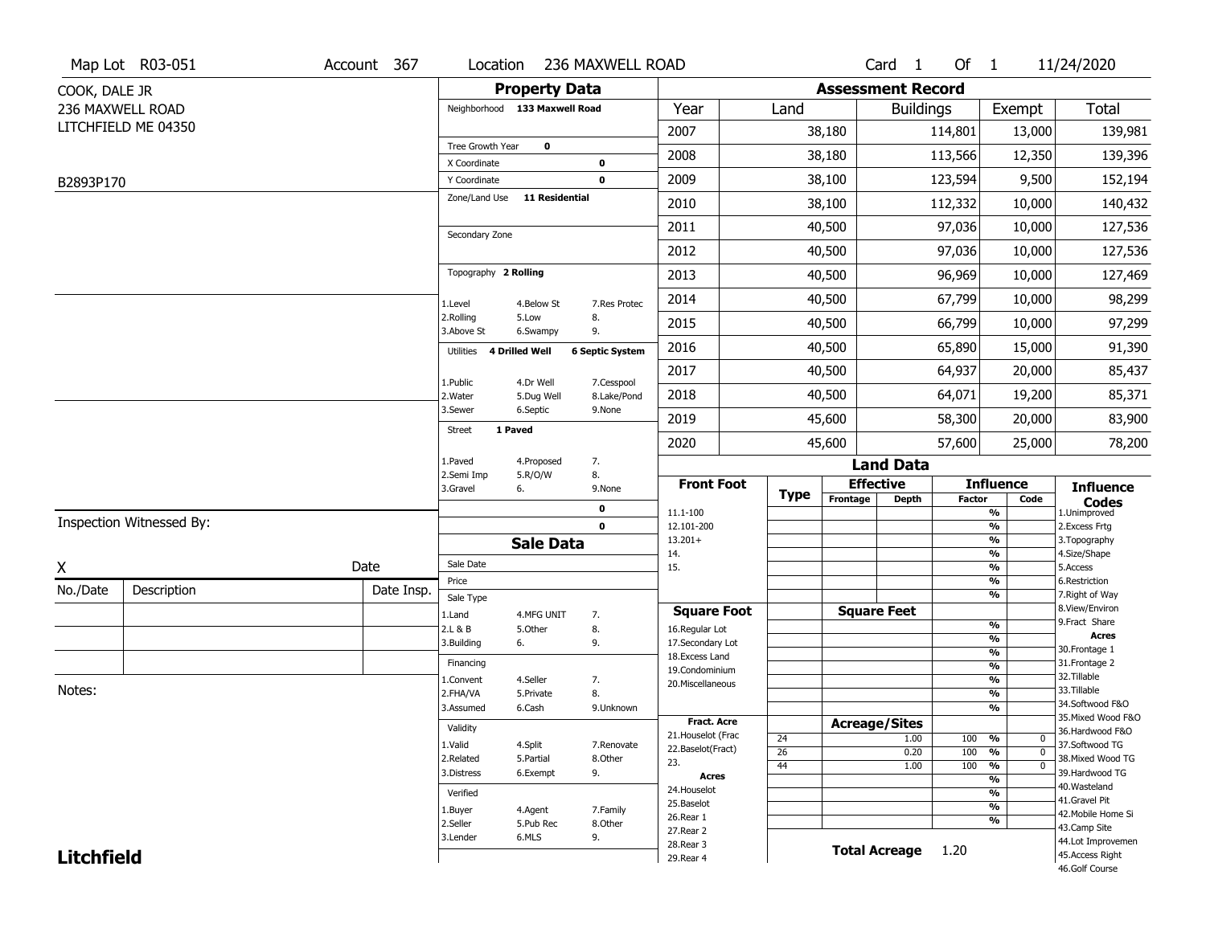Map Lot R03-051 | Account 367 | Location 236 MAXWELL ROAD | Card 1 Of 1 | 11/24/2020

COOK, DALE JR
236 MAXWELL ROAD
LITCHFIELD ME 04350

B2893P170

## Property Data

Neighborhood 133 Maxwell Road

Tree Growth Year 0
X Coordinate 0
Y Coordinate 0
Zone/Land Use 11 Residential

Secondary Zone

Topography 2 Rolling

1.Level 4.Below St 7.Res Protec
2.Rolling 5.Low 8.
3.Above St 6.Swampy 9.

Utilities 4 Drilled Well 6 Septic System

1.Public 4.Dr Well 7.Cesspool
2.Water 5.Dug Well 8.Lake/Pond
3.Sewer 6.Septic 9.None

Street 1 Paved

1.Paved 4.Proposed 7.
2.Semi Imp 5.R/O/W 8.
3.Gravel 6. 9.None

0
0

## Sale Data

Sale Date
Price
Sale Type
1.Land 4.MFG UNIT 7.
2.L & B 5.Other 8.
3.Building 6. 9.

Financing
1.Convent 4.Seller 7.
2.FHA/VA 5.Private 8.
3.Assumed 6.Cash 9.Unknown

Validity
1.Valid 4.Split 7.Renovate
2.Related 5.Partial 8.Other
3.Distress 6.Exempt 9.

Verified
1.Buyer 4.Agent 7.Family
2.Seller 5.Pub Rec 8.Other
3.Lender 6.MLS 9.

## Assessment Record

| Year | Land | Buildings | Exempt | Total |
|---|---|---|---|---|
| 2007 | 38,180 | 114,801 | 13,000 | 139,981 |
| 2008 | 38,180 | 113,566 | 12,350 | 139,396 |
| 2009 | 38,100 | 123,594 | 9,500 | 152,194 |
| 2010 | 38,100 | 112,332 | 10,000 | 140,432 |
| 2011 | 40,500 | 97,036 | 10,000 | 127,536 |
| 2012 | 40,500 | 97,036 | 10,000 | 127,536 |
| 2013 | 40,500 | 96,969 | 10,000 | 127,469 |
| 2014 | 40,500 | 67,799 | 10,000 | 98,299 |
| 2015 | 40,500 | 66,799 | 10,000 | 97,299 |
| 2016 | 40,500 | 65,890 | 15,000 | 91,390 |
| 2017 | 40,500 | 64,937 | 20,000 | 85,437 |
| 2018 | 40,500 | 64,071 | 19,200 | 85,371 |
| 2019 | 45,600 | 58,300 | 20,000 | 83,900 |
| 2020 | 45,600 | 57,600 | 25,000 | 78,200 |

## Land Data

Front Foot: 11.1-100, 12.101-200, 13.201+, 14., 15.

Square Foot: 16.Regular Lot, 17.Secondary Lot, 18.Excess Land, 19.Condominium, 20.Miscellaneous

Fract. Acre: 21.Houselot (Frac, 22.Baselot(Fract), 23.

Acres: 24.Houselot, 25.Baselot, 26.Rear 1, 27.Rear 2, 28.Rear 3, 29.Rear 4

### Acreage/Sites

| Type | Acreage/Sites | Influence Factor | Code |
|---|---|---|---|
| 24 | 1.00 | 100 % | 0 |
| 26 | 0.20 | 100 % | 0 |
| 44 | 1.00 | 100 % | 0 |

**Total Acreage** 1.20

Influence Codes: 1.Unimproved, 2.Excess Frtg, 3.Topography, 4.Size/Shape, 5.Access, 6.Restriction, 7.Right of Way, 8.View/Environ, 9.Fract Share

Acres: 30.Frontage 1, 31.Frontage 2, 32.Tillable, 33.Tillable, 34.Softwood F&O, 35.Mixed Wood F&O, 36.Hardwood F&O, 37.Softwood TG, 38.Mixed Wood TG, 39.Hardwood TG, 40.Wasteland, 41.Gravel Pit, 42.Mobile Home Si, 43.Camp Site, 44.Lot Improvemen, 45.Access Right, 46.Golf Course

Inspection Witnessed By:

X Date

| No./Date | Description | Date Insp. |
|---|---|---|
| | | |
| | | |
| | | |

Notes:

**Litchfield**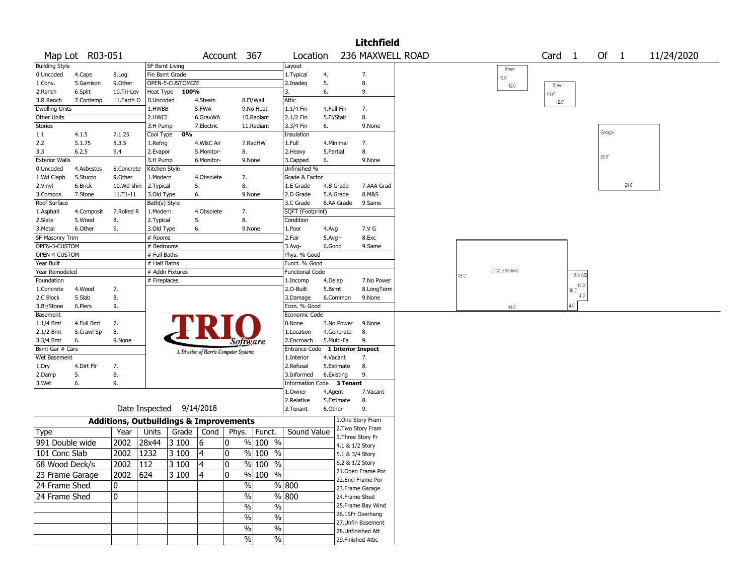# Litchfield

**Map Lot** R03-051 **Account** 367 **Location** 236 MAXWELL ROAD **Card** 1 **Of** 1 11/24/2020

| Building Style | | | SF Bsmt Living | | | Layout | | |
|---|---|---|---|---|---|---|---|---|
| 0.Uncoded | 4.Cape | 8.Log | Fin Bsmt Grade | | | 1.Typical | 4. | 7. |
| 1.Conv. | 5.Garrison | 9.Other | OPEN-5-CUSTOMIZE | | | 2.Inadeq | 5. | 8. |
| 2.Ranch | 6.Split | 10.Tri-Lev | Heat Type 100% | | | 3. | 6. | 9. |
| 3.R Ranch | 7.Contemp | 11.Earth O | 0.Uncoded | 4.Steam | 8.Fl/Wall | Attic | | |
| Dwelling Units | | | 1.HWBB | 5.FWA | 9.No Heat | 1.1/4 Fin | 4.Full Fin | 7. |
| Other Units | | | 2.HWCI | 6.GravWA | 10.Radiant | 2.1/2 Fin | 5.Fl/Stair | 8. |
| Stories | | | 3.H Pump | 7.Electric | 11.Radiant | 3.3/4 Fin | 6. | 9.None |
| 1.1 | 4.1.5 | 7.1.25 | Cool Type 0% | | | Insulation | | |
| 2.2 | 5.1.75 | 8.3.5 | 1.Refrig | 4.W&C Air | 7.RadHW | 1.Full | 4.Minimal | 7. |
| 3.3 | 6.2.5 | 9.4 | 2.Evapor | 5.Monitor- | 8. | 2.Heavy | 5.Partial | 8. |
| Exterior Walls | | | 3.H Pump | 6.Monitor- | 9.None | 3.Capped | 6. | 9.None |
| 0.Uncoded | 4.Asbestos | 8.Concrete | Kitchen Style | | | Unfinished % | | |
| 1.Wd Clapb | 5.Stucco | 9.Other | 1.Modern | 4.Obsolete | 7. | Grade & Factor | | |
| 2.Vinyl | 6.Brick | 10.Wd shin | 2.Typical | 5. | 8. | 1.E Grade | 4.B Grade | 7.AAA Grad |
| 3.Compos. | 7.Stone | 11.T1-11 | 3.Old Type | 6. | 9.None | 2.D Grade | 5.A Grade | 8.M&S |
| Roof Surface | | | Bath(s) Style | | | 3.C Grade | 6.AA Grade | 9.Same |
| 1.Asphalt | 4.Composit | 7.Rolled R | 1.Modern | 4.Obsolete | 7. | SQFT (Footprint) | | |
| 2.Slate | 5.Wood | 8. | 2.Typical | 5. | 8. | Condition | | |
| 3.Metal | 6.Other | 9. | 3.Old Type | 6. | 9.None | 1.Poor | 4.Avg | 7.V G |
| SF Masonry Trim | | | # Rooms | | | 2.Fair | 5.Avg+ | 8.Exc |
| OPEN-3-CUSTOM | | | # Bedrooms | | | 3.Avg- | 6.Good | 9.Same |
| OPEN-4-CUSTOM | | | # Full Baths | | | Phys. % Good | | |
| Year Built | | | # Half Baths | | | Funct. % Good | | |
| Year Remodeled | | | # Addn Fixtures | | | Functional Code | | |
| Foundation | | | # Fireplaces | | | 1.Incomp | 4.Delap | 7.No Power |
| 1.Concrete | 4.Wood | 7. | | | | 2.O-Built | 5.Bsmt | 8.LongTerm |
| 2.C Block | 5.Slab | 8. | | | | 3.Damage | 6.Common | 9.None |
| 3.Br/Stone | 6.Piers | 9. | | | | Econ. % Good | | |
| Basement | | | | | | Economic Code | | |
| 1.1/4 Bmt | 4.Full Bmt | 7. | | | | 0.None | 3.No Power | 9.None |
| 2.1/2 Bmt | 5.Crawl Sp | 8. | | | | 1.Location | 4.Generate | 8. |
| 3.3/4 Bmt | 6. | 9.None | | | | 2.Encroach | 5.Multi-Fa | 9. |
| Bsmt Gar # Cars | | | | | | Entrance Code 1 Interior Inspect | | |
| Wet Basement | | | | | | 1.Interior | 4.Vacant | 7. |
| 1.Dry | 4.Dirt Flr | 7. | | | | 2.Refusal | 5.Estimate | 8. |
| 2.Damp | 5. | 8. | | | | 3.Informed | 6.Existing | 9. |
| 3.Wet | 6. | 9. | | | | Information Code 3 Tenant | | |
| | | | | | | 1.Owner | 4.Agent | 7.Vacant |
| | | | | | | 2.Relative | 5.Estimate | 8. |
| | | | Date Inspected 9/14/2018 | | | 3.Tenant | 6.Other | 9. |

TRIO Software — A Division of Harris Computer Systems

## Additions, Outbuildings & Improvements

| Type | Year | Units | Grade | Cond | Phys. | Funct. | Sound Value |
|---|---|---|---|---|---|---|---|
| 991 Double wide | 2002 | 28x44 | 3 100 | 6 | 0 % | 100 % | |
| 101 Conc Slab | 2002 | 1232 | 3 100 | 4 | 0 % | 100 % | |
| 68 Wood Deck/s | 2002 | 112 | 3 100 | 4 | 0 % | 100 % | |
| 23 Frame Garage | 2002 | 624 | 3 100 | 4 | 0 % | 100 % | |
| 24 Frame Shed | 0 | | | | % | % | 800 |
| 24 Frame Shed | 0 | | | | % | % | 800 |
| | | | | | % | % | |
| | | | | | % | % | |
| | | | | | % | % | |
| | | | | | % | % | |

1.One Story Fram
2.Two Story Fram
3.Three Story Fr
4.1 & 1/2 Story
5.1 & 3/4 Story
6.2 & 1/2 Story
21.Open Frame Por
22.Encl Frame Por
23.Frame Garage
24.Frame Shed
25.Frame Bay Wind
26.1SFr Overhang
27.Unfin Basement
28.Unfinished Att
29.Finished Attic

Sketch labels: Shed 10.0' x 12.0'; Shed 10.0' x 12.0'; Garage 26.0' x 24.0'; 2002 D-Wide/S 28.0' x 44.0'; 8.0'WD 16.0' 12.0' 4.0' 4.0'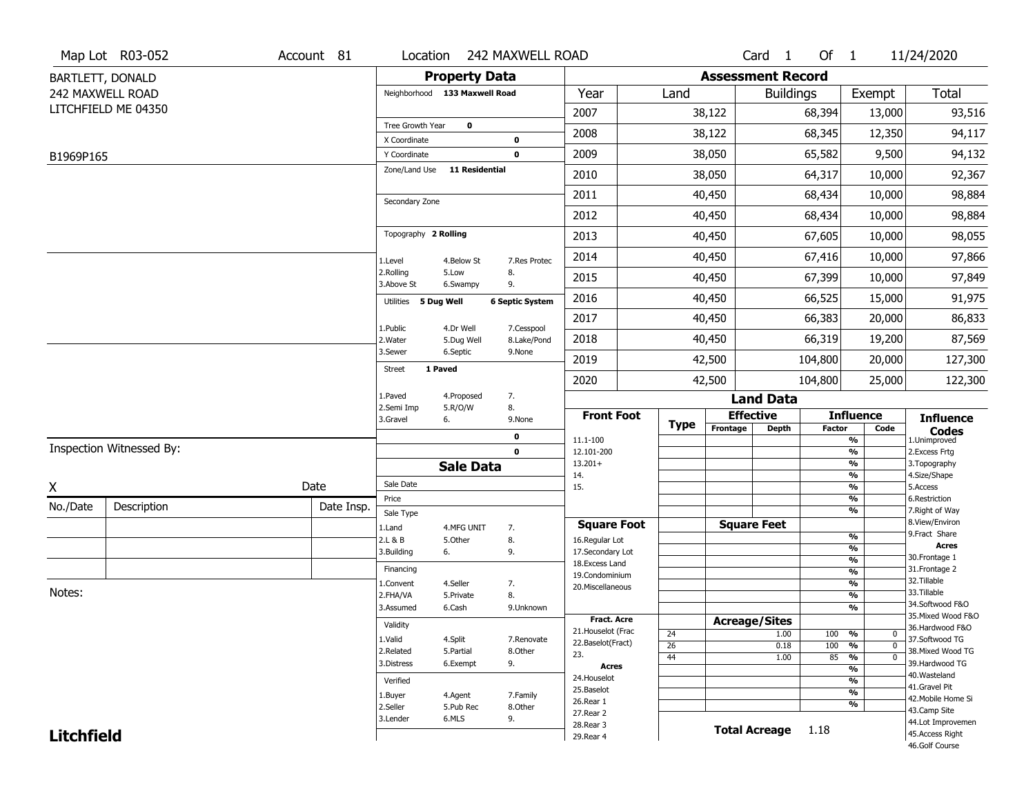Map Lot R03-052 | Account 81 | Location 242 MAXWELL ROAD | Card 1 Of 1 | 11/24/2020

BARTLETT, DONALD
242 MAXWELL ROAD
LITCHFIELD ME 04350

B1969P165

## Property Data

Neighborhood **133 Maxwell Road**

Tree Growth Year **0**
X Coordinate **0**
Y Coordinate **0**
Zone/Land Use **11 Residential**

Secondary Zone

Topography **2 Rolling**

| | | |
|---|---|---|
| 1.Level | 4.Below St | 7.Res Protec |
| 2.Rolling | 5.Low | 8. |
| 3.Above St | 6.Swampy | 9. |

Utilities **5 Dug Well** **6 Septic System**

| | | |
|---|---|---|
| 1.Public | 4.Dr Well | 7.Cesspool |
| 2.Water | 5.Dug Well | 8.Lake/Pond |
| 3.Sewer | 6.Septic | 9.None |

Street **1 Paved**

| | | |
|---|---|---|
| 1.Paved | 4.Proposed | 7. |
| 2.Semi Imp | 5.R/O/W | 8. |
| 3.Gravel | 6. | 9.None |

0
0

## Sale Data

Sale Date
Price
Sale Type

| | | |
|---|---|---|
| 1.Land | 4.MFG UNIT | 7. |
| 2.L & B | 5.Other | 8. |
| 3.Building | 6. | 9. |

Financing

| | | |
|---|---|---|
| 1.Convent | 4.Seller | 7. |
| 2.FHA/VA | 5.Private | 8. |
| 3.Assumed | 6.Cash | 9.Unknown |

Validity

| | | |
|---|---|---|
| 1.Valid | 4.Split | 7.Renovate |
| 2.Related | 5.Partial | 8.Other |
| 3.Distress | 6.Exempt | 9. |

Verified

| | | |
|---|---|---|
| 1.Buyer | 4.Agent | 7.Family |
| 2.Seller | 5.Pub Rec | 8.Other |
| 3.Lender | 6.MLS | 9. |

## Assessment Record

| Year | Land | Buildings | Exempt | Total |
|---|---|---|---|---|
| 2007 | 38,122 | 68,394 | 13,000 | 93,516 |
| 2008 | 38,122 | 68,345 | 12,350 | 94,117 |
| 2009 | 38,050 | 65,582 | 9,500 | 94,132 |
| 2010 | 38,050 | 64,317 | 10,000 | 92,367 |
| 2011 | 40,450 | 68,434 | 10,000 | 98,884 |
| 2012 | 40,450 | 68,434 | 10,000 | 98,884 |
| 2013 | 40,450 | 67,605 | 10,000 | 98,055 |
| 2014 | 40,450 | 67,416 | 10,000 | 97,866 |
| 2015 | 40,450 | 67,399 | 10,000 | 97,849 |
| 2016 | 40,450 | 66,525 | 15,000 | 91,975 |
| 2017 | 40,450 | 66,383 | 20,000 | 86,833 |
| 2018 | 40,450 | 66,319 | 19,200 | 87,569 |
| 2019 | 42,500 | 104,800 | 20,000 | 127,300 |
| 2020 | 42,500 | 104,800 | 25,000 | 122,300 |

## Land Data

| Front Foot | Type | Effective Frontage | Effective Depth | Influence Factor | Influence Code |
|---|---|---|---|---|---|
| 11.1-100 | | | | % | |
| 12.101-200 | | | | % | |
| 13.201+ | | | | % | |
| 14. | | | | % | |
| 15. | | | | % | |
| | | | | % | |
| | | | | % | |

| Square Foot | Square Feet | Influence Factor | |
|---|---|---|---|
| 16.Regular Lot | | % | |
| 17.Secondary Lot | | % | |
| 18.Excess Land | | % | |
| 19.Condominium | | % | |
| 20.Miscellaneous | | % | |
| | | % | |
| | | % | |

| Fract. Acre | Type | Acreage/Sites | Influence Factor | Influence Code |
|---|---|---|---|---|
| 21.Houselot (Frac | 24 | 1.00 | 100 % | 0 |
| 22.Baselot(Fract) | 26 | 0.18 | 100 % | 0 |
| 23. | 44 | 1.00 | 85 % | 0 |
| **Acres** | | | % | |
| 24.Houselot | | | % | |
| 25.Baselot | | | % | |
| 26.Rear 1 | | | % | |
| 27.Rear 2 | | | | |
| 28.Rear 3 | | | | |
| 29.Rear 4 | | | | |

**Total Acreage** 1.18

**Influence Codes**
1.Unimproved
2.Excess Frtg
3.Topography
4.Size/Shape
5.Access
6.Restriction
7.Right of Way
8.View/Environ
9.Fract Share
**Acres**
30.Frontage 1
31.Frontage 2
32.Tillable
33.Tillable
34.Softwood F&O
35.Mixed Wood F&O
36.Hardwood F&O
37.Softwood TG
38.Mixed Wood TG
39.Hardwood TG
40.Wasteland
41.Gravel Pit
42.Mobile Home Si
43.Camp Site
44.Lot Improvemen
45.Access Right
46.Golf Course

Inspection Witnessed By:

X _______________ Date

| No./Date | Description | Date Insp. |
|---|---|---|
| | | |
| | | |
| | | |

Notes:

**Litchfield**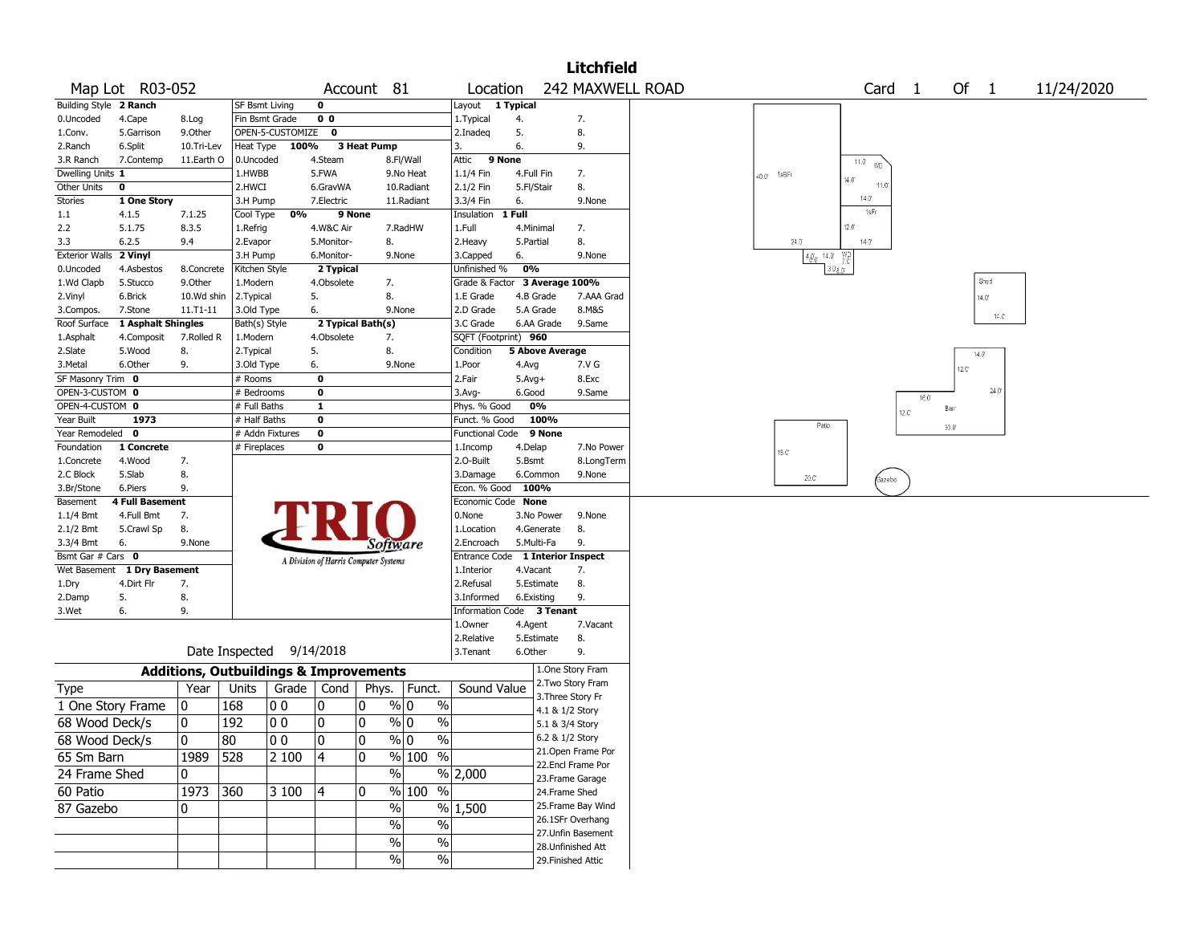# Litchfield

**Map Lot** R03-052 **Account** 81 **Location** 242 MAXWELL ROAD **Card** 1 **Of** 1 11/24/2020

| Building Style | 2 Ranch | | SF Bsmt Living | 0 | | | Layout | 1 Typical | |
|---|---|---|---|---|---|---|---|---|---|
| 0.Uncoded | 4.Cape | 8.Log | Fin Bsmt Grade | 0 0 | | | 1.Typical | 4. | 7. |
| 1.Conv. | 5.Garrison | 9.Other | OPEN-5-CUSTOMIZE | 0 | | | 2.Inadeq | 5. | 8. |
| 2.Ranch | 6.Split | 10.Tri-Lev | Heat Type | 100% | 3 Heat Pump | | 3. | 6. | 9. |
| 3.R Ranch | 7.Contemp | 11.Earth O | 0.Uncoded | 4.Steam | 8.Fl/Wall | | Attic | 9 None | |
| Dwelling Units | 1 | | 1.HWBB | 5.FWA | 9.No Heat | | 1.1/4 Fin | 4.Full Fin | 7. |
| Other Units | 0 | | 2.HWCI | 6.GravWA | 10.Radiant | | 2.1/2 Fin | 5.Fl/Stair | 8. |
| Stories | 1 One Story | | 3.H Pump | 7.Electric | 11.Radiant | | 3.3/4 Fin | 6. | 9.None |
| 1.1 | 4.1.5 | 7.1.25 | Cool Type | 0% | 9 None | | Insulation | 1 Full | |
| 2.2 | 5.1.75 | 8.3.5 | 1.Refrig | 4.W&C Air | 7.RadHW | | 1.Full | 4.Minimal | 7. |
| 3.3 | 6.2.5 | 9.4 | 2.Evapor | 5.Monitor- | 8. | | 2.Heavy | 5.Partial | 8. |
| Exterior Walls | 2 Vinyl | | 3.H Pump | 6.Monitor- | 9.None | | 3.Capped | 6. | 9.None |
| 0.Uncoded | 4.Asbestos | 8.Concrete | Kitchen Style | 2 Typical | | | Unfinished % | 0% | |
| 1.Wd Clapb | 5.Stucco | 9.Other | 1.Modern | 4.Obsolete | 7. | | Grade & Factor | 3 Average 100% | |
| 2.Vinyl | 6.Brick | 10.Wd shin | 2.Typical | 5. | 8. | | 1.E Grade | 4.B Grade | 7.AAA Grad |
| 3.Compos. | 7.Stone | 11.T1-11 | 3.Old Type | 6. | 9.None | | 2.D Grade | 5.A Grade | 8.M&S |
| Roof Surface | 1 Asphalt Shingles | | Bath(s) Style | 2 Typical Bath(s) | | | 3.C Grade | 6.AA Grade | 9.Same |
| 1.Asphalt | 4.Composit | 7.Rolled R | 1.Modern | 4.Obsolete | 7. | | SQFT (Footprint) | 960 | |
| 2.Slate | 5.Wood | 8. | 2.Typical | 5. | 8. | | Condition | 5 Above Average | |
| 3.Metal | 6.Other | 9. | 3.Old Type | 6. | 9.None | | 1.Poor | 4.Avg | 7.V G |
| SF Masonry Trim | 0 | | # Rooms | 0 | | | 2.Fair | 5.Avg+ | 8.Exc |
| OPEN-3-CUSTOM | 0 | | # Bedrooms | 0 | | | 3.Avg- | 6.Good | 9.Same |
| OPEN-4-CUSTOM | 0 | | # Full Baths | 1 | | | Phys. % Good | 0% | |
| Year Built | 1973 | | # Half Baths | 0 | | | Funct. % Good | 100% | |
| Year Remodeled | 0 | | # Addn Fixtures | 0 | | | Functional Code | 9 None | |
| Foundation | 1 Concrete | | # Fireplaces | 0 | | | 1.Incomp | 4.Delap | 7.No Power |
| 1.Concrete | 4.Wood | 7. | | | | | 2.O-Built | 5.Bsmt | 8.LongTerm |
| 2.C Block | 5.Slab | 8. | | | | | 3.Damage | 6.Common | 9.None |
| 3.Br/Stone | 6.Piers | 9. | | | | | Econ. % Good | 100% | |
| Basement | 4 Full Basement | | | | | | Economic Code | None | |
| 1.1/4 Bmt | 4.Full Bmt | 7. | | | | | 0.None | 3.No Power | 9.None |
| 2.1/2 Bmt | 5.Crawl Sp | 8. | | | | | 1.Location | 4.Generate | 8. |
| 3.3/4 Bmt | 6. | 9.None | | | | | 2.Encroach | 5.Multi-Fa | 9. |
| Bsmt Gar # Cars | 0 | | | | | | Entrance Code | 1 Interior Inspect | |
| Wet Basement | 1 Dry Basement | | | | | | 1.Interior | 4.Vacant | 7. |
| 1.Dry | 4.Dirt Flr | 7. | | | | | 2.Refusal | 5.Estimate | 8. |
| 2.Damp | 5. | 8. | | | | | 3.Informed | 6.Existing | 9. |
| 3.Wet | 6. | 9. | | | | | Information Code | 3 Tenant | |
| | | | | | | | 1.Owner | 4.Agent | 7.Vacant |
| | | | | | | | 2.Relative | 5.Estimate | 8. |
| | | | | | | | 3.Tenant | 6.Other | 9. |

TRIO Software — A Division of Harris Computer Systems

Date Inspected 9/14/2018

## Additions, Outbuildings & Improvements

| Type | Year | Units | Grade | Cond | Phys. | Funct. | Sound Value |
|---|---|---|---|---|---|---|---|
| 1 One Story Frame | 0 | 168 | 0 0 | 0 | 0 % | 0 % | |
| 68 Wood Deck/s | 0 | 192 | 0 0 | 0 | 0 % | 0 % | |
| 68 Wood Deck/s | 0 | 80 | 0 0 | 0 | 0 % | 0 % | |
| 65 Sm Barn | 1989 | 528 | 2 100 | 4 | 0 % | 100 % | |
| 24 Frame Shed | 0 | | | | % | % | 2,000 |
| 60 Patio | 1973 | 360 | 3 100 | 4 | 0 % | 100 % | |
| 87 Gazebo | 0 | | | | % | % | 1,500 |
| | | | | | % | % | |
| | | | | | % | % | |
| | | | | | % | % | |

1.One Story Fram
2.Two Story Fram
3.Three Story Fr
4.1 & 1/2 Story
5.1 & 3/4 Story
6.2 & 1/2 Story
21.Open Frame Por
22.Encl Frame Por
23.Frame Garage
24.Frame Shed
25.Frame Bay Wind
26.1SFr Overhang
27.Unfin Basement
28.Unfinished Att
29.Finished Attic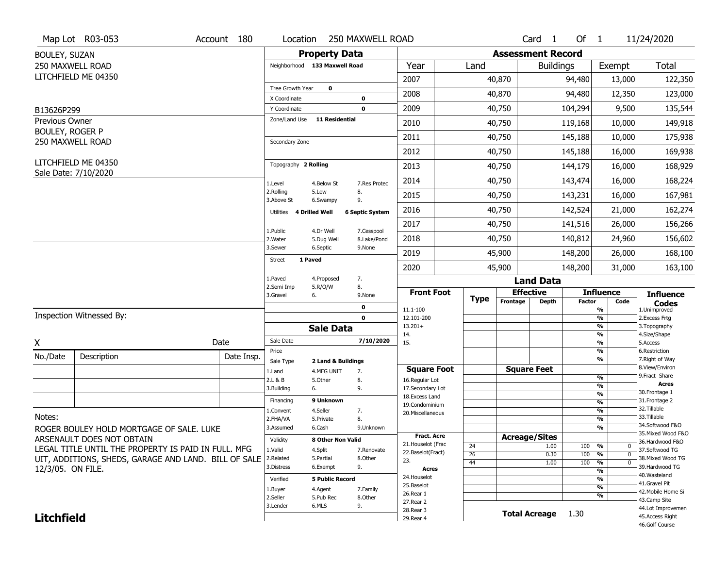Map Lot R03-053 | Account 180 | Location 250 MAXWELL ROAD | Card 1 Of 1 | 11/24/2020

BOULEY, SUZAN
250 MAXWELL ROAD
LITCHFIELD ME 04350

B13626P299

Previous Owner
BOULEY, ROGER P
250 MAXWELL ROAD

LITCHFIELD ME 04350
Sale Date: 7/10/2020

## Property Data

Neighborhood 133 Maxwell Road

Tree Growth Year 0
X Coordinate 0
Y Coordinate 0
Zone/Land Use 11 Residential

Secondary Zone

Topography 2 Rolling

| | | |
|---|---|---|
| 1.Level | 4.Below St | 7.Res Protec |
| 2.Rolling | 5.Low | 8. |
| 3.Above St | 6.Swampy | 9. |

Utilities 4 Drilled Well 6 Septic System

| | | |
|---|---|---|
| 1.Public | 4.Dr Well | 7.Cesspool |
| 2.Water | 5.Dug Well | 8.Lake/Pond |
| 3.Sewer | 6.Septic | 9.None |

Street 1 Paved

| | | |
|---|---|---|
| 1.Paved | 4.Proposed | 7. |
| 2.Semi Imp | 5.R/O/W | 8. |
| 3.Gravel | 6. | 9.None |

0
0

## Sale Data

Sale Date 7/10/2020
Price
Sale Type 2 Land & Buildings

| | | |
|---|---|---|
| 1.Land | 4.MFG UNIT | 7. |
| 2.L & B | 5.Other | 8. |
| 3.Building | 6. | 9. |

Financing 9 Unknown

| | | |
|---|---|---|
| 1.Convent | 4.Seller | 7. |
| 2.FHA/VA | 5.Private | 8. |
| 3.Assumed | 6.Cash | 9.Unknown |

Validity 8 Other Non Valid

| | | |
|---|---|---|
| 1.Valid | 4.Split | 7.Renovate |
| 2.Related | 5.Partial | 8.Other |
| 3.Distress | 6.Exempt | 9. |

Verified 5 Public Record

| | | |
|---|---|---|
| 1.Buyer | 4.Agent | 7.Family |
| 2.Seller | 5.Pub Rec | 8.Other |
| 3.Lender | 6.MLS | 9. |

## Assessment Record

| Year | Land | Buildings | Exempt | Total |
|---|---|---|---|---|
| 2007 | 40,870 | 94,480 | 13,000 | 122,350 |
| 2008 | 40,870 | 94,480 | 12,350 | 123,000 |
| 2009 | 40,750 | 104,294 | 9,500 | 135,544 |
| 2010 | 40,750 | 119,168 | 10,000 | 149,918 |
| 2011 | 40,750 | 145,188 | 10,000 | 175,938 |
| 2012 | 40,750 | 145,188 | 16,000 | 169,938 |
| 2013 | 40,750 | 144,179 | 16,000 | 168,929 |
| 2014 | 40,750 | 143,474 | 16,000 | 168,224 |
| 2015 | 40,750 | 143,231 | 16,000 | 167,981 |
| 2016 | 40,750 | 142,524 | 21,000 | 162,274 |
| 2017 | 40,750 | 141,516 | 26,000 | 156,266 |
| 2018 | 40,750 | 140,812 | 24,960 | 156,602 |
| 2019 | 45,900 | 148,200 | 26,000 | 168,100 |
| 2020 | 45,900 | 148,200 | 31,000 | 163,100 |

## Land Data

| Front Foot | Type | Effective Frontage | Effective Depth | Influence Factor | Influence Code |
|---|---|---|---|---|---|
| 11.1-100 | | | | % | |
| 12.101-200 | | | | % | |
| 13.201+ | | | | % | |
| 14. | | | | % | |
| 15. | | | | % | |
| | | | | % | |
| | | | | % | |
| **Square Foot** | | **Square Feet** | | | |
| 16.Regular Lot | | | | % | |
| 17.Secondary Lot | | | | % | |
| 18.Excess Land | | | | % | |
| 19.Condominium | | | | % | |
| 20.Miscellaneous | | | | % | |
| | | | | % | |
| | | | | % | |
| **Fract. Acre** | | **Acreage/Sites** | | | |
| 21.Houselot (Frac | 24 | | 1.00 | 100 % | 0 |
| 22.Baselot(Fract) | 26 | | 0.30 | 100 % | 0 |
| 23. | 44 | | 1.00 | 100 % | 0 |
| **Acres** | | | | % | |
| 24.Houselot | | | | % | |
| 25.Baselot | | | | % | |
| 26.Rear 1 | | | | % | |
| 27.Rear 2 | | | | | |
| 28.Rear 3 | | | | | |
| 29.Rear 4 | | | | | |

Total Acreage 1.30

**Influence Codes**
1.Unimproved
2.Excess Frtg
3.Topography
4.Size/Shape
5.Access
6.Restriction
7.Right of Way
8.View/Environ
9.Fract Share
**Acres**
30.Frontage 1
31.Frontage 2
32.Tillable
33.Tillable
34.Softwood F&O
35.Mixed Wood F&O
36.Hardwood F&O
37.Softwood TG
38.Mixed Wood TG
39.Hardwood TG
40.Wasteland
41.Gravel Pit
42.Mobile Home Si
43.Camp Site
44.Lot Improvemen
45.Access Right
46.Golf Course

Inspection Witnessed By:

X Date

| No./Date | Description | Date Insp. |
|---|---|---|
| | | |
| | | |
| | | |

Notes:
ROGER BOULEY HOLD MORTGAGE OF SALE. LUKE ARSENAULT DOES NOT OBTAIN LEGAL TITLE UNTIL THE PROPERTY IS PAID IN FULL. MFG UIT, ADDITIONS, SHEDS, GARAGE AND LAND. BILL OF SALE 12/3/05. ON FILE.

**Litchfield**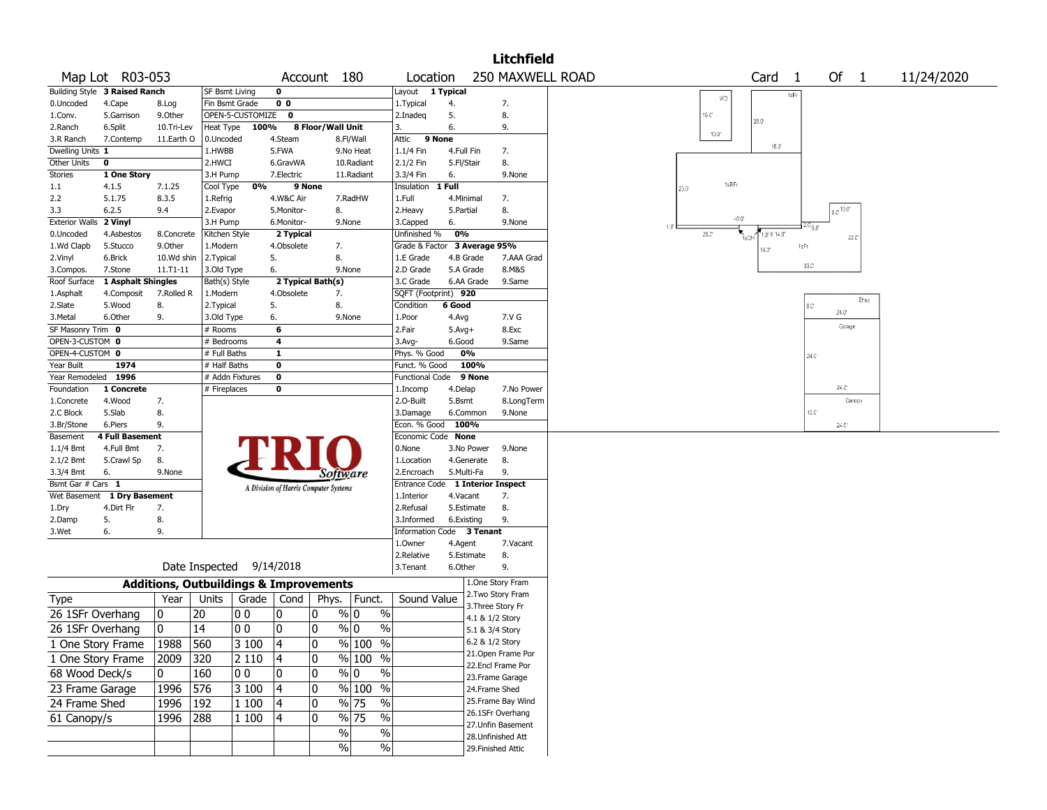# Litchfield

**Map Lot** R03-053 | **Account** 180 | **Location** 250 MAXWELL ROAD | **Card** 1 **Of** 1 | 11/24/2020

| Field | Value | Options |
|---|---|---|
| Building Style | 3 Raised Ranch | 0.Uncoded, 1.Conv., 2.Ranch, 3.R Ranch, 4.Cape, 5.Garrison, 6.Split, 7.Contemp, 8.Log, 9.Other, 10.Tri-Lev, 11.Earth O |
| Dwelling Units | 1 | |
| Other Units | 0 | |
| Stories | 1 One Story | 1.1, 2.2, 3.3, 4.1.5, 5.1.75, 6.2.5, 7.1.25, 8.3.5, 9.4 |
| Exterior Walls | 2 Vinyl | 0.Uncoded, 1.Wd Clapb, 2.Vinyl, 3.Compos., 4.Asbestos, 5.Stucco, 6.Brick, 7.Stone, 8.Concrete, 9.Other, 10.Wd shin, 11.T1-11 |
| Roof Surface | 1 Asphalt Shingles | 1.Asphalt, 2.Slate, 3.Metal, 4.Composit, 5.Wood, 6.Other, 7.Rolled R, 8., 9. |
| SF Masonry Trim | 0 | |
| OPEN-3-CUSTOM | 0 | |
| OPEN-4-CUSTOM | 0 | |
| Year Built | 1974 | |
| Year Remodeled | 1996 | |
| Foundation | 1 Concrete | 1.Concrete, 2.C Block, 3.Br/Stone, 4.Wood, 5.Slab, 6.Piers, 7., 8., 9. |
| Basement | 4 Full Basement | 1.1/4 Bmt, 2.1/2 Bmt, 3.3/4 Bmt, 4.Full Bmt, 5.Crawl Sp, 6., 7., 8., 9.None |
| Bsmt Gar # Cars | 1 | |
| Wet Basement | 1 Dry Basement | 1.Dry, 2.Damp, 3.Wet, 4.Dirt Flr, 5., 6., 7., 8., 9. |

| Field | Value | Options |
|---|---|---|
| SF Bsmt Living | 0 | |
| Fin Bsmt Grade | 0 0 | |
| OPEN-5-CUSTOMIZE | 0 | |
| Heat Type | 100% 8 Floor/Wall Unit | 0.Uncoded, 1.HWBB, 2.HWCI, 3.H Pump, 4.Steam, 5.FWA, 6.GravWA, 7.Electric, 8.Fl/Wall, 9.No Heat, 10.Radiant, 11.Radiant |
| Cool Type | 0% 9 None | 1.Refrig, 2.Evapor, 3.H Pump, 4.W&C Air, 5.Monitor-, 6.Monitor-, 7.RadHW, 8., 9.None |
| Kitchen Style | 2 Typical | 1.Modern, 2.Typical, 3.Old Type, 4.Obsolete, 5., 6., 7., 8., 9.None |
| Bath(s) Style | 2 Typical Bath(s) | 1.Modern, 2.Typical, 3.Old Type, 4.Obsolete, 5., 6., 7., 8., 9.None |
| # Rooms | 6 | |
| # Bedrooms | 4 | |
| # Full Baths | 1 | |
| # Half Baths | 0 | |
| # Addn Fixtures | 0 | |
| # Fireplaces | 0 | |

| Field | Value | Options |
|---|---|---|
| Layout | 1 Typical | 1.Typical, 2.Inadeq, 3., 4., 5., 6., 7., 8., 9. |
| Attic | 9 None | 1.1/4 Fin, 2.1/2 Fin, 3.3/4 Fin, 4.Full Fin, 5.Fl/Stair, 6., 7., 8., 9.None |
| Insulation | 1 Full | 1.Full, 2.Heavy, 3.Capped, 4.Minimal, 5.Partial, 6., 7., 8., 9.None |
| Unfinished % | 0% | |
| Grade & Factor | 3 Average 95% | 1.E Grade, 2.D Grade, 3.C Grade, 4.B Grade, 5.A Grade, 6.AA Grade, 7.AAA Grad, 8.M&S, 9.Same |
| SQFT (Footprint) | 920 | |
| Condition | 6 Good | 1.Poor, 2.Fair, 3.Avg-, 4.Avg, 5.Avg+, 6.Good, 7.V G, 8.Exc, 9.Same |
| Phys. % Good | 0% | |
| Funct. % Good | 100% | |
| Functional Code | 9 None | 1.Incomp, 2.O-Built, 3.Damage, 4.Delap, 5.Bsmt, 6.Common, 7.No Power, 8.LongTerm, 9.None |
| Econ. % Good | 100% | |
| Economic Code | None | 0.None, 1.Location, 2.Encroach, 3.No Power, 4.Generate, 5.Multi-Fa, 8., 9.None |
| Entrance Code | 1 Interior Inspect | 1.Interior, 2.Refusal, 3.Informed, 4.Vacant, 5.Estimate, 6.Existing, 7., 8., 9. |
| Information Code | 3 Tenant | 1.Owner, 2.Relative, 3.Tenant, 4.Agent, 5.Estimate, 6.Other, 7.Vacant, 8., 9. |

Date Inspected 9/14/2018

TRIO Software — A Division of Harris Computer Systems

## Additions, Outbuildings & Improvements

| Type | Year | Units | Grade | Cond | Phys. | Funct. | Sound Value |
|---|---|---|---|---|---|---|---|
| 26 1SFr Overhang | 0 | 20 | 0 0 | 0 | 0 % | 0 % | |
| 26 1SFr Overhang | 0 | 14 | 0 0 | 0 | 0 % | 0 % | |
| 1 One Story Frame | 1988 | 560 | 3 100 | 4 | 0 % | 100 % | |
| 1 One Story Frame | 2009 | 320 | 2 110 | 4 | 0 % | 100 % | |
| 68 Wood Deck/s | 0 | 160 | 0 0 | 0 | 0 % | 0 % | |
| 23 Frame Garage | 1996 | 576 | 3 100 | 4 | 0 % | 100 % | |
| 24 Frame Shed | 1996 | 192 | 1 100 | 4 | 0 % | 75 % | |
| 61 Canopy/s | 1996 | 288 | 1 100 | 4 | 0 % | 75 % | |
| | | | | | % | % | |
| | | | | | % | % | |

1.One Story Fram, 2.Two Story Fram, 3.Three Story Fr, 4.1 & 1/2 Story, 5.1 & 3/4 Story, 6.2 & 1/2 Story, 21.Open Frame Por, 22.Encl Frame Por, 23.Frame Garage, 24.Frame Shed, 25.Frame Bay Wind, 26.1SFr Overhang, 27.Unfin Basement, 28.Unfinished Att, 29.Finished Attic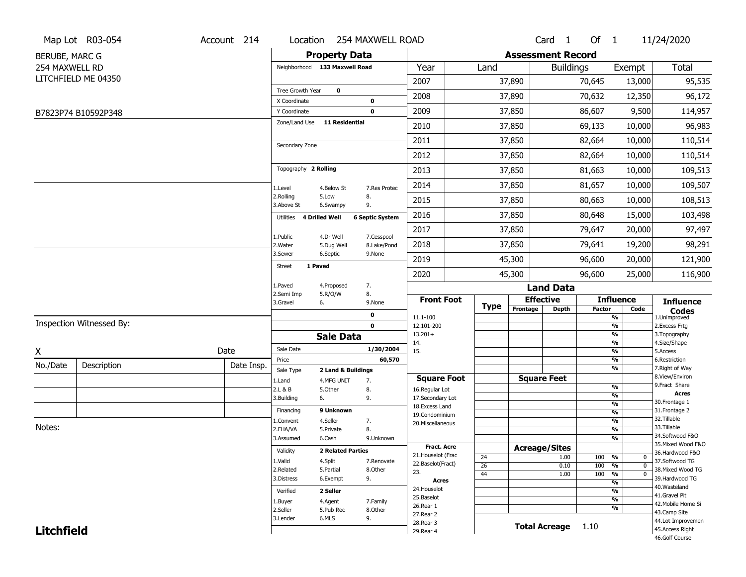Map Lot R03-054 | Account 214 | Location 254 MAXWELL ROAD | Card 1 Of 1 | 11/24/2020

BERUBE, MARC G
254 MAXWELL RD
LITCHFIELD ME 04350

B7823P74 B10592P348

## Property Data

| | | |
|---|---|---|
| Neighborhood | 133 Maxwell Road | |
| Tree Growth Year | 0 | |
| X Coordinate | | 0 |
| Y Coordinate | | 0 |
| Zone/Land Use | 11 Residential | |
| Secondary Zone | | |
| Topography | 2 Rolling | |
| 1.Level | 4.Below St | 7.Res Protec |
| 2.Rolling | 5.Low | 8. |
| 3.Above St | 6.Swampy | 9. |
| Utilities | 4 Drilled Well | 6 Septic System |
| 1.Public | 4.Dr Well | 7.Cesspool |
| 2.Water | 5.Dug Well | 8.Lake/Pond |
| 3.Sewer | 6.Septic | 9.None |
| Street | 1 Paved | |
| 1.Paved | 4.Proposed | 7. |
| 2.Semi Imp | 5.R/O/W | 8. |
| 3.Gravel | 6. | 9.None |
| | | 0 |
| | | 0 |

## Sale Data

| | | |
|---|---|---|
| Sale Date | | 1/30/2004 |
| Price | | 60,570 |
| Sale Type | 2 Land & Buildings | |
| 1.Land | 4.MFG UNIT | 7. |
| 2.L & B | 5.Other | 8. |
| 3.Building | 6. | 9. |
| Financing | 9 Unknown | |
| 1.Convent | 4.Seller | 7. |
| 2.FHA/VA | 5.Private | 8. |
| 3.Assumed | 6.Cash | 9.Unknown |
| Validity | 2 Related Parties | |
| 1.Valid | 4.Split | 7.Renovate |
| 2.Related | 5.Partial | 8.Other |
| 3.Distress | 6.Exempt | 9. |
| Verified | 2 Seller | |
| 1.Buyer | 4.Agent | 7.Family |
| 2.Seller | 5.Pub Rec | 8.Other |
| 3.Lender | 6.MLS | 9. |

## Assessment Record

| Year | Land | Buildings | Exempt | Total |
|---|---|---|---|---|
| 2007 | 37,890 | 70,645 | 13,000 | 95,535 |
| 2008 | 37,890 | 70,632 | 12,350 | 96,172 |
| 2009 | 37,850 | 86,607 | 9,500 | 114,957 |
| 2010 | 37,850 | 69,133 | 10,000 | 96,983 |
| 2011 | 37,850 | 82,664 | 10,000 | 110,514 |
| 2012 | 37,850 | 82,664 | 10,000 | 110,514 |
| 2013 | 37,850 | 81,663 | 10,000 | 109,513 |
| 2014 | 37,850 | 81,657 | 10,000 | 109,507 |
| 2015 | 37,850 | 80,663 | 10,000 | 108,513 |
| 2016 | 37,850 | 80,648 | 15,000 | 103,498 |
| 2017 | 37,850 | 79,647 | 20,000 | 97,497 |
| 2018 | 37,850 | 79,641 | 19,200 | 98,291 |
| 2019 | 45,300 | 96,600 | 20,000 | 121,900 |
| 2020 | 45,300 | 96,600 | 25,000 | 116,900 |

## Land Data

| Front Foot | Type | Effective Frontage | Effective Depth | Influence Factor | Influence Code |
|---|---|---|---|---|---|
| 11.1-100 | | | | % | |
| 12.101-200 | | | | % | |
| 13.201+ | | | | % | |
| 14. | | | | % | |
| 15. | | | | % | |
| | | | | % | |
| | | | | % | |

| Square Foot | | Square Feet | | |
|---|---|---|---|---|
| 16.Regular Lot | | | % | |
| 17.Secondary Lot | | | % | |
| 18.Excess Land | | | % | |
| 19.Condominium | | | % | |
| 20.Miscellaneous | | | % | |
| | | | % | |
| | | | % | |

| Fract. Acre | Type | Acreage/Sites | Factor | Code |
|---|---|---|---|---|
| 21.Houselot (Frac | 24 | 1.00 | 100 % | 0 |
| 22.Baselot(Fract) | 26 | 0.10 | 100 % | 0 |
| 23. | 44 | 1.00 | 100 % | 0 |
| **Acres** | | | % | |
| 24.Houselot | | | % | |
| 25.Baselot | | | % | |
| 26.Rear 1 | | | % | |
| 27.Rear 2 | | | | |
| 28.Rear 3 | | | | |
| 29.Rear 4 | | | | |

**Total Acreage** 1.10

**Influence Codes**
1.Unimproved
2.Excess Frtg
3.Topography
4.Size/Shape
5.Access
6.Restriction
7.Right of Way
8.View/Environ
9.Fract Share
**Acres**
30.Frontage 1
31.Frontage 2
32.Tillable
33.Tillable
34.Softwood F&O
35.Mixed Wood F&O
36.Hardwood F&O
37.Softwood TG
38.Mixed Wood TG
39.Hardwood TG
40.Wasteland
41.Gravel Pit
42.Mobile Home Si
43.Camp Site
44.Lot Improvemen
45.Access Right
46.Golf Course

Inspection Witnessed By:

X ______ Date

| No./Date | Description | Date Insp. |
|---|---|---|
| | | |
| | | |
| | | |

Notes:

**Litchfield**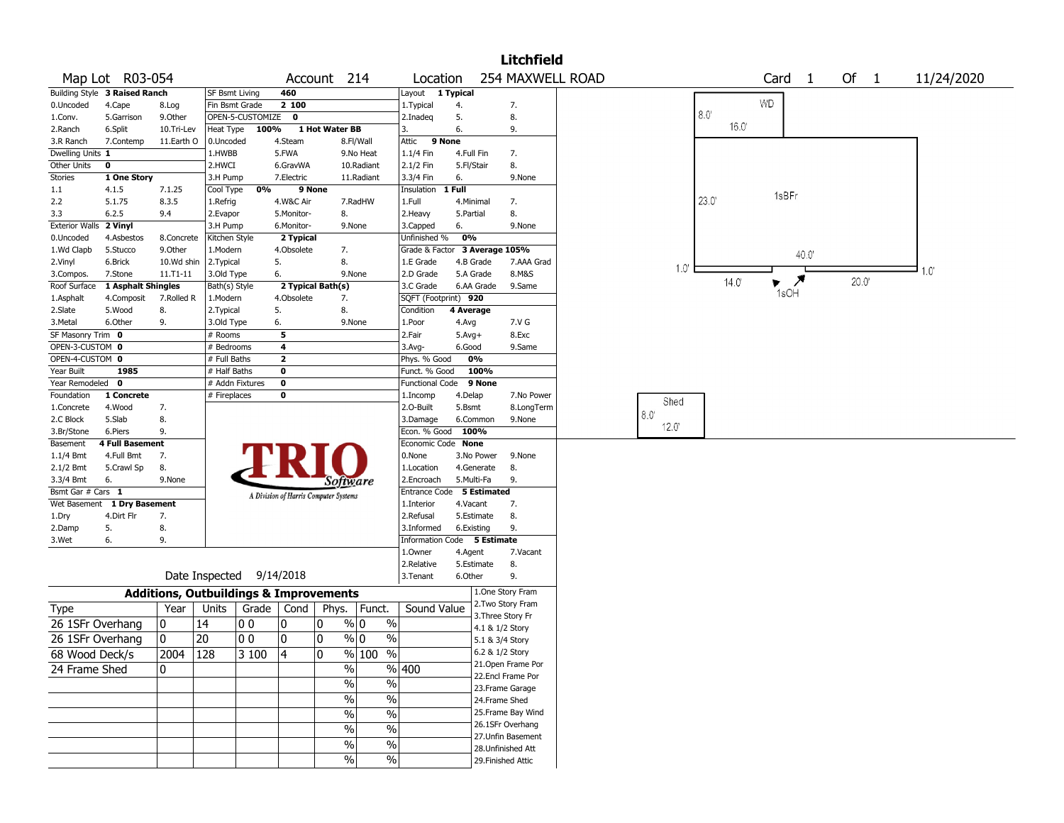# Litchfield

Map Lot R03-054 | Account 214 | Location 254 MAXWELL ROAD | Card 1 Of 1 | 11/24/2020

| | | |
|---|---|---|
| Building Style **3 Raised Ranch** | SF Bsmt Living **460** | Layout **1 Typical** |
| 0.Uncoded 4.Cape 8.Log | Fin Bsmt Grade **2 100** | 1.Typical 4. 7. |
| 1.Conv. 5.Garrison 9.Other | OPEN-5-CUSTOMIZE **0** | 2.Inadeq 5. 8. |
| 2.Ranch 6.Split 10.Tri-Lev | Heat Type **100% 1 Hot Water BB** | 3. 6. 9. |
| 3.R Ranch 7.Contemp 11.Earth O | 0.Uncoded 4.Steam 8.Fl/Wall | Attic **9 None** |
| Dwelling Units **1** | 1.HWBB 5.FWA 9.No Heat | 1.1/4 Fin 4.Full Fin 7. |
| Other Units **0** | 2.HWCI 6.GravWA 10.Radiant | 2.1/2 Fin 5.Fl/Stair 8. |
| Stories **1 One Story** | 3.H Pump 7.Electric 11.Radiant | 3.3/4 Fin 6. 9.None |
| 1.1 4.1.5 7.1.25 | Cool Type **0% 9 None** | Insulation **1 Full** |
| 2.2 5.1.75 8.3.5 | 1.Refrig 4.W&C Air 7.RadHW | 1.Full 4.Minimal 7. |
| 3.3 6.2.5 9.4 | 2.Evapor 5.Monitor- 8. | 2.Heavy 5.Partial 8. |
| Exterior Walls **2 Vinyl** | 3.H Pump 6.Monitor- 9.None | 3.Capped 6. 9.None |
| 0.Uncoded 4.Asbestos 8.Concrete | Kitchen Style **2 Typical** | Unfinished % **0%** |
| 1.Wd Clapb 5.Stucco 9.Other | 1.Modern 4.Obsolete 7. | Grade & Factor **3 Average 105%** |
| 2.Vinyl 6.Brick 10.Wd shin | 2.Typical 5. 8. | 1.E Grade 4.B Grade 7.AAA Grad |
| 3.Compos. 7.Stone 11.T1-11 | 3.Old Type 6. 9.None | 2.D Grade 5.A Grade 8.M&S |
| Roof Surface **1 Asphalt Shingles** | Bath(s) Style **2 Typical Bath(s)** | 3.C Grade 6.AA Grade 9.Same |
| 1.Asphalt 4.Composit 7.Rolled R | 1.Modern 4.Obsolete 7. | SQFT (Footprint) **920** |
| 2.Slate 5.Wood 8. | 2.Typical 5. 8. | Condition **4 Average** |
| 3.Metal 6.Other 9. | 3.Old Type 6. 9.None | 1.Poor 4.Avg 7.V G |
| SF Masonry Trim **0** | # Rooms **5** | 2.Fair 5.Avg+ 8.Exc |
| OPEN-3-CUSTOM **0** | # Bedrooms **4** | 3.Avg- 6.Good 9.Same |
| OPEN-4-CUSTOM **0** | # Full Baths **2** | Phys. % Good **0%** |
| Year Built **1985** | # Half Baths **0** | Funct. % Good **100%** |
| Year Remodeled **0** | # Addn Fixtures **0** | Functional Code **9 None** |
| Foundation **1 Concrete** | # Fireplaces **0** | 1.Incomp 4.Delap 7.No Power |
| 1.Concrete 4.Wood 7. | | 2.O-Built 5.Bsmt 8.LongTerm |
| 2.C Block 5.Slab 8. | | 3.Damage 6.Common 9.None |
| 3.Br/Stone 6.Piers 9. | | Econ. % Good **100%** |
| Basement **4 Full Basement** | | Economic Code **None** |
| 1.1/4 Bmt 4.Full Bmt 7. | | 0.None 3.No Power 9.None |
| 2.1/2 Bmt 5.Crawl Sp 8. | | 1.Location 4.Generate 8. |
| 3.3/4 Bmt 6. 9.None | | 2.Encroach 5.Multi-Fa 9. |
| Bsmt Gar # Cars **1** | | Entrance Code **5 Estimated** |
| Wet Basement **1 Dry Basement** | | 1.Interior 4.Vacant 7. |
| 1.Dry 4.Dirt Flr 7. | | 2.Refusal 5.Estimate 8. |
| 2.Damp 5. 8. | | 3.Informed 6.Existing 9. |
| 3.Wet 6. 9. | | Information Code **5 Estimate** |
| | | 1.Owner 4.Agent 7.Vacant |
| | | 2.Relative 5.Estimate 8. |
| | Date Inspected 9/14/2018 | 3.Tenant 6.Other 9. |

TRIO Software — A Division of Harris Computer Systems

## Additions, Outbuildings & Improvements

| Type | Year | Units | Grade | Cond | Phys. | Funct. | Sound Value |
|---|---|---|---|---|---|---|---|
| 26 1SFr Overhang | 0 | 14 | 0 0 | 0 | 0 % | 0 % | |
| 26 1SFr Overhang | 0 | 20 | 0 0 | 0 | 0 % | 0 % | |
| 68 Wood Deck/s | 2004 | 128 | 3 100 | 4 | 0 % | 100 % | |
| 24 Frame Shed | 0 | | | | % | % | 400 |
| | | | | | % | % | |
| | | | | | % | % | |
| | | | | | % | % | |
| | | | | | % | % | |
| | | | | | % | % | |
| | | | | | % | % | |

1.One Story Fram
2.Two Story Fram
3.Three Story Fr
4.1 & 1/2 Story
5.1 & 3/4 Story
6.2 & 1/2 Story
21.Open Frame Por
22.Encl Frame Por
23.Frame Garage
24.Frame Shed
25.Frame Bay Wind
26.1SFr Overhang
27.Unfin Basement
28.Unfinished Att
29.Finished Attic

WD
8.0'
16.0'
1sBFr
23.0'
40.0'
1.0'
1.0'
14.0'
20.0'
1sOH
Shed
8.0'
12.0'